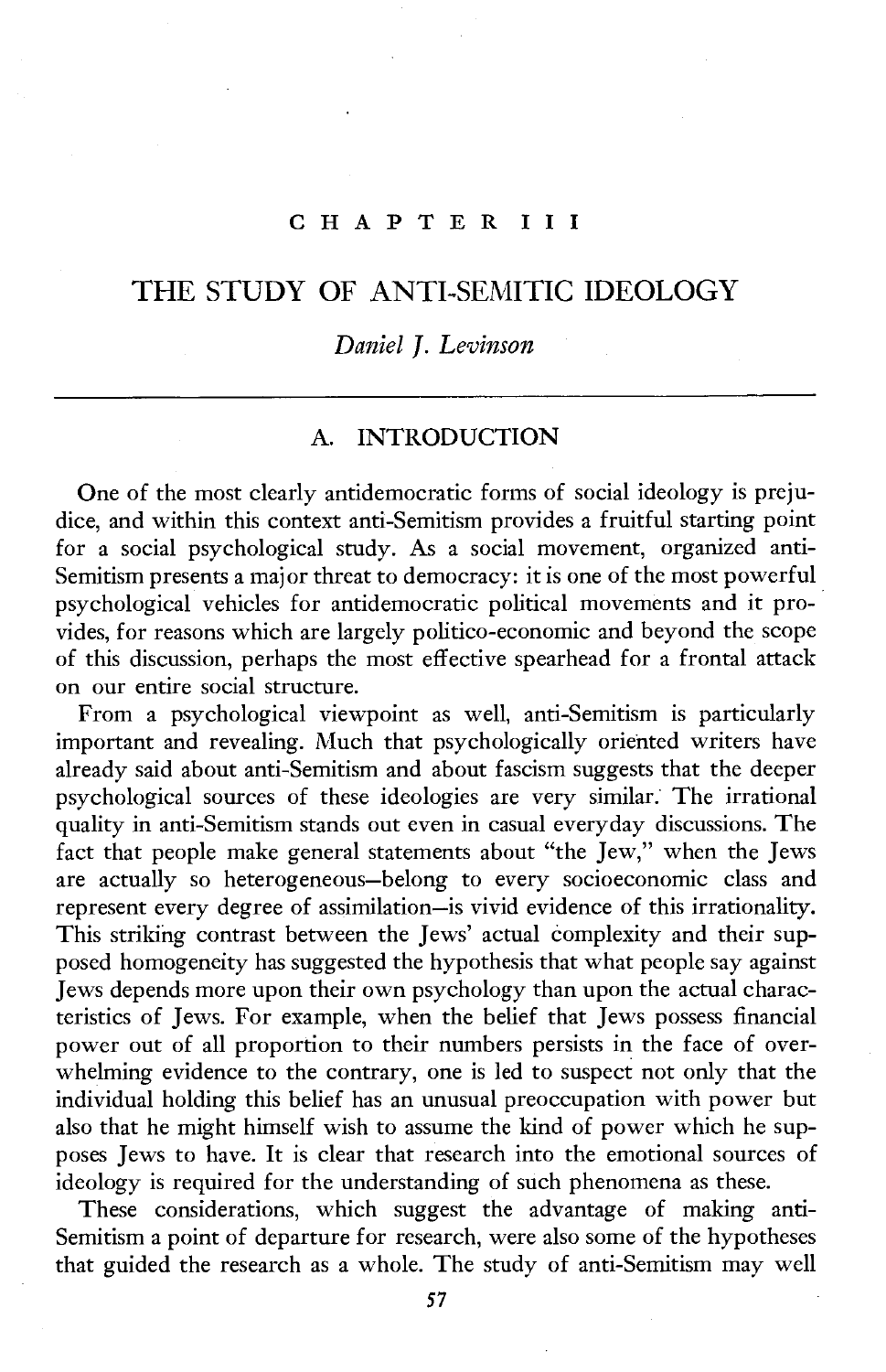# CHAPTER III

# THE STUDY OF ANTI-SEMITIC IDEOLOGY

*Daniel J. Levinson*

## A. INTRODUCTION

One of the most clearly antidemocratic forms of social ideology is prejudice, and within this context anti-Semitism provides a fruitful starting point for a social psychological study. As a social movement, organized anti-Semitism presents a major threat to democracy: it is one of the most powerful psychological vehicles for antidemocratic political movements and it provides, for reasons which are largely politico-economic and beyond the scope of this discussion, perhaps the most effective spearhead for a frontal attack on our entire social structure.

From a psychological viewpoint as well, anti-Semitism is particularly important and revealing. Much that psychologically oriented writers have already said about anti-Semitism and about fascism suggests that the deeper psychological sources of these ideologies are very similar. The irrational quality in anti-Semitism stands out even in casual everyday discussions. The fact that people make general statements about "the Jew," when the Jews are actually so heterogeneous—belong to every socioeconomic class and represent every degree of assimilation—is vivid evidence of this irrationality. This striking contrast between the Jews' actual complexity and their supposed homogeneity has suggested the hypothesis that what people say against Jews depends more upon their own psychology than upon the actual characteristics of Jews. For example, when the belief that Jews possess financial power out of all proportion to their numbers persists in the face of overwhelming evidence to the contrary, one is led to suspect not only that the individual holding this belief has an unusual preoccupation with power but also that he might himself wish to assume the kind of power which he supposes Jews to have. It is clear that research into the emotional sources of ideology is required for the understanding of such phenomena as these.

These considerations, which suggest the advantage of making anti-Semitism a point of departure for research, were also some of the hypotheses that guided the research as a whole. The study of anti-Semitism may well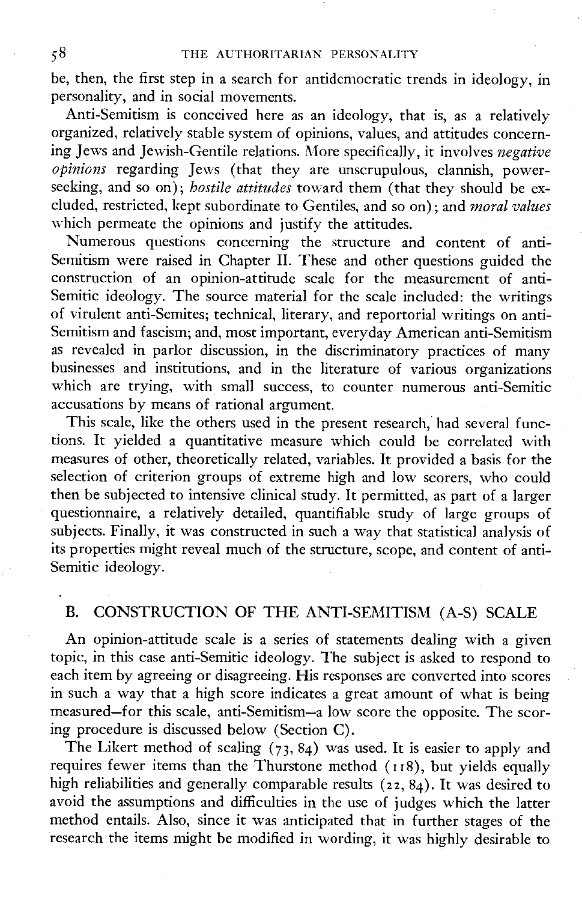be, then, the first step in a search for antidemocratic trends in ideology, in personality, and in social movements.

Anti-Semitism is conceived here as an ideology, that is, as a relatively organized, relatively stable system of opinions, values, and attitudes concerning Jews and Jewish-Gentile relations. More specifically, it involves *negative opinions* regarding Jews (that they are unscrupulous, clannish, power-seeking, and so on); *hostile attitudes* toward them (that they should be excluded, restricted, kept subordinate to Gentiles, and so on); and *moral values* which permeate the opinions and justify the attitudes.

Numerous questions concerning the structure and content of anti-Semitism were raised in Chapter II. These and other questions guided the construction of an opinion-attitude scale for the measurement of anti-Semitic ideology. The source material for the scale included: the writings of virulent anti-Semites; technical, literary, and reportorial writings on anti-Semitism and fascism; and, most important, everyday American anti-Semitism as revealed in parlor discussion, in the discriminatory practices of many businesses and institutions, and in the literature of various organizations which are trying, with small success, to counter numerous anti-Semitic accusations by means of rational argument.

This scale, like the others used in the present research, had several functions. It yielded a quantitative measure which could be correlated with measures of other, theoretically related, variables. It provided a basis for the selection of criterion groups of extreme high and low scorers, who could then be subjected to intensive clinical study. It permitted, as part of a larger questionnaire, a relatively detailed, quantifiable study of large groups of subjects. Finally, it was constructed in such a way that statistical analysis of its properties might reveal much of the structure, scope, and content of anti-Semitic ideology.

## B. CONSTRUCTION OF THE ANTI-SEMITISM (A-S) SCALE

An opinion-attitude scale is a series of statements dealing with a given topic, in this case anti-Semitic ideology. The subject is asked to respond to each item by agreeing or disagreeing. His responses are converted into scores in such a way that a high score indicates a great amount of what is being measured—for this scale, anti-Semitism—a low score the opposite. The scoring procedure is discussed below (Section C).

The Likert method of scaling (73, 84) was used. It is easier to apply and requires fewer items than the Thurstone method (118), but yields equally high reliabilities and generally comparable results (22, 84). It was desired to avoid the assumptions and difficulties in the use of judges which the latter method entails. Also, since it was anticipated that in further stages of the research the items might be modified in wording, it was highly desirable to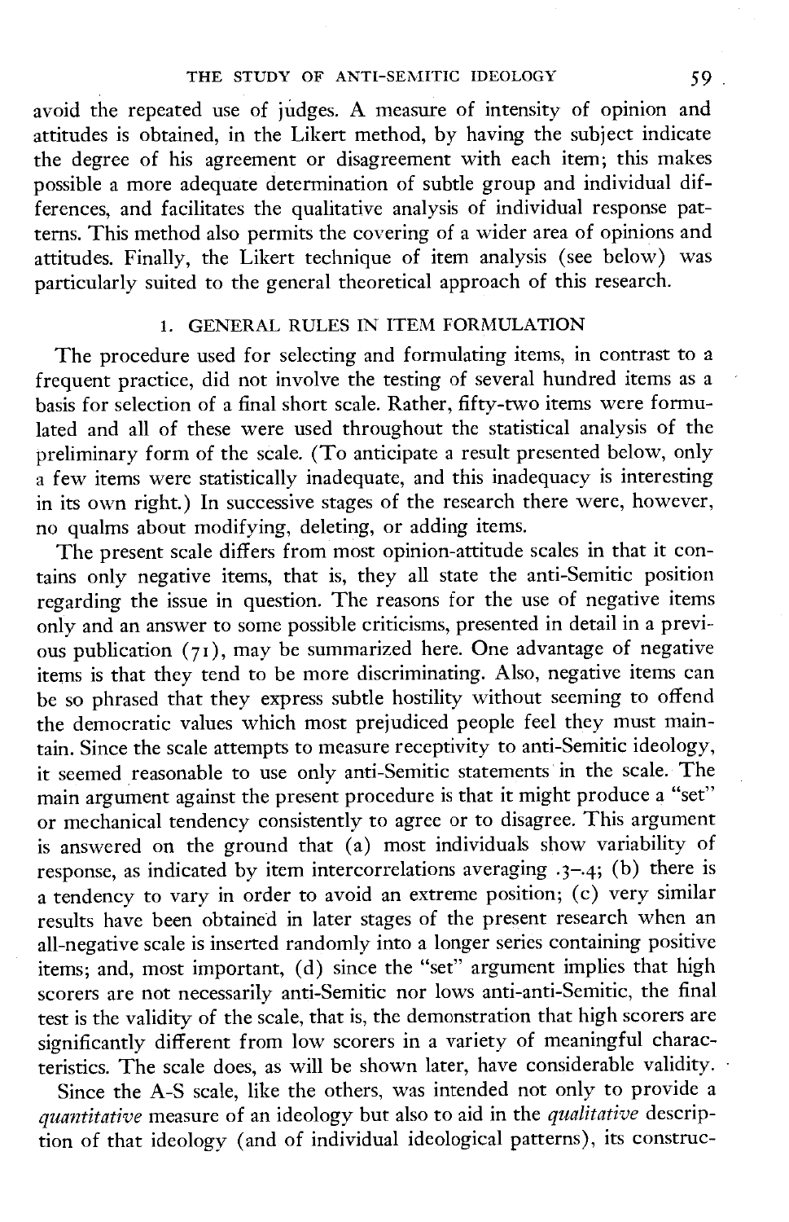avoid the repeated use of judges. A measure of intensity of opinion and attitudes is obtained, in the Likert method, by having the subject indicate the degree of his agreement or disagreement with each item; this makes possible a more adequate determination of subtle group and individual differences, and facilitates the qualitative analysis of individual response patterns. This method also permits the covering of a wider area of opinions and attitudes. Finally, the Likert technique of item analysis (see below) was particularly suited to the general theoretical approach of this research.

## 1. GENERAL RULES IN ITEM FORMULATION

The procedure used for selecting and formulating items, in contrast to a frequent practice, did not involve the testing of several hundred items as a basis for selection of a final short scale. Rather, fifty-two items were formulated and all of these were used throughout the statistical analysis of the preliminary form of the scale. (To anticipate a result presented below, only a few items were statistically inadequate, and this inadequacy is interesting in its own right.) In successive stages of the research there were, however, no qualms about modifying, deleting, or adding items.

The present scale differs from most opinion-attitude scales in that it contains only negative items, that is, they all state the anti-Semitic position regarding the issue in question. The reasons for the use of negative items only and an answer to some possible criticisms, presented in detail in a previous publication (71), may be summarized here. One advantage of negative items is that they tend to be more discriminating. Also, negative items can be so phrased that they express subtle hostility without seeming to offend the democratic values which most prejudiced people feel they must maintain. Since the scale attempts to measure receptivity to anti-Semitic ideology, it seemed reasonable to use only anti-Semitic statements in the scale. The main argument against the present procedure is that it might produce a "set" or mechanical tendency consistently to agree or to disagree. This argument is answered on the ground that (a) most individuals show variability of response, as indicated by item intercorrelations averaging .3–.4; (b) there is a tendency to vary in order to avoid an extreme position; (c) very similar results have been obtained in later stages of the present research when an all-negative scale is inserted randomly into a longer series containing positive items; and, most important, (d) since the "set" argument implies that high scorers are not necessarily anti-Semitic nor lows anti-anti-Semitic, the final test is the validity of the scale, that is, the demonstration that high scorers are significantly different from low scorers in a variety of meaningful characteristics. The scale does, as will be shown later, have considerable validity.

Since the A-S scale, like the others, was intended not only to provide a *quantitative* measure of an ideology but also to aid in the *qualitative* description of that ideology (and of individual ideological patterns), its construc-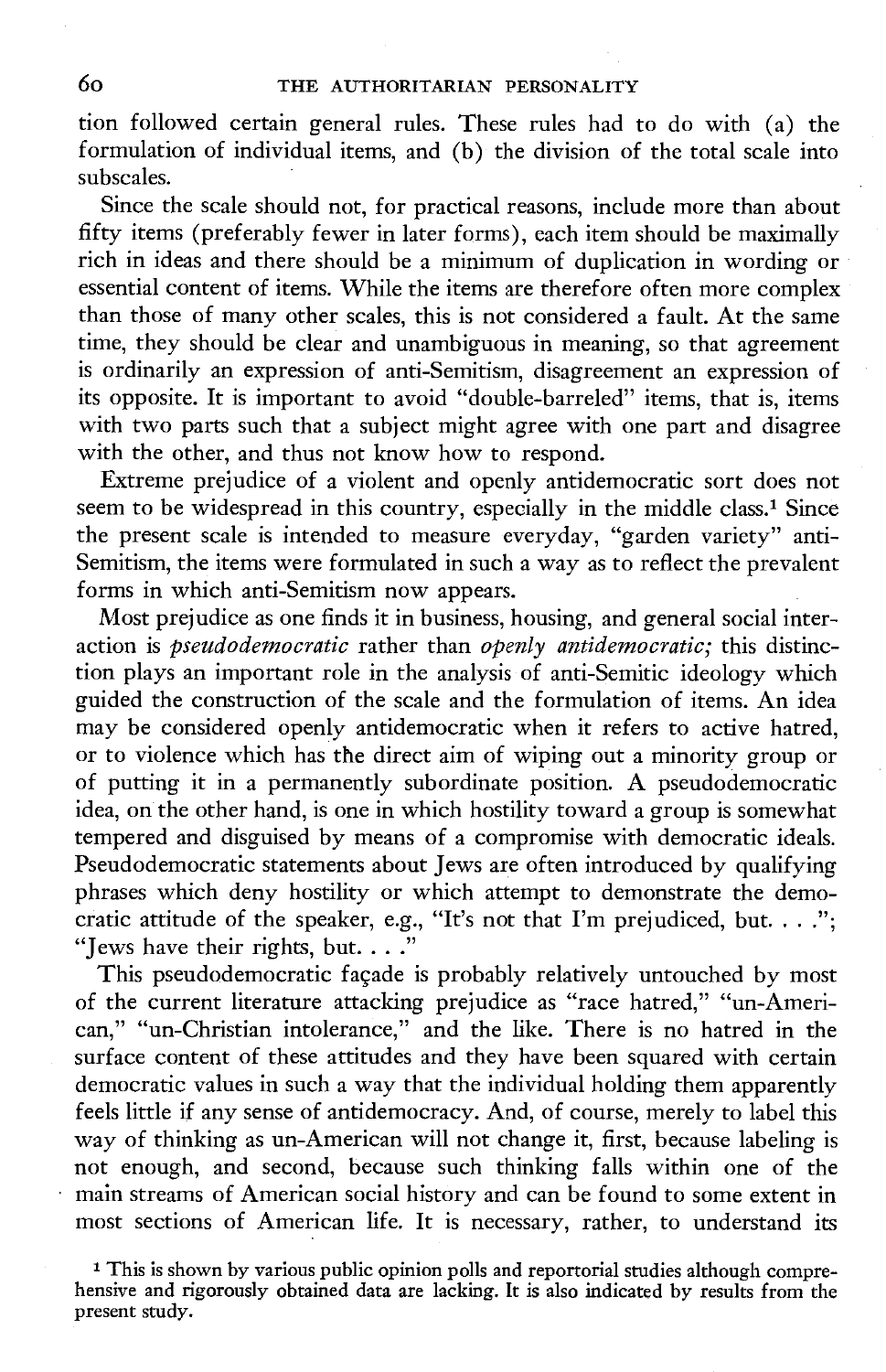tion followed certain general rules. These rules had to do with (a) the formulation of individual items, and (b) the division of the total scale into subscales.

Since the scale should not, for practical reasons, include more than about fifty items (preferably fewer in later forms), each item should be maximally rich in ideas and there should be a minimum of duplication in wording or essential content of items. While the items are therefore often more complex than those of many other scales, this is not considered a fault. At the same time, they should be clear and unambiguous in meaning, so that agreement is ordinarily an expression of anti-Semitism, disagreement an expression of its opposite. It is important to avoid "double-barreled" items, that is, items with two parts such that a subject might agree with one part and disagree with the other, and thus not know how to respond.

Extreme prejudice of a violent and openly antidemocratic sort does not seem to be widespread in this country, especially in the middle class.[1] Since the present scale is intended to measure everyday, "garden variety" anti-Semitism, the items were formulated in such a way as to reflect the prevalent forms in which anti-Semitism now appears.

Most prejudice as one finds it in business, housing, and general social interaction is *pseudodemocratic* rather than *openly antidemocratic;* this distinction plays an important role in the analysis of anti-Semitic ideology which guided the construction of the scale and the formulation of items. An idea may be considered openly antidemocratic when it refers to active hatred, or to violence which has the direct aim of wiping out a minority group or of putting it in a permanently subordinate position. A pseudodemocratic idea, on the other hand, is one in which hostility toward a group is somewhat tempered and disguised by means of a compromise with democratic ideals. Pseudodemocratic statements about Jews are often introduced by qualifying phrases which deny hostility or which attempt to demonstrate the democratic attitude of the speaker, e.g., "It's not that I'm prejudiced, but. . . ."; "Jews have their rights, but. . . ."

This pseudodemocratic façade is probably relatively untouched by most of the current literature attacking prejudice as "race hatred," "un-American," "un-Christian intolerance," and the like. There is no hatred in the surface content of these attitudes and they have been squared with certain democratic values in such a way that the individual holding them apparently feels little if any sense of antidemocracy. And, of course, merely to label this way of thinking as un-American will not change it, first, because labeling is not enough, and second, because such thinking falls within one of the main streams of American social history and can be found to some extent in most sections of American life. It is necessary, rather, to understand its

[1] This is shown by various public opinion polls and reportorial studies although comprehensive and rigorously obtained data are lacking. It is also indicated by results from the present study.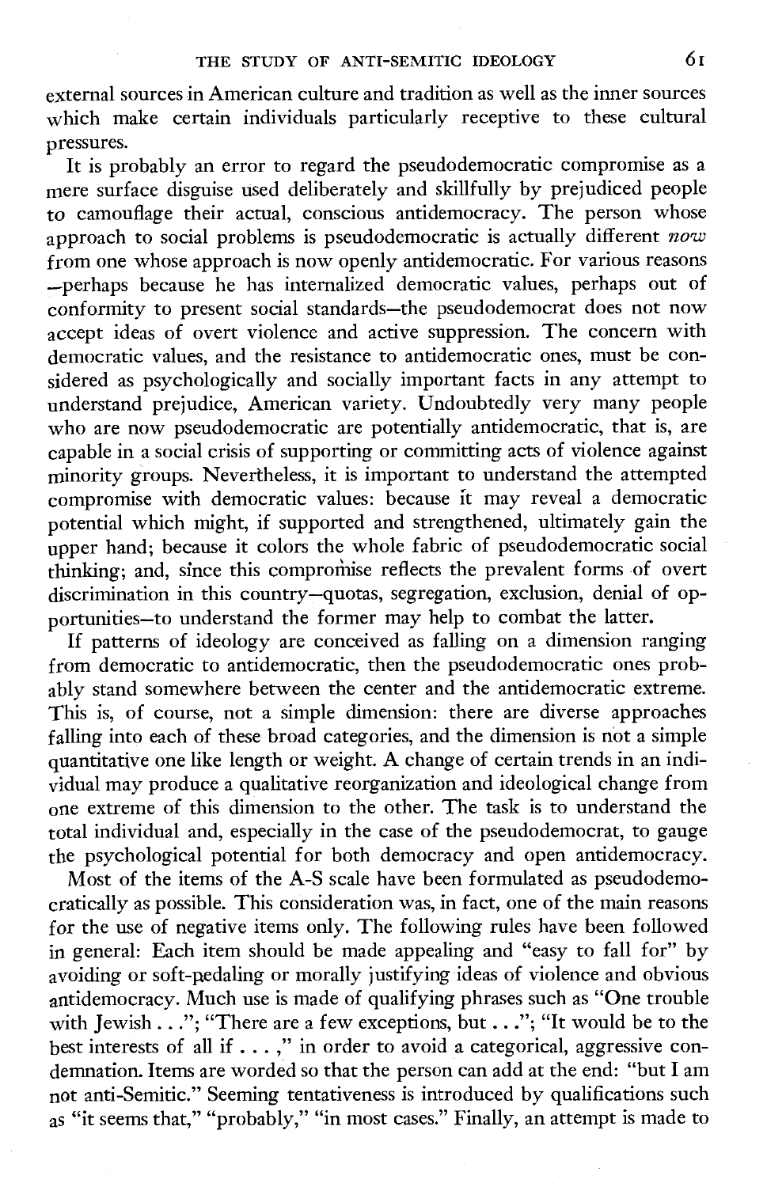external sources in American culture and tradition as well as the inner sources which make certain individuals particularly receptive to these cultural pressures.

It is probably an error to regard the pseudodemocratic compromise as a mere surface disguise used deliberately and skillfully by prejudiced people to camouflage their actual, conscious antidemocracy. The person whose approach to social problems is pseudodemocratic is actually different *now* from one whose approach is now openly antidemocratic. For various reasons —perhaps because he has internalized democratic values, perhaps out of conformity to present social standards—the pseudodemocrat does not now accept ideas of overt violence and active suppression. The concern with democratic values, and the resistance to antidemocratic ones, must be considered as psychologically and socially important facts in any attempt to understand prejudice, American variety. Undoubtedly very many people who are now pseudodemocratic are potentially antidemocratic, that is, are capable in a social crisis of supporting or committing acts of violence against minority groups. Nevertheless, it is important to understand the attempted compromise with democratic values: because it may reveal a democratic potential which might, if supported and strengthened, ultimately gain the upper hand; because it colors the whole fabric of pseudodemocratic social thinking; and, since this compromise reflects the prevalent forms of overt discrimination in this country—quotas, segregation, exclusion, denial of opportunities—to understand the former may help to combat the latter.

If patterns of ideology are conceived as falling on a dimension ranging from democratic to antidemocratic, then the pseudodemocratic ones probably stand somewhere between the center and the antidemocratic extreme. This is, of course, not a simple dimension: there are diverse approaches falling into each of these broad categories, and the dimension is not a simple quantitative one like length or weight. A change of certain trends in an individual may produce a qualitative reorganization and ideological change from one extreme of this dimension to the other. The task is to understand the total individual and, especially in the case of the pseudodemocrat, to gauge the psychological potential for both democracy and open antidemocracy.

Most of the items of the A-S scale have been formulated as pseudodemocratically as possible. This consideration was, in fact, one of the main reasons for the use of negative items only. The following rules have been followed in general: Each item should be made appealing and "easy to fall for" by avoiding or soft-pedaling or morally justifying ideas of violence and obvious antidemocracy. Much use is made of qualifying phrases such as "One trouble with Jewish . . ."; "There are a few exceptions, but . . ."; "It would be to the best interests of all if . . . ," in order to avoid a categorical, aggressive condemnation. Items are worded so that the person can add at the end: "but I am not anti-Semitic." Seeming tentativeness is introduced by qualifications such as "it seems that," "probably," "in most cases." Finally, an attempt is made to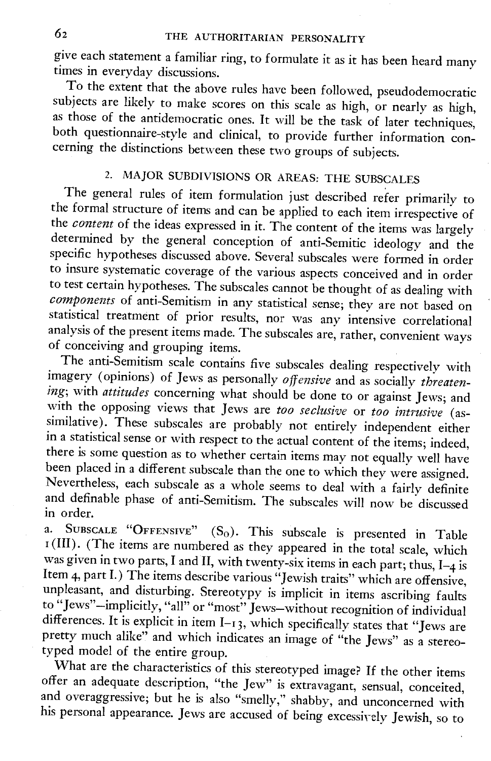give each statement a familiar ring, to formulate it as it has been heard many times in everyday discussions.

To the extent that the above rules have been followed, pseudodemocratic subjects are likely to make scores on this scale as high, or nearly as high, as those of the antidemocratic ones. It will be the task of later techniques, both questionnaire-style and clinical, to provide further information concerning the distinctions between these two groups of subjects.

## 2. MAJOR SUBDIVISIONS OR AREAS: THE SUBSCALES

The general rules of item formulation just described refer primarily to the formal structure of items and can be applied to each item irrespective of the *content* of the ideas expressed in it. The content of the items was largely determined by the general conception of anti-Semitic ideology and the specific hypotheses discussed above. Several subscales were formed in order to insure systematic coverage of the various aspects conceived and in order to test certain hypotheses. The subscales cannot be thought of as dealing with *components* of anti-Semitism in any statistical sense; they are not based on statistical treatment of prior results, nor was any intensive correlational analysis of the present items made. The subscales are, rather, convenient ways of conceiving and grouping items.

The anti-Semitism scale contains five subscales dealing respectively with imagery (opinions) of Jews as personally *offensive* and as socially *threatening*; with *attitudes* concerning what should be done to or against Jews; and with the opposing views that Jews are *too seclusive* or *too intrusive* (assimilative). These subscales are probably not entirely independent either in a statistical sense or with respect to the actual content of the items; indeed, there is some question as to whether certain items may not equally well have been placed in a different subscale than the one to which they were assigned. Nevertheless, each subscale as a whole seems to deal with a fairly definite and definable phase of anti-Semitism. The subscales will now be discussed in order.

a. SUBSCALE "OFFENSIVE" ($S_O$). This subscale is presented in Table 1(III). (The items are numbered as they appeared in the total scale, which was given in two parts, I and II, with twenty-six items in each part; thus, I–4 is Item 4, part I.) The items describe various "Jewish traits" which are offensive, unpleasant, and disturbing. Stereotypy is implicit in items ascribing faults to "Jews"—implicitly, "all" or "most" Jews—without recognition of individual differences. It is explicit in item I–13, which specifically states that "Jews are pretty much alike" and which indicates an image of "the Jews" as a stereotyped model of the entire group.

What are the characteristics of this stereotyped image? If the other items offer an adequate description, "the Jew" is extravagant, sensual, conceited, and overaggressive; but he is also "smelly," shabby, and unconcerned with his personal appearance. Jews are accused of being excessively Jewish, so to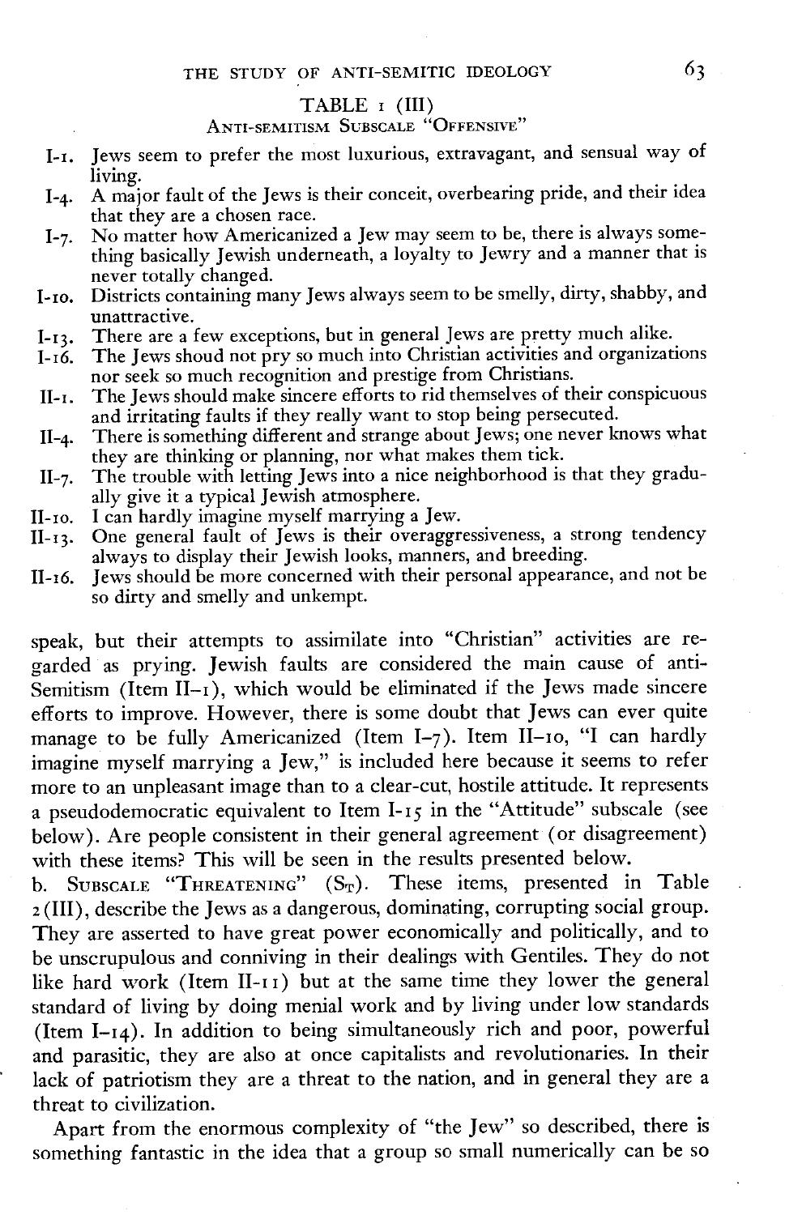TABLE 1 (III)

ANTI-SEMITISM SUBSCALE "OFFENSIVE"

- I-1. Jews seem to prefer the most luxurious, extravagant, and sensual way of living.
- I-4. A major fault of the Jews is their conceit, overbearing pride, and their idea that they are a chosen race.
- I-7. No matter how Americanized a Jew may seem to be, there is always something basically Jewish underneath, a loyalty to Jewry and a manner that is never totally changed.
- I-10. Districts containing many Jews always seem to be smelly, dirty, shabby, and unattractive.
- I-13. There are a few exceptions, but in general Jews are pretty much alike.
- I-16. The Jews shoud not pry so much into Christian activities and organizations nor seek so much recognition and prestige from Christians.
- II-1. The Jews should make sincere efforts to rid themselves of their conspicuous and irritating faults if they really want to stop being persecuted.
- II-4. There is something different and strange about Jews; one never knows what they are thinking or planning, nor what makes them tick.
- II-7. The trouble with letting Jews into a nice neighborhood is that they gradually give it a typical Jewish atmosphere.
- II-10. I can hardly imagine myself marrying a Jew.
- II-13. One general fault of Jews is their overaggressiveness, a strong tendency always to display their Jewish looks, manners, and breeding.
- II-16. Jews should be more concerned with their personal appearance, and not be so dirty and smelly and unkempt.

speak, but their attempts to assimilate into "Christian" activities are regarded as prying. Jewish faults are considered the main cause of anti-Semitism (Item II-1), which would be eliminated if the Jews made sincere efforts to improve. However, there is some doubt that Jews can ever quite manage to be fully Americanized (Item I-7). Item II-10, "I can hardly imagine myself marrying a Jew," is included here because it seems to refer more to an unpleasant image than to a clear-cut, hostile attitude. It represents a pseudodemocratic equivalent to Item I-15 in the "Attitude" subscale (see below). Are people consistent in their general agreement (or disagreement) with these items? This will be seen in the results presented below.

b. SUBSCALE "THREATENING" ($S_T$). These items, presented in Table 2 (III), describe the Jews as a dangerous, dominating, corrupting social group. They are asserted to have great power economically and politically, and to be unscrupulous and conniving in their dealings with Gentiles. They do not like hard work (Item II-11) but at the same time they lower the general standard of living by doing menial work and by living under low standards (Item I-14). In addition to being simultaneously rich and poor, powerful and parasitic, they are also at once capitalists and revolutionaries. In their lack of patriotism they are a threat to the nation, and in general they are a threat to civilization.

Apart from the enormous complexity of "the Jew" so described, there is something fantastic in the idea that a group so small numerically can be so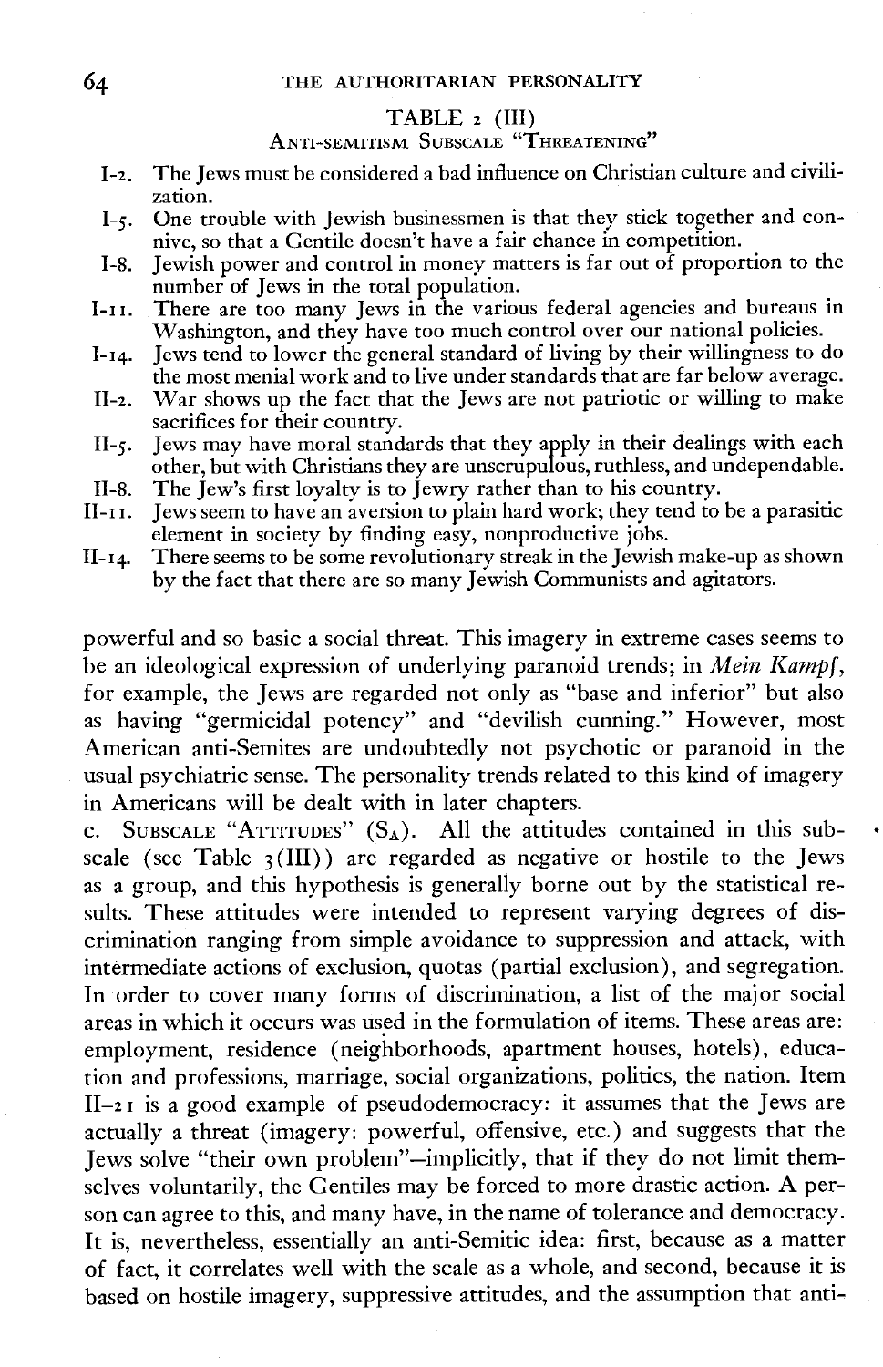TABLE 2 (III)

ANTI-SEMITISM SUBSCALE "THREATENING"

I-2. The Jews must be considered a bad influence on Christian culture and civilization.

I-5. One trouble with Jewish businessmen is that they stick together and connive, so that a Gentile doesn't have a fair chance in competition.

I-8. Jewish power and control in money matters is far out of proportion to the number of Jews in the total population.

I-11. There are too many Jews in the various federal agencies and bureaus in Washington, and they have too much control over our national policies.

I-14. Jews tend to lower the general standard of living by their willingness to do the most menial work and to live under standards that are far below average.

II-2. War shows up the fact that the Jews are not patriotic or willing to make sacrifices for their country.

II-5. Jews may have moral standards that they apply in their dealings with each other, but with Christians they are unscrupulous, ruthless, and undependable.

II-8. The Jew's first loyalty is to Jewry rather than to his country.

II-11. Jews seem to have an aversion to plain hard work; they tend to be a parasitic element in society by finding easy, nonproductive jobs.

II-14. There seems to be some revolutionary streak in the Jewish make-up as shown by the fact that there are so many Jewish Communists and agitators.

powerful and so basic a social threat. This imagery in extreme cases seems to be an ideological expression of underlying paranoid trends; in *Mein Kampf*, for example, the Jews are regarded not only as "base and inferior" but also as having "germicidal potency" and "devilish cunning." However, most American anti-Semites are undoubtedly not psychotic or paranoid in the usual psychiatric sense. The personality trends related to this kind of imagery in Americans will be dealt with in later chapters.

c. SUBSCALE "ATTITUDES" ($S_A$). All the attitudes contained in this subscale (see Table 3(III)) are regarded as negative or hostile to the Jews as a group, and this hypothesis is generally borne out by the statistical results. These attitudes were intended to represent varying degrees of discrimination ranging from simple avoidance to suppression and attack, with intermediate actions of exclusion, quotas (partial exclusion), and segregation. In order to cover many forms of discrimination, a list of the major social areas in which it occurs was used in the formulation of items. These areas are: employment, residence (neighborhoods, apartment houses, hotels), education and professions, marriage, social organizations, politics, the nation. Item II-21 is a good example of pseudodemocracy: it assumes that the Jews are actually a threat (imagery: powerful, offensive, etc.) and suggests that the Jews solve "their own problem"—implicitly, that if they do not limit themselves voluntarily, the Gentiles may be forced to more drastic action. A person can agree to this, and many have, in the name of tolerance and democracy. It is, nevertheless, essentially an anti-Semitic idea: first, because as a matter of fact, it correlates well with the scale as a whole, and second, because it is based on hostile imagery, suppressive attitudes, and the assumption that anti-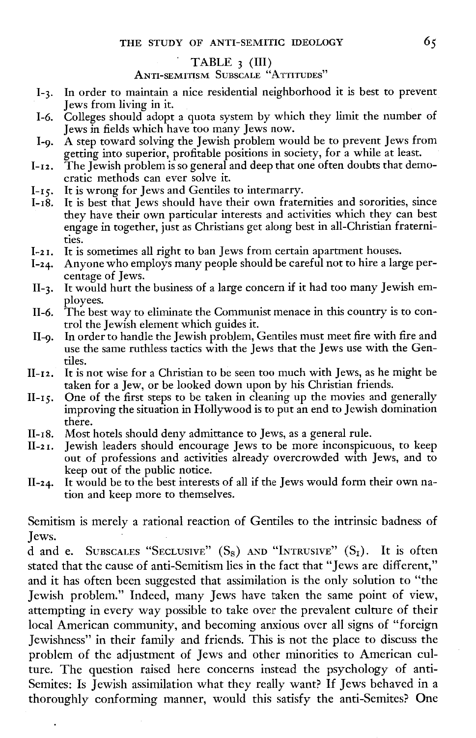TABLE 3 (III)

ANTI-SEMITISM SUBSCALE "ATTITUDES"

- I-3. In order to maintain a nice residential neighborhood it is best to prevent Jews from living in it.
- I-6. Colleges should adopt a quota system by which they limit the number of Jews in fields which have too many Jews now.
- I-9. A step toward solving the Jewish problem would be to prevent Jews from getting into superior, profitable positions in society, for a while at least.
- I-12. The Jewish problem is so general and deep that one often doubts that democratic methods can ever solve it.
- I-15. It is wrong for Jews and Gentiles to intermarry.
- I-18. It is best that Jews should have their own fraternities and sororities, since they have their own particular interests and activities which they can best engage in together, just as Christians get along best in all-Christian fraternities.
- I-21. It is sometimes all right to ban Jews from certain apartment houses.
- I-24. Anyone who employs many people should be careful not to hire a large percentage of Jews.
- II-3. It would hurt the business of a large concern if it had too many Jewish employees.
- II-6. The best way to eliminate the Communist menace in this country is to control the Jewish element which guides it.
- II-9. In order to handle the Jewish problem, Gentiles must meet fire with fire and use the same ruthless tactics with the Jews that the Jews use with the Gentiles.
- II-12. It is not wise for a Christian to be seen too much with Jews, as he might be taken for a Jew, or be looked down upon by his Christian friends.
- II-15. One of the first steps to be taken in cleaning up the movies and generally improving the situation in Hollywood is to put an end to Jewish domination there.
- II-18. Most hotels should deny admittance to Jews, as a general rule.
- II-21. Jewish leaders should encourage Jews to be more inconspicuous, to keep out of professions and activities already overcrowded with Jews, and to keep out of the public notice.
- II-24. It would be to the best interests of all if the Jews would form their own nation and keep more to themselves.

Semitism is merely a rational reaction of Gentiles to the intrinsic badness of Jews.

d and e. SUBSCALES "SECLUSIVE" ($S_S$) AND "INTRUSIVE" ($S_I$). It is often stated that the cause of anti-Semitism lies in the fact that "Jews are different," and it has often been suggested that assimilation is the only solution to "the Jewish problem." Indeed, many Jews have taken the same point of view, attempting in every way possible to take over the prevalent culture of their local American community, and becoming anxious over all signs of "foreign Jewishness" in their family and friends. This is not the place to discuss the problem of the adjustment of Jews and other minorities to American culture. The question raised here concerns instead the psychology of anti-Semites: Is Jewish assimilation what they really want? If Jews behaved in a thoroughly conforming manner, would this satisfy the anti-Semites? One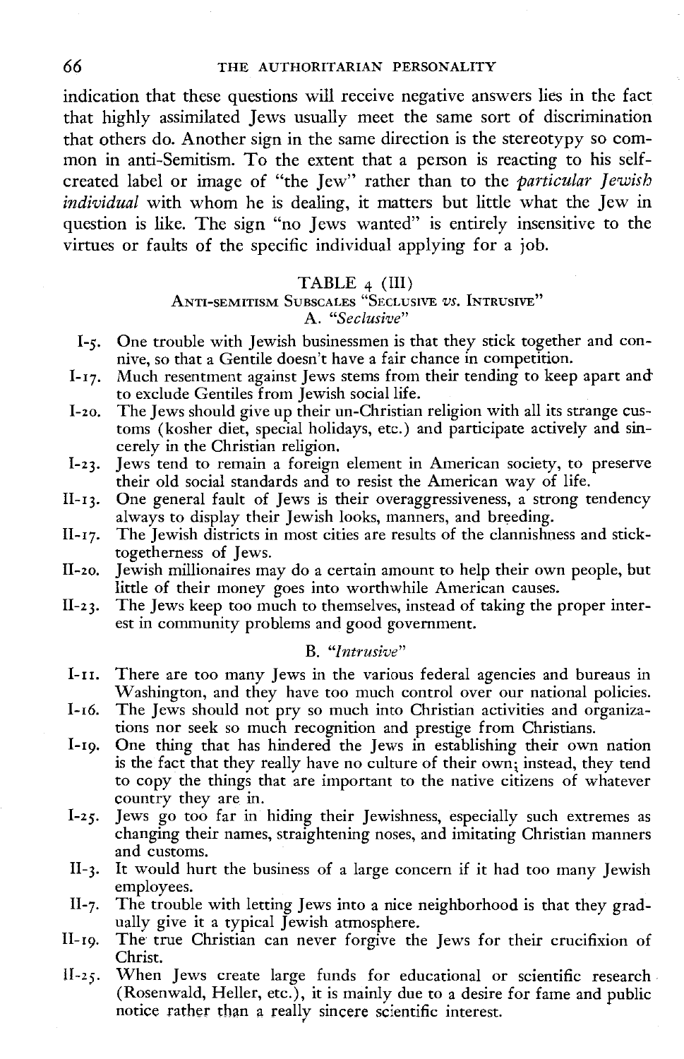indication that these questions will receive negative answers lies in the fact that highly assimilated Jews usually meet the same sort of discrimination that others do. Another sign in the same direction is the stereotypy so common in anti-Semitism. To the extent that a person is reacting to his self-created label or image of "the Jew" rather than to the *particular Jewish individual* with whom he is dealing, it matters but little what the Jew in question is like. The sign "no Jews wanted" is entirely insensitive to the virtues or faults of the specific individual applying for a job.

### TABLE 4 (III)
#### Anti-Semitism Subscales "Seclusive vs. Intrusive"

#### A. "*Seclusive*"

- I-5. One trouble with Jewish businessmen is that they stick together and connive, so that a Gentile doesn't have a fair chance in competition.
- I-17. Much resentment against Jews stems from their tending to keep apart and to exclude Gentiles from Jewish social life.
- I-20. The Jews should give up their un-Christian religion with all its strange customs (kosher diet, special holidays, etc.) and participate actively and sincerely in the Christian religion.
- I-23. Jews tend to remain a foreign element in American society, to preserve their old social standards and to resist the American way of life.
- II-13. One general fault of Jews is their overaggressiveness, a strong tendency always to display their Jewish looks, manners, and breeding.
- II-17. The Jewish districts in most cities are results of the clannishness and stick-togetherness of Jews.
- II-20. Jewish millionaires may do a certain amount to help their own people, but little of their money goes into worthwhile American causes.
- II-23. The Jews keep too much to themselves, instead of taking the proper interest in community problems and good government.

#### B. "*Intrusive*"

- I-11. There are too many Jews in the various federal agencies and bureaus in Washington, and they have too much control over our national policies.
- I-16. The Jews should not pry so much into Christian activities and organizations nor seek so much recognition and prestige from Christians.
- I-19. One thing that has hindered the Jews in establishing their own nation is the fact that they really have no culture of their own; instead, they tend to copy the things that are important to the native citizens of whatever country they are in.
- I-25. Jews go too far in hiding their Jewishness, especially such extremes as changing their names, straightening noses, and imitating Christian manners and customs.
- II-3. It would hurt the business of a large concern if it had too many Jewish employees.
- II-7. The trouble with letting Jews into a nice neighborhood is that they gradually give it a typical Jewish atmosphere.
- II-19. The true Christian can never forgive the Jews for their crucifixion of Christ.
- II-25. When Jews create large funds for educational or scientific research (Rosenwald, Heller, etc.), it is mainly due to a desire for fame and public notice rather than a really sincere scientific interest.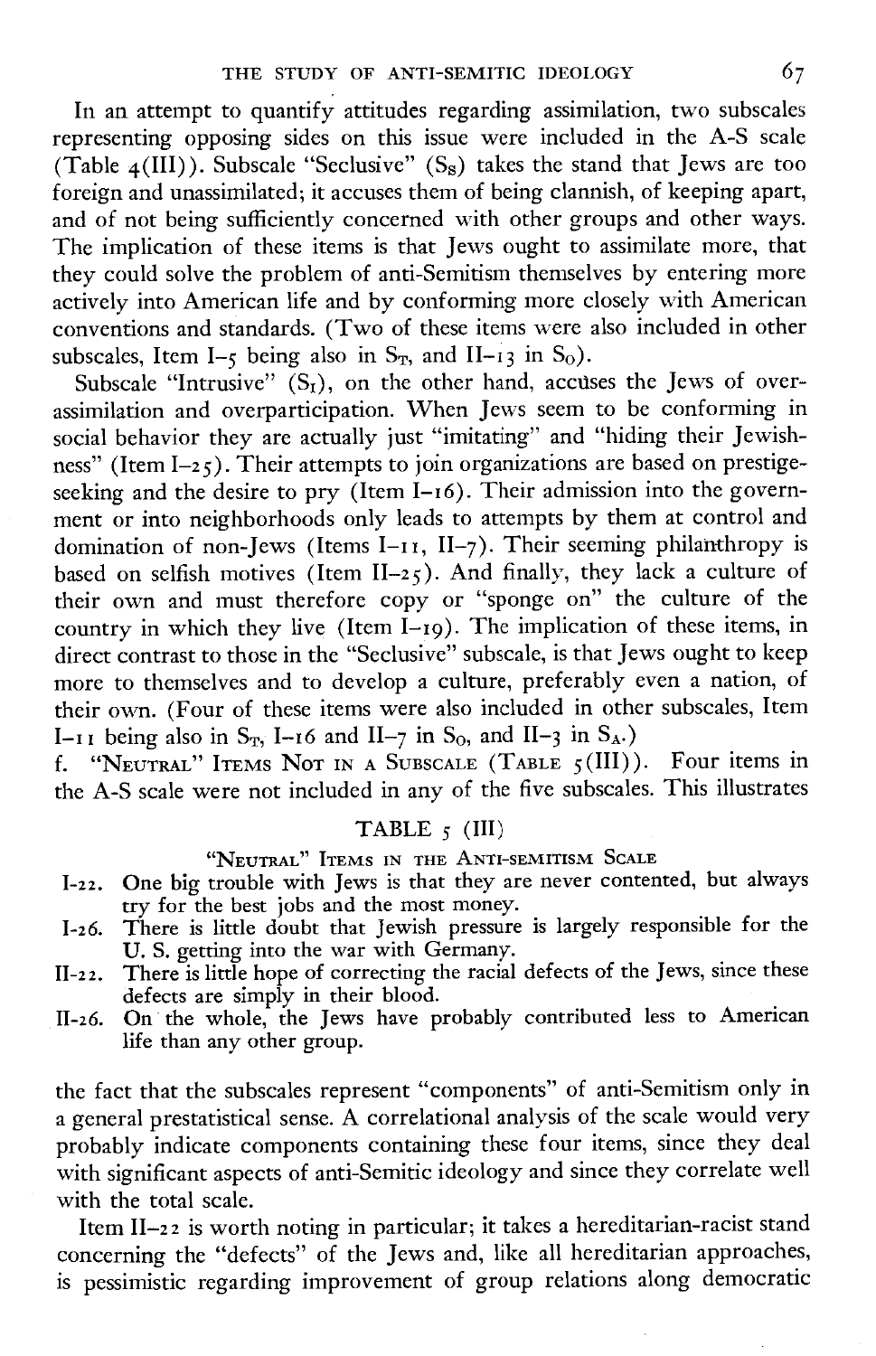In an attempt to quantify attitudes regarding assimilation, two subscales representing opposing sides on this issue were included in the A-S scale (Table 4(III)). Subscale "Seclusive" ($S_S$) takes the stand that Jews are too foreign and unassimilated; it accuses them of being clannish, of keeping apart, and of not being sufficiently concerned with other groups and other ways. The implication of these items is that Jews ought to assimilate more, that they could solve the problem of anti-Semitism themselves by entering more actively into American life and by conforming more closely with American conventions and standards. (Two of these items were also included in other subscales, Item I–5 being also in $S_T$, and II–13 in $S_O$).

Subscale "Intrusive" ($S_I$), on the other hand, accuses the Jews of overassimilation and overparticipation. When Jews seem to be conforming in social behavior they are actually just "imitating" and "hiding their Jewishness" (Item I–25). Their attempts to join organizations are based on prestige-seeking and the desire to pry (Item I–16). Their admission into the government or into neighborhoods only leads to attempts by them at control and domination of non-Jews (Items I–11, II–7). Their seeming philanthropy is based on selfish motives (Item II–25). And finally, they lack a culture of their own and must therefore copy or "sponge on" the culture of the country in which they live (Item I–19). The implication of these items, in direct contrast to those in the "Seclusive" subscale, is that Jews ought to keep more to themselves and to develop a culture, preferably even a nation, of their own. (Four of these items were also included in other subscales, Item I–11 being also in $S_T$, I–16 and II–7 in $S_O$, and II–3 in $S_A$.)

f. "Neutral" Items Not in a Subscale (Table 5(III)). Four items in the A-S scale were not included in any of the five subscales. This illustrates the fact that the subscales represent "components" of anti-Semitism only in a general prestatistical sense. A correlational analysis of the scale would very probably indicate components containing these four items, since they deal with significant aspects of anti-Semitic ideology and since they correlate well with the total scale.

TABLE 5 (III)

"Neutral" Items in the Anti-semitism Scale

- I–22. One big trouble with Jews is that they are never contented, but always try for the best jobs and the most money.
- I–26. There is little doubt that Jewish pressure is largely responsible for the U. S. getting into the war with Germany.
- II–22. There is little hope of correcting the racial defects of the Jews, since these defects are simply in their blood.
- II–26. On the whole, the Jews have probably contributed less to American life than any other group.

Item II–22 is worth noting in particular; it takes a hereditarian-racist stand concerning the "defects" of the Jews and, like all hereditarian approaches, is pessimistic regarding improvement of group relations along democratic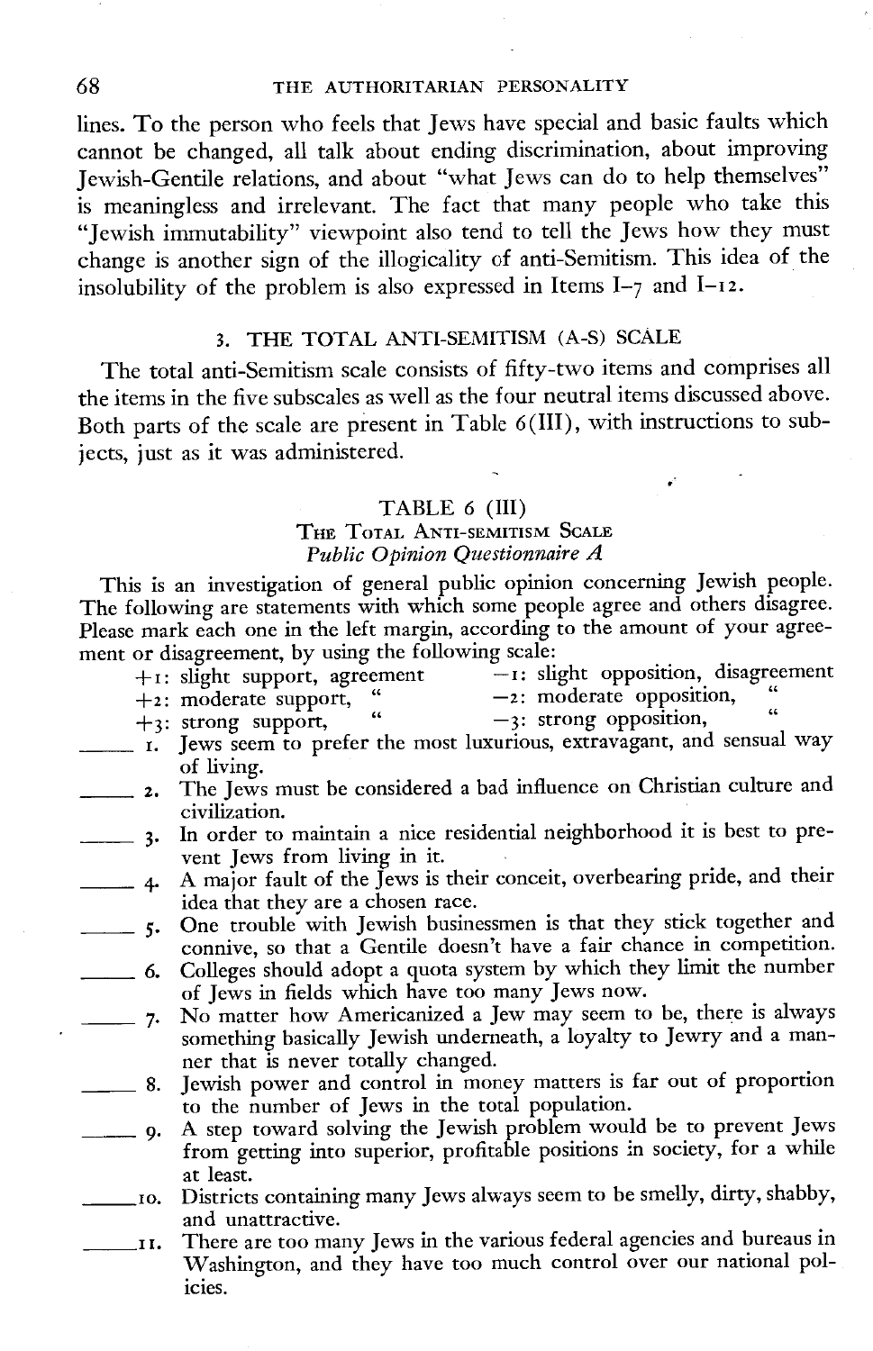lines. To the person who feels that Jews have special and basic faults which cannot be changed, all talk about ending discrimination, about improving Jewish-Gentile relations, and about "what Jews can do to help themselves" is meaningless and irrelevant. The fact that many people who take this "Jewish immutability" viewpoint also tend to tell the Jews how they must change is another sign of the illogicality of anti-Semitism. This idea of the insolubility of the problem is also expressed in Items I–7 and I–12.

## 3. THE TOTAL ANTI-SEMITISM (A-S) SCALE

The total anti-Semitism scale consists of fifty-two items and comprises all the items in the five subscales as well as the four neutral items discussed above. Both parts of the scale are present in Table 6(III), with instructions to subjects, just as it was administered.

### TABLE 6 (III)

THE TOTAL ANTI-SEMITISM SCALE

*Public Opinion Questionnaire A*

This is an investigation of general public opinion concerning Jewish people. The following are statements with which some people agree and others disagree. Please mark each one in the left margin, according to the amount of your agreement or disagreement, by using the following scale:

| | |
|---|---|
| +1: slight support, agreement | −1: slight opposition, disagreement |
| +2: moderate support, " | −2: moderate opposition, " |
| +3: strong support, " | −3: strong opposition, " |

_____ 1. Jews seem to prefer the most luxurious, extravagant, and sensual way of living.

_____ 2. The Jews must be considered a bad influence on Christian culture and civilization.

_____ 3. In order to maintain a nice residential neighborhood it is best to prevent Jews from living in it.

_____ 4. A major fault of the Jews is their conceit, overbearing pride, and their idea that they are a chosen race.

_____ 5. One trouble with Jewish businessmen is that they stick together and connive, so that a Gentile doesn't have a fair chance in competition.

_____ 6. Colleges should adopt a quota system by which they limit the number of Jews in fields which have too many Jews now.

_____ 7. No matter how Americanized a Jew may seem to be, there is always something basically Jewish underneath, a loyalty to Jewry and a manner that is never totally changed.

_____ 8. Jewish power and control in money matters is far out of proportion to the number of Jews in the total population.

_____ 9. A step toward solving the Jewish problem would be to prevent Jews from getting into superior, profitable positions in society, for a while at least.

_____10. Districts containing many Jews always seem to be smelly, dirty, shabby, and unattractive.

_____11. There are too many Jews in the various federal agencies and bureaus in Washington, and they have too much control over our national policies.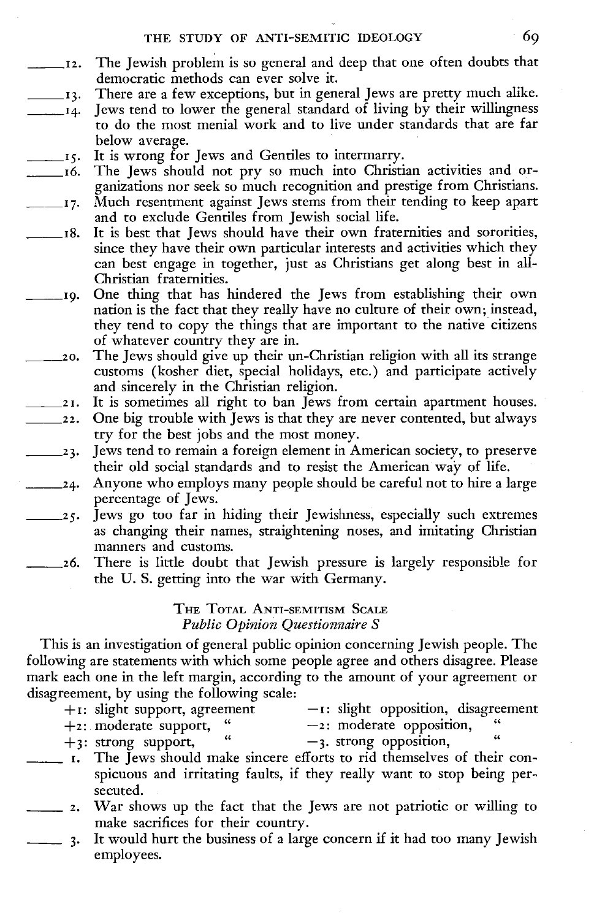_____12. The Jewish problem is so general and deep that one often doubts that democratic methods can ever solve it.

_____13. There are a few exceptions, but in general Jews are pretty much alike.

_____14. Jews tend to lower the general standard of living by their willingness to do the most menial work and to live under standards that are far below average.

_____15. It is wrong for Jews and Gentiles to intermarry.

_____16. The Jews should not pry so much into Christian activities and organizations nor seek so much recognition and prestige from Christians.

_____17. Much resentment against Jews stems from their tending to keep apart and to exclude Gentiles from Jewish social life.

_____18. It is best that Jews should have their own fraternities and sororities, since they have their own particular interests and activities which they can best engage in together, just as Christians get along best in all-Christian fraternities.

_____19. One thing that has hindered the Jews from establishing their own nation is the fact that they really have no culture of their own; instead, they tend to copy the things that are important to the native citizens of whatever country they are in.

_____20. The Jews should give up their un-Christian religion with all its strange customs (kosher diet, special holidays, etc.) and participate actively and sincerely in the Christian religion.

_____21. It is sometimes all right to ban Jews from certain apartment houses.

_____22. One big trouble with Jews is that they are never contented, but always try for the best jobs and the most money.

_____23. Jews tend to remain a foreign element in American society, to preserve their old social standards and to resist the American way of life.

_____24. Anyone who employs many people should be careful not to hire a large percentage of Jews.

_____25. Jews go too far in hiding their Jewishness, especially such extremes as changing their names, straightening noses, and imitating Christian manners and customs.

_____26. There is little doubt that Jewish pressure is largely responsible for the U. S. getting into the war with Germany.

## The Total Anti-semitism Scale

### *Public Opinion Questionnaire S*

This is an investigation of general public opinion concerning Jewish people. The following are statements with which some people agree and others disagree. Please mark each one in the left margin, according to the amount of your agreement or disagreement, by using the following scale:

| | |
|---|---|
| +1: slight support, agreement | −1: slight opposition, disagreement |
| +2: moderate support, " | −2: moderate opposition, " |
| +3: strong support, " | −3. strong opposition, " |

_____ 1. The Jews should make sincere efforts to rid themselves of their conspicuous and irritating faults, if they really want to stop being persecuted.

_____ 2. War shows up the fact that the Jews are not patriotic or willing to make sacrifices for their country.

_____ 3. It would hurt the business of a large concern if it had too many Jewish employees.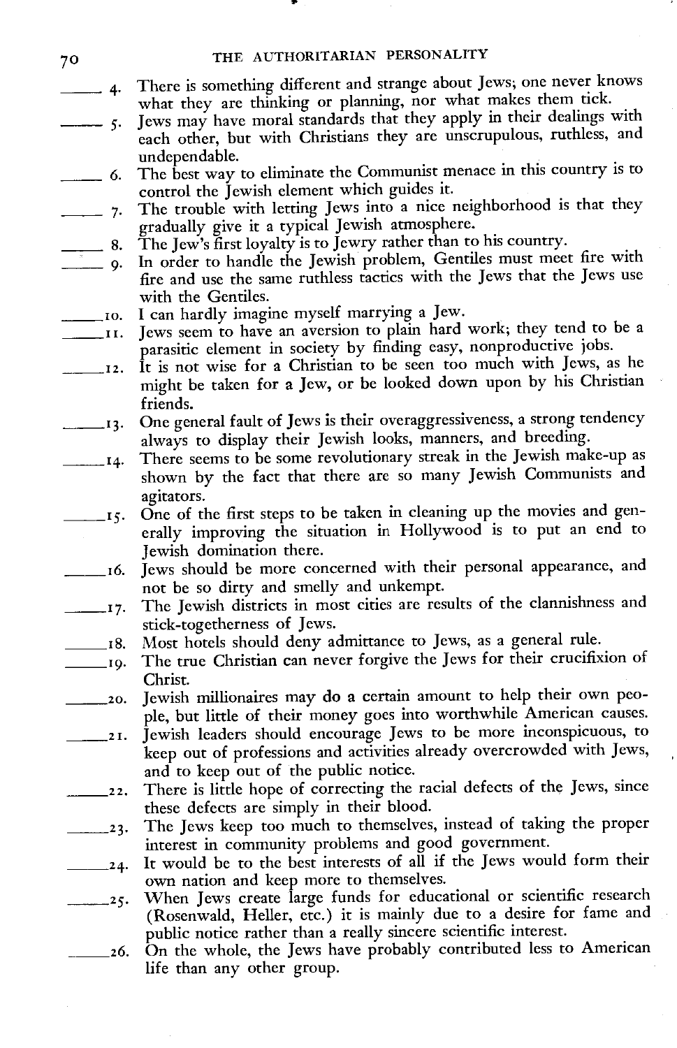_____ 4. There is something different and strange about Jews; one never knows what they are thinking or planning, nor what makes them tick.

_____ 5. Jews may have moral standards that they apply in their dealings with each other, but with Christians they are unscrupulous, ruthless, and undependable.

_____ 6. The best way to eliminate the Communist menace in this country is to control the Jewish element which guides it.

_____ 7. The trouble with letting Jews into a nice neighborhood is that they gradually give it a typical Jewish atmosphere.

_____ 8. The Jew's first loyalty is to Jewry rather than to his country.

_____ 9. In order to handle the Jewish problem, Gentiles must meet fire with fire and use the same ruthless tactics with the Jews that the Jews use with the Gentiles.

_____ 10. I can hardly imagine myself marrying a Jew.

_____ 11. Jews seem to have an aversion to plain hard work; they tend to be a parasitic element in society by finding easy, nonproductive jobs.

_____ 12. It is not wise for a Christian to be seen too much with Jews, as he might be taken for a Jew, or be looked down upon by his Christian friends.

_____ 13. One general fault of Jews is their overaggressiveness, a strong tendency always to display their Jewish looks, manners, and breeding.

_____ 14. There seems to be some revolutionary streak in the Jewish make-up as shown by the fact that there are so many Jewish Communists and agitators.

_____ 15. One of the first steps to be taken in cleaning up the movies and generally improving the situation in Hollywood is to put an end to Jewish domination there.

_____ 16. Jews should be more concerned with their personal appearance, and not be so dirty and smelly and unkempt.

_____ 17. The Jewish districts in most cities are results of the clannishness and stick-togetherness of Jews.

_____ 18. Most hotels should deny admittance to Jews, as a general rule.

_____ 19. The true Christian can never forgive the Jews for their crucifixion of Christ.

_____ 20. Jewish millionaires may do a certain amount to help their own people, but little of their money goes into worthwhile American causes.

_____ 21. Jewish leaders should encourage Jews to be more inconspicuous, to keep out of professions and activities already overcrowded with Jews, and to keep out of the public notice.

_____ 22. There is little hope of correcting the racial defects of the Jews, since these defects are simply in their blood.

_____ 23. The Jews keep too much to themselves, instead of taking the proper interest in community problems and good government.

_____ 24. It would be to the best interests of all if the Jews would form their own nation and keep more to themselves.

_____ 25. When Jews create large funds for educational or scientific research (Rosenwald, Heller, etc.) it is mainly due to a desire for fame and public notice rather than a really sincere scientific interest.

_____ 26. On the whole, the Jews have probably contributed less to American life than any other group.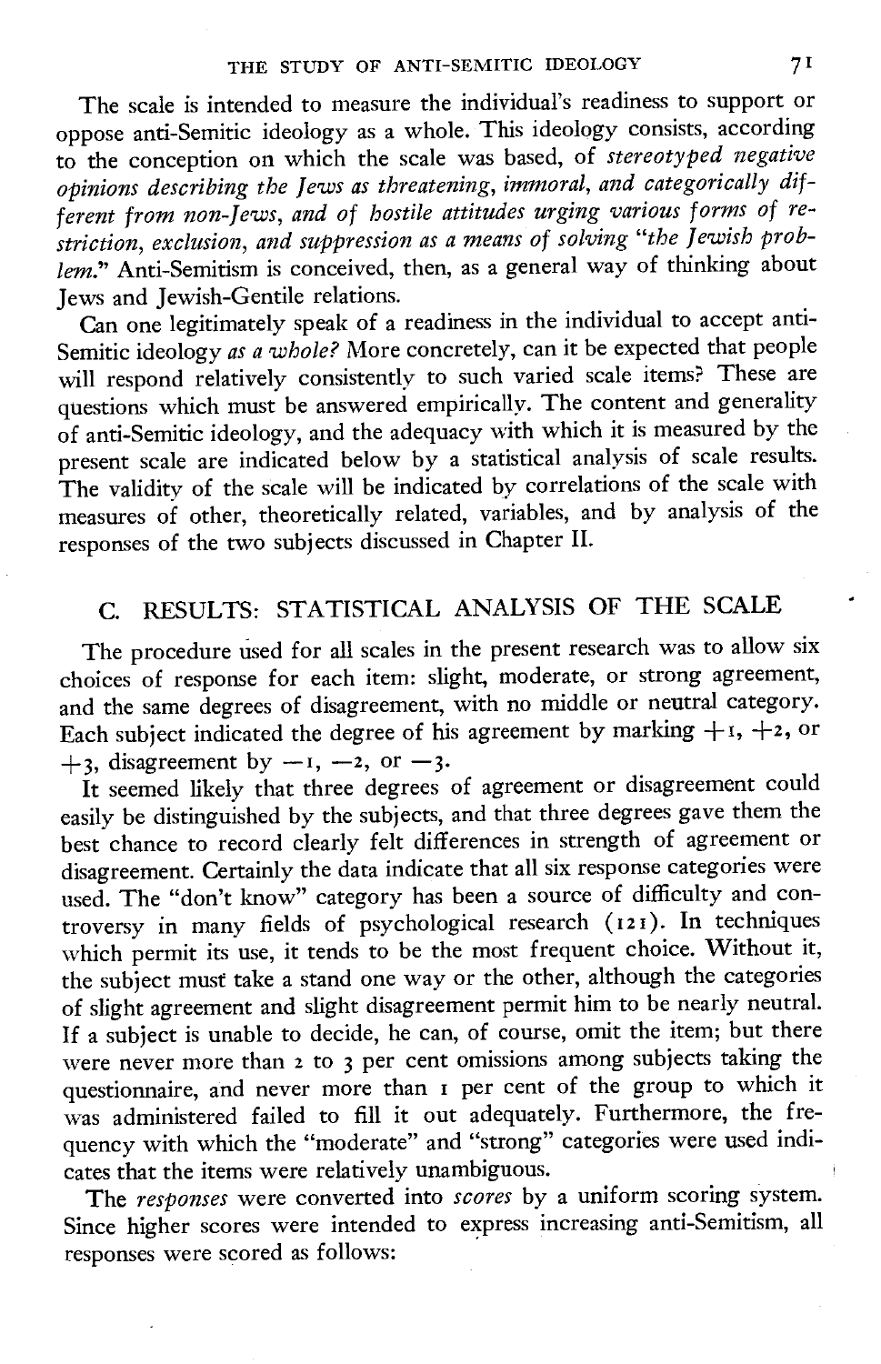The scale is intended to measure the individual's readiness to support or oppose anti-Semitic ideology as a whole. This ideology consists, according to the conception on which the scale was based, of *stereotyped negative opinions describing the Jews as threatening, immoral, and categorically different from non-Jews, and of hostile attitudes urging various forms of restriction, exclusion, and suppression as a means of solving "the Jewish problem."* Anti-Semitism is conceived, then, as a general way of thinking about Jews and Jewish-Gentile relations.

Can one legitimately speak of a readiness in the individual to accept anti-Semitic ideology *as a whole?* More concretely, can it be expected that people will respond relatively consistently to such varied scale items? These are questions which must be answered empirically. The content and generality of anti-Semitic ideology, and the adequacy with which it is measured by the present scale are indicated below by a statistical analysis of scale results. The validity of the scale will be indicated by correlations of the scale with measures of other, theoretically related, variables, and by analysis of the responses of the two subjects discussed in Chapter II.

## C. RESULTS: STATISTICAL ANALYSIS OF THE SCALE

The procedure used for all scales in the present research was to allow six choices of response for each item: slight, moderate, or strong agreement, and the same degrees of disagreement, with no middle or neutral category. Each subject indicated the degree of his agreement by marking +1, +2, or +3, disagreement by −1, −2, or −3.

It seemed likely that three degrees of agreement or disagreement could easily be distinguished by the subjects, and that three degrees gave them the best chance to record clearly felt differences in strength of agreement or disagreement. Certainly the data indicate that all six response categories were used. The "don't know" category has been a source of difficulty and controversy in many fields of psychological research (121). In techniques which permit its use, it tends to be the most frequent choice. Without it, the subject must take a stand one way or the other, although the categories of slight agreement and slight disagreement permit him to be nearly neutral. If a subject is unable to decide, he can, of course, omit the item; but there were never more than 2 to 3 per cent omissions among subjects taking the questionnaire, and never more than 1 per cent of the group to which it was administered failed to fill it out adequately. Furthermore, the frequency with which the "moderate" and "strong" categories were used indicates that the items were relatively unambiguous.

The *responses* were converted into *scores* by a uniform scoring system. Since higher scores were intended to express increasing anti-Semitism, all responses were scored as follows: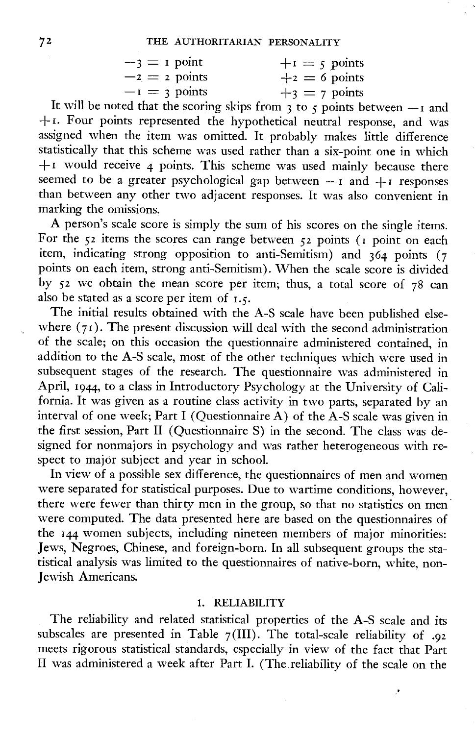| | |
|---|---|
| $-3$ = 1 point | $+1$ = 5 points |
| $-2$ = 2 points | $+2$ = 6 points |
| $-1$ = 3 points | $+3$ = 7 points |

It will be noted that the scoring skips from 3 to 5 points between $-1$ and $+1$. Four points represented the hypothetical neutral response, and was assigned when the item was omitted. It probably makes little difference statistically that this scheme was used rather than a six-point one in which $+1$ would receive 4 points. This scheme was used mainly because there seemed to be a greater psychological gap between $-1$ and $+1$ responses than between any other two adjacent responses. It was also convenient in marking the omissions.

A person's scale score is simply the sum of his scores on the single items. For the 52 items the scores can range between 52 points (1 point on each item, indicating strong opposition to anti-Semitism) and 364 points (7 points on each item, strong anti-Semitism). When the scale score is divided by 52 we obtain the mean score per item; thus, a total score of 78 can also be stated as a score per item of 1.5.

The initial results obtained with the A-S scale have been published elsewhere (71). The present discussion will deal with the second administration of the scale; on this occasion the questionnaire administered contained, in addition to the A-S scale, most of the other techniques which were used in subsequent stages of the research. The questionnaire was administered in April, 1944, to a class in Introductory Psychology at the University of California. It was given as a routine class activity in two parts, separated by an interval of one week; Part I (Questionnaire A) of the A-S scale was given in the first session, Part II (Questionnaire S) in the second. The class was designed for nonmajors in psychology and was rather heterogeneous with respect to major subject and year in school.

In view of a possible sex difference, the questionnaires of men and women were separated for statistical purposes. Due to wartime conditions, however, there were fewer than thirty men in the group, so that no statistics on men were computed. The data presented here are based on the questionnaires of the 144 women subjects, including nineteen members of major minorities: Jews, Negroes, Chinese, and foreign-born. In all subsequent groups the statistical analysis was limited to the questionnaires of native-born, white, non-Jewish Americans.

## 1. RELIABILITY

The reliability and related statistical properties of the A-S scale and its subscales are presented in Table 7(III). The total-scale reliability of .92 meets rigorous statistical standards, especially in view of the fact that Part II was administered a week after Part I. (The reliability of the scale on the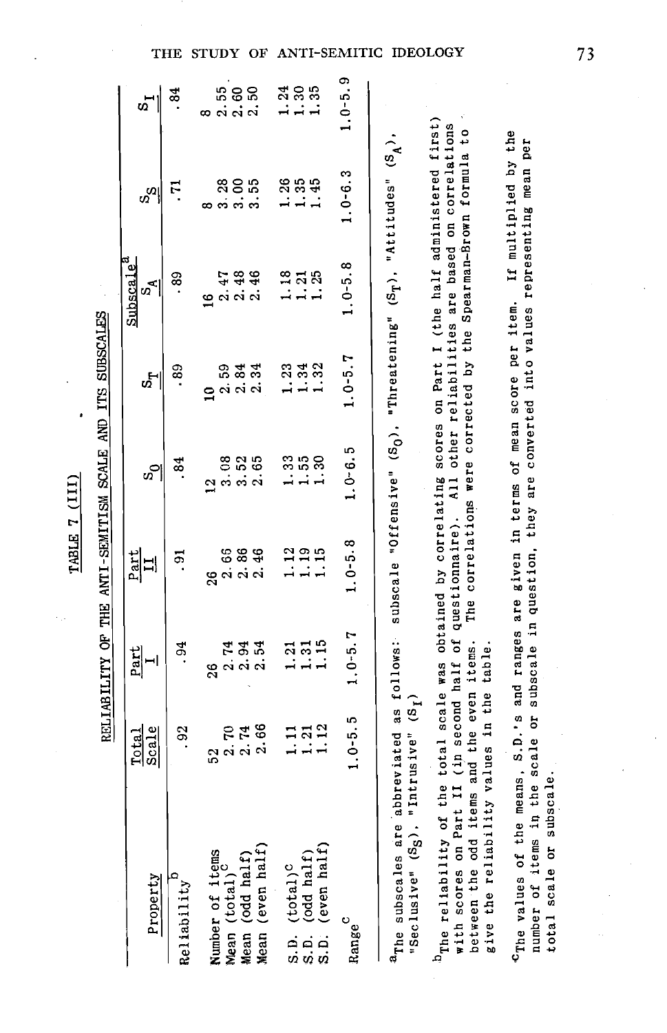TABLE 7 (III)

RELIABILITY OF THE ANTI-SEMITISM SCALE AND ITS SUBSCALES

| Property | Total Scale | Part I | Part II | Subscale[a] | | | | |
|---|---|---|---|---|---|---|---|---|
| | | | | $S_O$ | $S_T$ | $S_A$ | $S_S$ | $S_I$ |
| Reliability[b] | .92 | .94 | .91 | .84 | .89 | .89 | .71 | .84 |
| Number of items | 52 | 26 | 26 | 12 | 10 | 16 | 8 | 8 |
| Mean (total)[c] | 2.70 | 2.74 | 2.66 | 3.08 | 2.59 | 2.47 | 3.28 | 2.55 |
| Mean (odd half) | 2.74 | 2.94 | 2.86 | 3.52 | 2.84 | 2.48 | 3.00 | 2.60 |
| Mean (even half) | 2.66 | 2.54 | 2.46 | 2.65 | 2.34 | 2.46 | 3.55 | 2.50 |
| S.D. (total)[c] | 1.11 | 1.21 | 1.12 | 1.33 | 1.23 | 1.18 | 1.26 | 1.24 |
| S.D. (odd half) | 1.21 | 1.31 | 1.19 | 1.55 | 1.34 | 1.21 | 1.35 | 1.30 |
| S.D. (even half) | 1.12 | 1.15 | 1.15 | 1.30 | 1.32 | 1.25 | 1.45 | 1.35 |
| Range[c] | 1.0-5.5 | 1.0-5.7 | 1.0-5.8 | 1.0-6.5 | 1.0-5.7 | 1.0-5.8 | 1.0-6.3 | 1.0-5.9 |

[a]The subscales are abbreviated as follows: subscale "Offensive" ($S_O$), "Threatening" ($S_T$), "Attitudes" ($S_A$), "Seclusive" ($S_S$), "Intrusive" ($S_I$)

[b]The reliability of the total scale was obtained by correlating scores on Part I (the half administered first) with scores on Part II (in second half of questionnaire). All other reliabilities are based on correlations between the odd items and the even items. The correlations were corrected by the Spearman-Brown formula to give the reliability values in the table.

[c]The values of the means, S.D.'s and ranges are given in terms of mean score per item. If multiplied by the number of items in the scale or subscale in question, they are converted into values representing mean per total scale or subscale.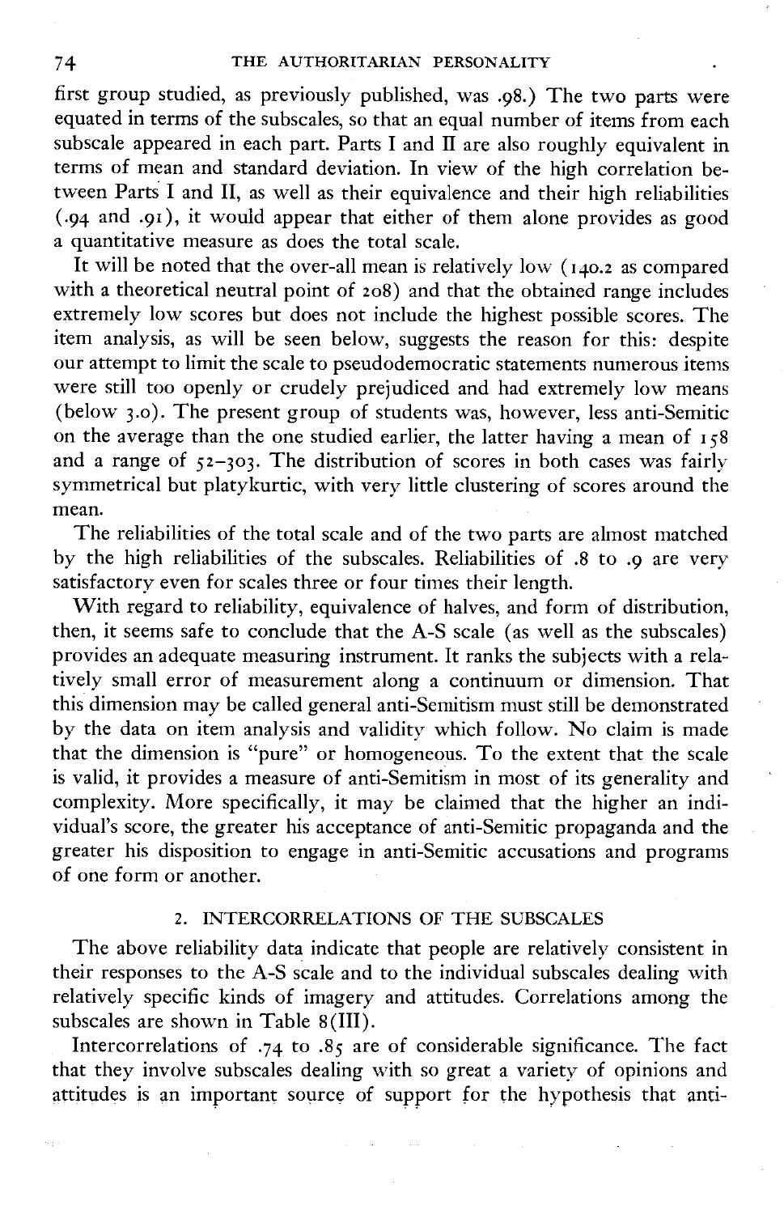first group studied, as previously published, was .98.) The two parts were equated in terms of the subscales, so that an equal number of items from each subscale appeared in each part. Parts I and II are also roughly equivalent in terms of mean and standard deviation. In view of the high correlation between Parts I and II, as well as their equivalence and their high reliabilities (.94 and .91), it would appear that either of them alone provides as good a quantitative measure as does the total scale.

It will be noted that the over-all mean is relatively low (140.2 as compared with a theoretical neutral point of 208) and that the obtained range includes extremely low scores but does not include the highest possible scores. The item analysis, as will be seen below, suggests the reason for this: despite our attempt to limit the scale to pseudodemocratic statements numerous items were still too openly or crudely prejudiced and had extremely low means (below 3.0). The present group of students was, however, less anti-Semitic on the average than the one studied earlier, the latter having a mean of 158 and a range of 52–303. The distribution of scores in both cases was fairly symmetrical but platykurtic, with very little clustering of scores around the mean.

The reliabilities of the total scale and of the two parts are almost matched by the high reliabilities of the subscales. Reliabilities of .8 to .9 are very satisfactory even for scales three or four times their length.

With regard to reliability, equivalence of halves, and form of distribution, then, it seems safe to conclude that the A-S scale (as well as the subscales) provides an adequate measuring instrument. It ranks the subjects with a relatively small error of measurement along a continuum or dimension. That this dimension may be called general anti-Semitism must still be demonstrated by the data on item analysis and validity which follow. No claim is made that the dimension is "pure" or homogeneous. To the extent that the scale is valid, it provides a measure of anti-Semitism in most of its generality and complexity. More specifically, it may be claimed that the higher an individual's score, the greater his acceptance of anti-Semitic propaganda and the greater his disposition to engage in anti-Semitic accusations and programs of one form or another.

## 2. INTERCORRELATIONS OF THE SUBSCALES

The above reliability data indicate that people are relatively consistent in their responses to the A-S scale and to the individual subscales dealing with relatively specific kinds of imagery and attitudes. Correlations among the subscales are shown in Table 8(III).

Intercorrelations of .74 to .85 are of considerable significance. The fact that they involve subscales dealing with so great a variety of opinions and attitudes is an important source of support for the hypothesis that anti-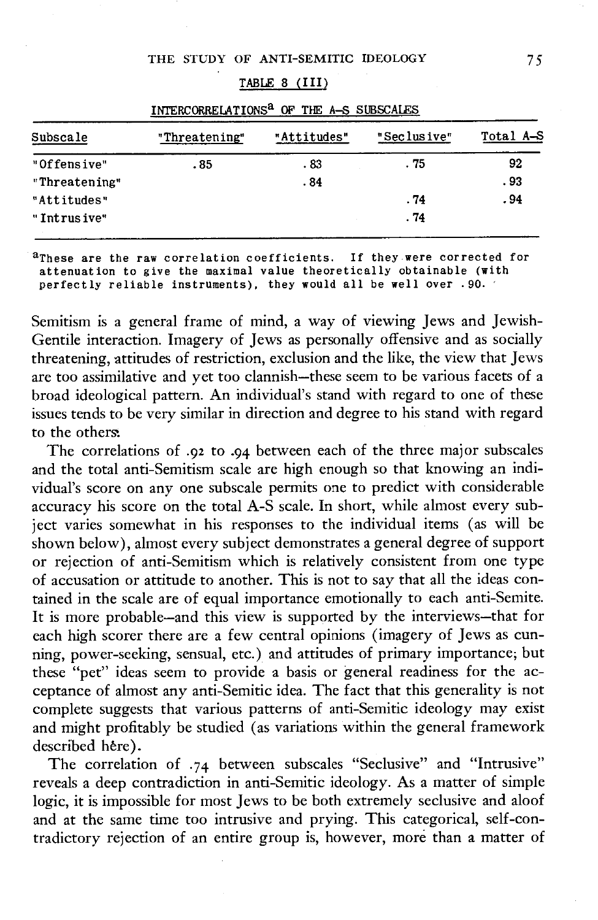TABLE 8 (III)

INTERCORRELATIONS[a] OF THE A–S SUBSCALES

| Subscale | "Threatening" | "Attitudes" | "Seclusive" | Total A–S |
|---|---|---|---|---|
| "Offensive" | .85 | .83 | .75 | 92 |
| "Threatening" | | .84 | | .93 |
| "Attitudes" | | | .74 | .94 |
| "Intrusive" | | | .74 | |

[a]These are the raw correlation coefficients. If they were corrected for attenuation to give the maximal value theoretically obtainable (with perfectly reliable instruments), they would all be well over .90.

Semitism is a general frame of mind, a way of viewing Jews and Jewish-Gentile interaction. Imagery of Jews as personally offensive and as socially threatening, attitudes of restriction, exclusion and the like, the view that Jews are too assimilative and yet too clannish—these seem to be various facets of a broad ideological pattern. An individual's stand with regard to one of these issues tends to be very similar in direction and degree to his stand with regard to the others.

The correlations of .92 to .94 between each of the three major subscales and the total anti-Semitism scale are high enough so that knowing an individual's score on any one subscale permits one to predict with considerable accuracy his score on the total A-S scale. In short, while almost every subject varies somewhat in his responses to the individual items (as will be shown below), almost every subject demonstrates a general degree of support or rejection of anti-Semitism which is relatively consistent from one type of accusation or attitude to another. This is not to say that all the ideas contained in the scale are of equal importance emotionally to each anti-Semite. It is more probable—and this view is supported by the interviews—that for each high scorer there are a few central opinions (imagery of Jews as cunning, power-seeking, sensual, etc.) and attitudes of primary importance; but these "pet" ideas seem to provide a basis or general readiness for the acceptance of almost any anti-Semitic idea. The fact that this generality is not complete suggests that various patterns of anti-Semitic ideology may exist and might profitably be studied (as variations within the general framework described here).

The correlation of .74 between subscales "Seclusive" and "Intrusive" reveals a deep contradiction in anti-Semitic ideology. As a matter of simple logic, it is impossible for most Jews to be both extremely seclusive and aloof and at the same time too intrusive and prying. This categorical, self-contradictory rejection of an entire group is, however, more than a matter of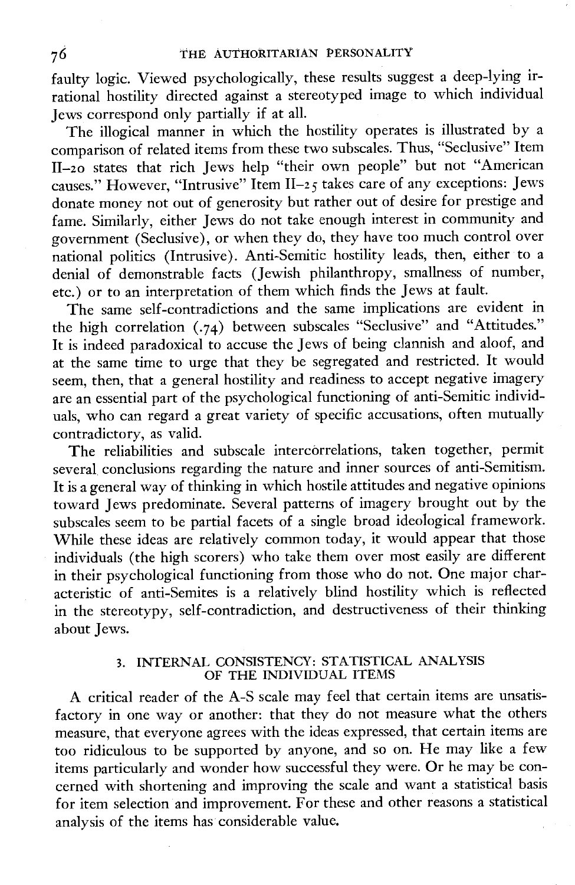faulty logic. Viewed psychologically, these results suggest a deep-lying irrational hostility directed against a stereotyped image to which individual Jews correspond only partially if at all.

The illogical manner in which the hostility operates is illustrated by a comparison of related items from these two subscales. Thus, "Seclusive" Item II–20 states that rich Jews help "their own people" but not "American causes." However, "Intrusive" Item II–25 takes care of any exceptions: Jews donate money not out of generosity but rather out of desire for prestige and fame. Similarly, either Jews do not take enough interest in community and government (Seclusive), or when they do, they have too much control over national politics (Intrusive). Anti-Semitic hostility leads, then, either to a denial of demonstrable facts (Jewish philanthropy, smallness of number, etc.) or to an interpretation of them which finds the Jews at fault.

The same self-contradictions and the same implications are evident in the high correlation (.74) between subscales "Seclusive" and "Attitudes." It is indeed paradoxical to accuse the Jews of being clannish and aloof, and at the same time to urge that they be segregated and restricted. It would seem, then, that a general hostility and readiness to accept negative imagery are an essential part of the psychological functioning of anti-Semitic individuals, who can regard a great variety of specific accusations, often mutually contradictory, as valid.

The reliabilities and subscale intercorrelations, taken together, permit several conclusions regarding the nature and inner sources of anti-Semitism. It is a general way of thinking in which hostile attitudes and negative opinions toward Jews predominate. Several patterns of imagery brought out by the subscales seem to be partial facets of a single broad ideological framework. While these ideas are relatively common today, it would appear that those individuals (the high scorers) who take them over most easily are different in their psychological functioning from those who do not. One major characteristic of anti-Semites is a relatively blind hostility which is reflected in the stereotypy, self-contradiction, and destructiveness of their thinking about Jews.

## 3. INTERNAL CONSISTENCY: STATISTICAL ANALYSIS OF THE INDIVIDUAL ITEMS

A critical reader of the A-S scale may feel that certain items are unsatisfactory in one way or another: that they do not measure what the others measure, that everyone agrees with the ideas expressed, that certain items are too ridiculous to be supported by anyone, and so on. He may like a few items particularly and wonder how successful they were. Or he may be concerned with shortening and improving the scale and want a statistical basis for item selection and improvement. For these and other reasons a statistical analysis of the items has considerable value.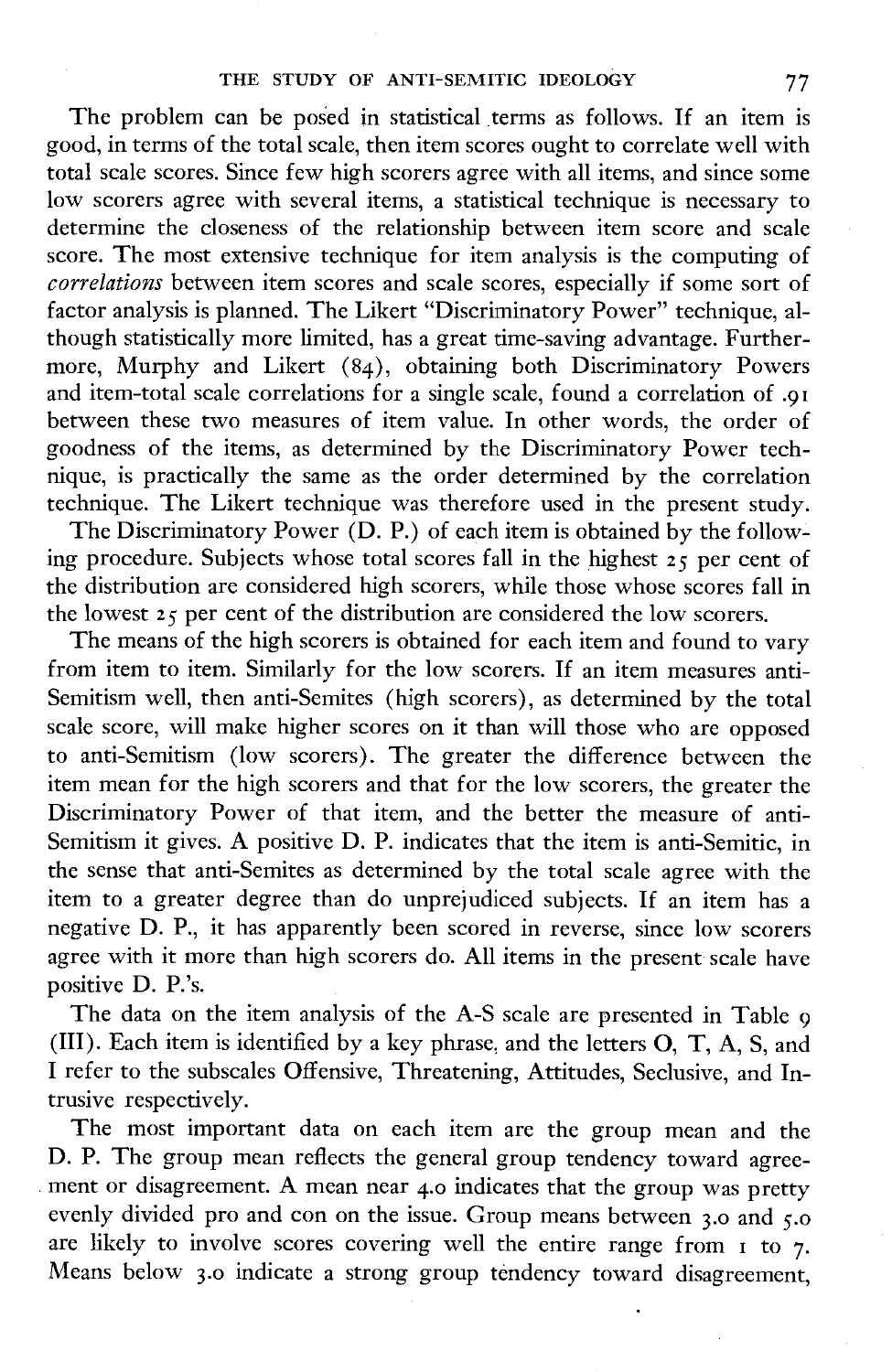The problem can be posed in statistical terms as follows. If an item is good, in terms of the total scale, then item scores ought to correlate well with total scale scores. Since few high scorers agree with all items, and since some low scorers agree with several items, a statistical technique is necessary to determine the closeness of the relationship between item score and scale score. The most extensive technique for item analysis is the computing of *correlations* between item scores and scale scores, especially if some sort of factor analysis is planned. The Likert "Discriminatory Power" technique, although statistically more limited, has a great time-saving advantage. Furthermore, Murphy and Likert (84), obtaining both Discriminatory Powers and item-total scale correlations for a single scale, found a correlation of .91 between these two measures of item value. In other words, the order of goodness of the items, as determined by the Discriminatory Power technique, is practically the same as the order determined by the correlation technique. The Likert technique was therefore used in the present study.

The Discriminatory Power (D. P.) of each item is obtained by the following procedure. Subjects whose total scores fall in the highest 25 per cent of the distribution are considered high scorers, while those whose scores fall in the lowest 25 per cent of the distribution are considered the low scorers.

The means of the high scorers is obtained for each item and found to vary from item to item. Similarly for the low scorers. If an item measures anti-Semitism well, then anti-Semites (high scorers), as determined by the total scale score, will make higher scores on it than will those who are opposed to anti-Semitism (low scorers). The greater the difference between the item mean for the high scorers and that for the low scorers, the greater the Discriminatory Power of that item, and the better the measure of anti-Semitism it gives. A positive D. P. indicates that the item is anti-Semitic, in the sense that anti-Semites as determined by the total scale agree with the item to a greater degree than do unprejudiced subjects. If an item has a negative D. P., it has apparently been scored in reverse, since low scorers agree with it more than high scorers do. All items in the present scale have positive D. P.'s.

The data on the item analysis of the A-S scale are presented in Table 9 (III). Each item is identified by a key phrase, and the letters O, T, A, S, and I refer to the subscales Offensive, Threatening, Attitudes, Seclusive, and Intrusive respectively.

The most important data on each item are the group mean and the D. P. The group mean reflects the general group tendency toward agreement or disagreement. A mean near 4.0 indicates that the group was pretty evenly divided pro and con on the issue. Group means between 3.0 and 5.0 are likely to involve scores covering well the entire range from 1 to 7. Means below 3.0 indicate a strong group tendency toward disagreement,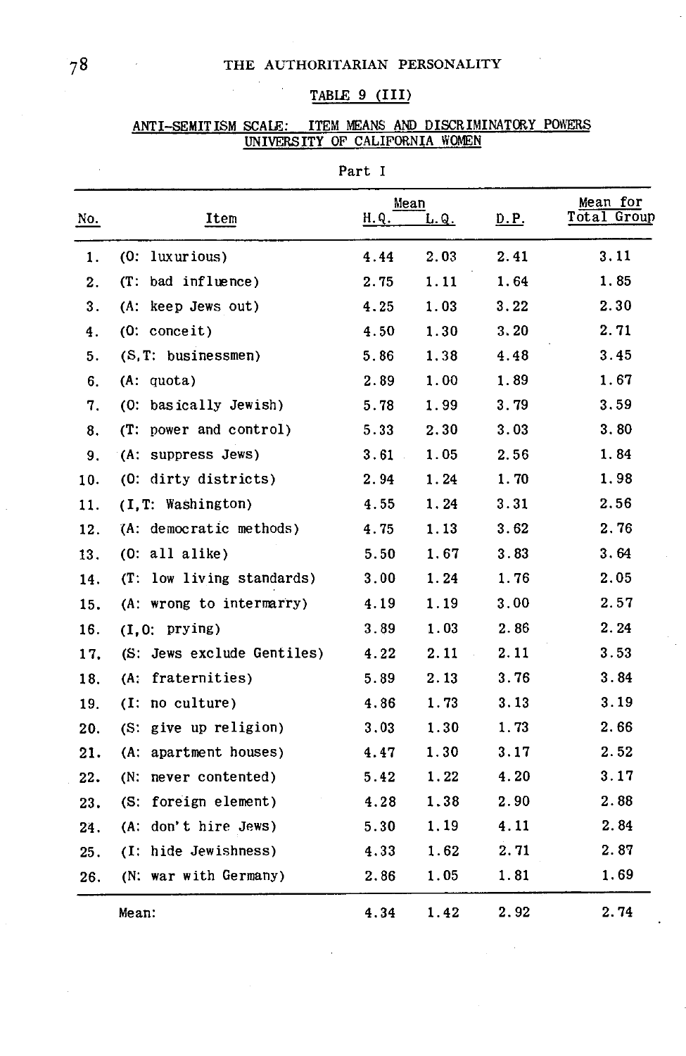TABLE 9 (III)

ANTI-SEMITISM SCALE: ITEM MEANS AND DISCRIMINATORY POWERS
UNIVERSITY OF CALIFORNIA WOMEN

Part I

| No. | Item | Mean H.Q. | Mean L.Q. | D.P. | Mean for Total Group |
|---|---|---|---|---|---|
| 1. | (O: luxurious) | 4.44 | 2.03 | 2.41 | 3.11 |
| 2. | (T: bad influence) | 2.75 | 1.11 | 1.64 | 1.85 |
| 3. | (A: keep Jews out) | 4.25 | 1.03 | 3.22 | 2.30 |
| 4. | (O: conceit) | 4.50 | 1.30 | 3.20 | 2.71 |
| 5. | (S,T: businessmen) | 5.86 | 1.38 | 4.48 | 3.45 |
| 6. | (A: quota) | 2.89 | 1.00 | 1.89 | 1.67 |
| 7. | (O: basically Jewish) | 5.78 | 1.99 | 3.79 | 3.59 |
| 8. | (T: power and control) | 5.33 | 2.30 | 3.03 | 3.80 |
| 9. | (A: suppress Jews) | 3.61 | 1.05 | 2.56 | 1.84 |
| 10. | (O: dirty districts) | 2.94 | 1.24 | 1.70 | 1.98 |
| 11. | (I,T: Washington) | 4.55 | 1.24 | 3.31 | 2.56 |
| 12. | (A: democratic methods) | 4.75 | 1.13 | 3.62 | 2.76 |
| 13. | (O: all alike) | 5.50 | 1.67 | 3.83 | 3.64 |
| 14. | (T: low living standards) | 3.00 | 1.24 | 1.76 | 2.05 |
| 15. | (A: wrong to intermarry) | 4.19 | 1.19 | 3.00 | 2.57 |
| 16. | (I,O: prying) | 3.89 | 1.03 | 2.86 | 2.24 |
| 17. | (S: Jews exclude Gentiles) | 4.22 | 2.11 | 2.11 | 3.53 |
| 18. | (A: fraternities) | 5.89 | 2.13 | 3.76 | 3.84 |
| 19. | (I: no culture) | 4.86 | 1.73 | 3.13 | 3.19 |
| 20. | (S: give up religion) | 3.03 | 1.30 | 1.73 | 2.66 |
| 21. | (A: apartment houses) | 4.47 | 1.30 | 3.17 | 2.52 |
| 22. | (N: never contented) | 5.42 | 1.22 | 4.20 | 3.17 |
| 23. | (S: foreign element) | 4.28 | 1.38 | 2.90 | 2.88 |
| 24. | (A: don't hire Jews) | 5.30 | 1.19 | 4.11 | 2.84 |
| 25. | (I: hide Jewishness) | 4.33 | 1.62 | 2.71 | 2.87 |
| 26. | (N: war with Germany) | 2.86 | 1.05 | 1.81 | 1.69 |
| | Mean: | 4.34 | 1.42 | 2.92 | 2.74 |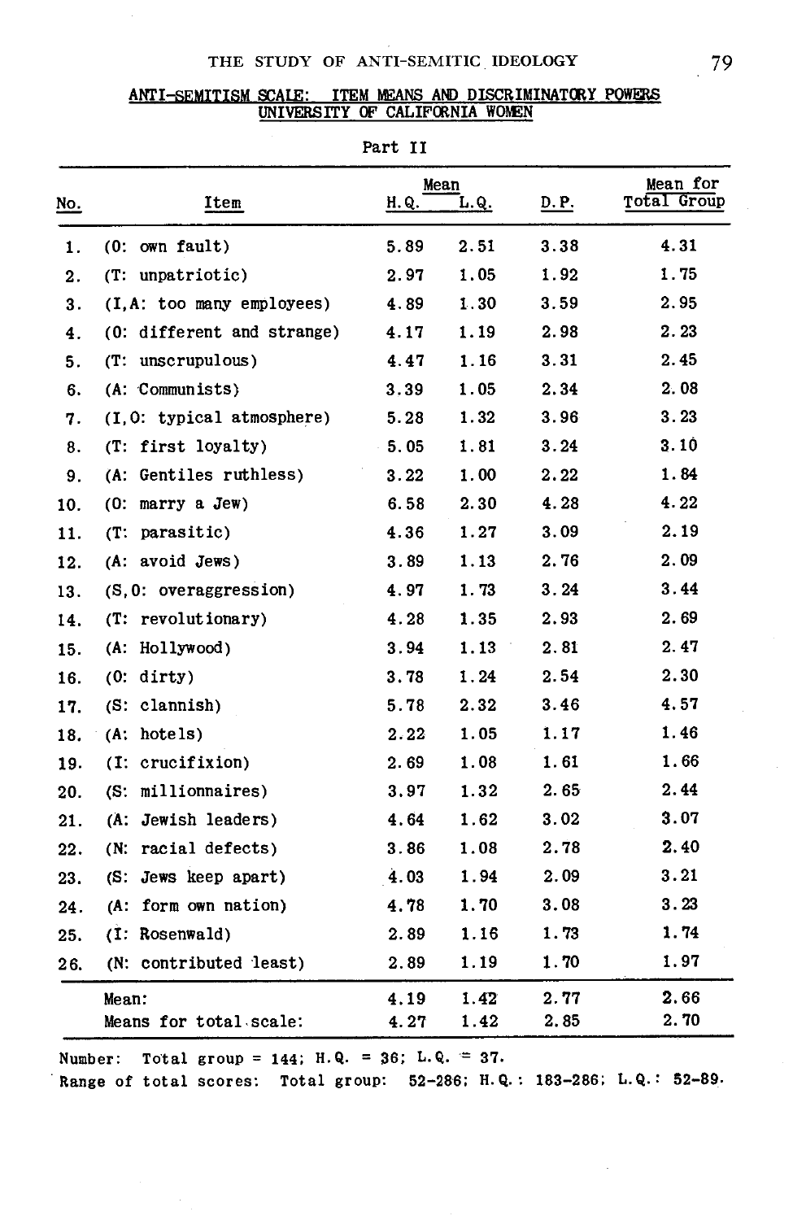ANTI-SEMITISM SCALE: ITEM MEANS AND DISCRIMINATORY POWERS
UNIVERSITY OF CALIFORNIA WOMEN

Part II

| No. | Item | Mean H.Q. | Mean L.Q. | D.P. | Mean for Total Group |
|---|---|---|---|---|---|
| 1. | (O: own fault) | 5.89 | 2.51 | 3.38 | 4.31 |
| 2. | (T: unpatriotic) | 2.97 | 1.05 | 1.92 | 1.75 |
| 3. | (I,A: too many employees) | 4.89 | 1.30 | 3.59 | 2.95 |
| 4. | (O: different and strange) | 4.17 | 1.19 | 2.98 | 2.23 |
| 5. | (T: unscrupulous) | 4.47 | 1.16 | 3.31 | 2.45 |
| 6. | (A: Communists) | 3.39 | 1.05 | 2.34 | 2.08 |
| 7. | (I,O: typical atmosphere) | 5.28 | 1.32 | 3.96 | 3.23 |
| 8. | (T: first loyalty) | 5.05 | 1.81 | 3.24 | 3.10 |
| 9. | (A: Gentiles ruthless) | 3.22 | 1.00 | 2.22 | 1.84 |
| 10. | (O: marry a Jew) | 6.58 | 2.30 | 4.28 | 4.22 |
| 11. | (T: parasitic) | 4.36 | 1.27 | 3.09 | 2.19 |
| 12. | (A: avoid Jews) | 3.89 | 1.13 | 2.76 | 2.09 |
| 13. | (S,O: overaggression) | 4.97 | 1.73 | 3.24 | 3.44 |
| 14. | (T: revolutionary) | 4.28 | 1.35 | 2.93 | 2.69 |
| 15. | (A: Hollywood) | 3.94 | 1.13 | 2.81 | 2.47 |
| 16. | (O: dirty) | 3.78 | 1.24 | 2.54 | 2.30 |
| 17. | (S: clannish) | 5.78 | 2.32 | 3.46 | 4.57 |
| 18. | (A: hotels) | 2.22 | 1.05 | 1.17 | 1.46 |
| 19. | (I: crucifixion) | 2.69 | 1.08 | 1.61 | 1.66 |
| 20. | (S: millionnaires) | 3.97 | 1.32 | 2.65 | 2.44 |
| 21. | (A: Jewish leaders) | 4.64 | 1.62 | 3.02 | 3.07 |
| 22. | (N: racial defects) | 3.86 | 1.08 | 2.78 | 2.40 |
| 23. | (S: Jews keep apart) | 4.03 | 1.94 | 2.09 | 3.21 |
| 24. | (A: form own nation) | 4.78 | 1.70 | 3.08 | 3.23 |
| 25. | (I: Rosenwald) | 2.89 | 1.16 | 1.73 | 1.74 |
| 26. | (N: contributed least) | 2.89 | 1.19 | 1.70 | 1.97 |
| | Mean: | 4.19 | 1.42 | 2.77 | 2.66 |
| | Means for total scale: | 4.27 | 1.42 | 2.85 | 2.70 |

Number: Total group = 144; H.Q. = 36; L.Q. = 37.

Range of total scores: Total group: 52-286; H.Q.: 183-286; L.Q.: 52-89.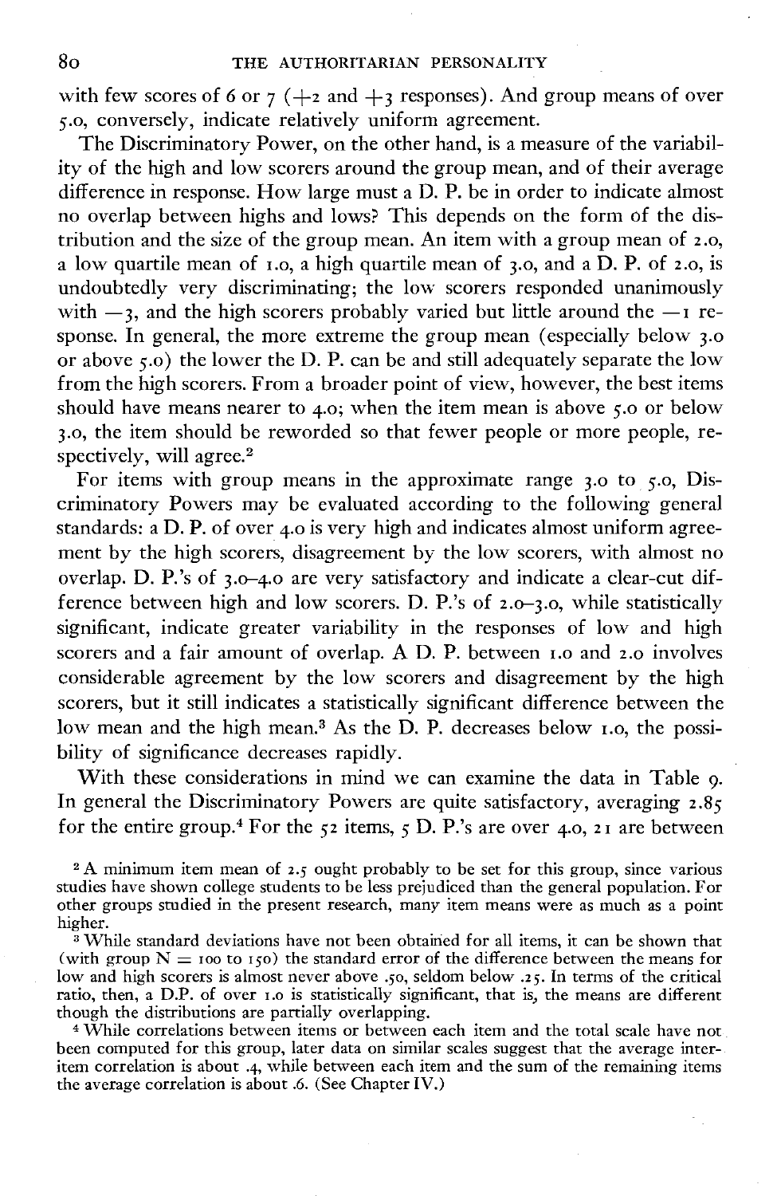with few scores of 6 or 7 (+2 and +3 responses). And group means of over 5.0, conversely, indicate relatively uniform agreement.

The Discriminatory Power, on the other hand, is a measure of the variability of the high and low scorers around the group mean, and of their average difference in response. How large must a D. P. be in order to indicate almost no overlap between highs and lows? This depends on the form of the distribution and the size of the group mean. An item with a group mean of 2.0, a low quartile mean of 1.0, a high quartile mean of 3.0, and a D. P. of 2.0, is undoubtedly very discriminating; the low scorers responded unanimously with −3, and the high scorers probably varied but little around the −1 response. In general, the more extreme the group mean (especially below 3.0 or above 5.0) the lower the D. P. can be and still adequately separate the low from the high scorers. From a broader point of view, however, the best items should have means nearer to 4.0; when the item mean is above 5.0 or below 3.0, the item should be reworded so that fewer people or more people, respectively, will agree.[2]

For items with group means in the approximate range 3.0 to 5.0, Discriminatory Powers may be evaluated according to the following general standards: a D. P. of over 4.0 is very high and indicates almost uniform agreement by the high scorers, disagreement by the low scorers, with almost no overlap. D. P.'s of 3.0–4.0 are very satisfactory and indicate a clear-cut difference between high and low scorers. D. P.'s of 2.0–3.0, while statistically significant, indicate greater variability in the responses of low and high scorers and a fair amount of overlap. A D. P. between 1.0 and 2.0 involves considerable agreement by the low scorers and disagreement by the high scorers, but it still indicates a statistically significant difference between the low mean and the high mean.[3] As the D. P. decreases below 1.0, the possibility of significance decreases rapidly.

With these considerations in mind we can examine the data in Table 9. In general the Discriminatory Powers are quite satisfactory, averaging 2.85 for the entire group.[4] For the 52 items, 5 D. P.'s are over 4.0, 21 are between

[2] A minimum item mean of 2.5 ought probably to be set for this group, since various studies have shown college students to be less prejudiced than the general population. For other groups studied in the present research, many item means were as much as a point higher.

[3] While standard deviations have not been obtained for all items, it can be shown that (with group N = 100 to 150) the standard error of the difference between the means for low and high scorers is almost never above .50, seldom below .25. In terms of the critical ratio, then, a D.P. of over 1.0 is statistically significant, that is, the means are different though the distributions are partially overlapping.

[4] While correlations between items or between each item and the total scale have not been computed for this group, later data on similar scales suggest that the average inter-item correlation is about .4, while between each item and the sum of the remaining items the average correlation is about .6. (See Chapter IV.)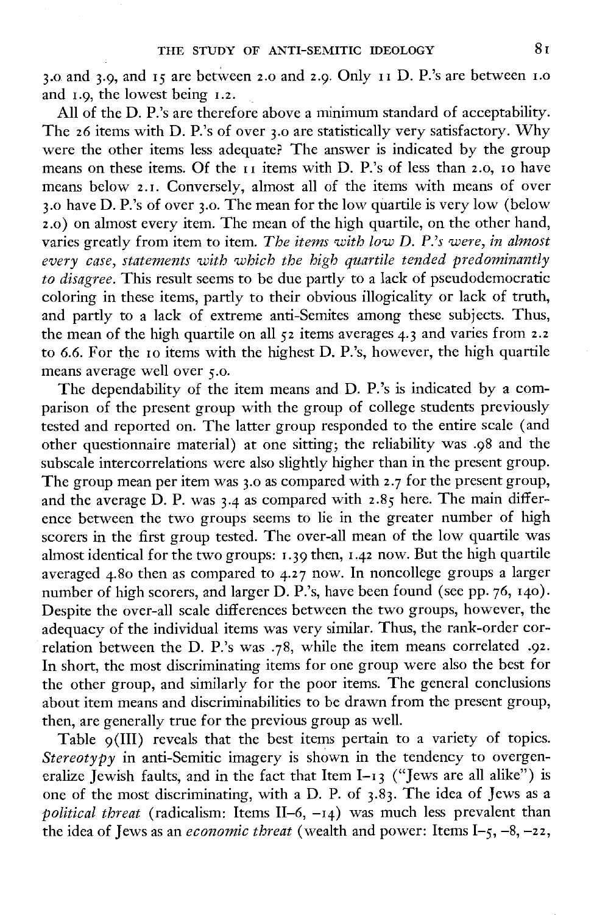3.0 and 3.9, and 15 are between 2.0 and 2.9. Only 11 D. P.'s are between 1.0 and 1.9, the lowest being 1.2.

All of the D. P.'s are therefore above a minimum standard of acceptability. The 26 items with D. P.'s of over 3.0 are statistically very satisfactory. Why were the other items less adequate? The answer is indicated by the group means on these items. Of the 11 items with D. P.'s of less than 2.0, 10 have means below 2.1. Conversely, almost all of the items with means of over 3.0 have D. P.'s of over 3.0. The mean for the low quartile is very low (below 2.0) on almost every item. The mean of the high quartile, on the other hand, varies greatly from item to item. *The items with low D. P.'s were, in almost every case, statements with which the high quartile tended predominantly to disagree.* This result seems to be due partly to a lack of pseudodemocratic coloring in these items, partly to their obvious illogicality or lack of truth, and partly to a lack of extreme anti-Semites among these subjects. Thus, the mean of the high quartile on all 52 items averages 4.3 and varies from 2.2 to 6.6. For the 10 items with the highest D. P.'s, however, the high quartile means average well over 5.0.

The dependability of the item means and D. P.'s is indicated by a comparison of the present group with the group of college students previously tested and reported on. The latter group responded to the entire scale (and other questionnaire material) at one sitting; the reliability was .98 and the subscale intercorrelations were also slightly higher than in the present group. The group mean per item was 3.0 as compared with 2.7 for the present group, and the average D. P. was 3.4 as compared with 2.85 here. The main difference between the two groups seems to lie in the greater number of high scorers in the first group tested. The over-all mean of the low quartile was almost identical for the two groups: 1.39 then, 1.42 now. But the high quartile averaged 4.80 then as compared to 4.27 now. In noncollege groups a larger number of high scorers, and larger D. P.'s, have been found (see pp. 76, 140). Despite the over-all scale differences between the two groups, however, the adequacy of the individual items was very similar. Thus, the rank-order correlation between the D. P.'s was .78, while the item means correlated .92. In short, the most discriminating items for one group were also the best for the other group, and similarly for the poor items. The general conclusions about item means and discriminabilities to be drawn from the present group, then, are generally true for the previous group as well.

Table 9(III) reveals that the best items pertain to a variety of topics. *Stereotypy* in anti-Semitic imagery is shown in the tendency to overgeneralize Jewish faults, and in the fact that Item I–13 ("Jews are all alike") is one of the most discriminating, with a D. P. of 3.83. The idea of Jews as a *political threat* (radicalism: Items II–6, –14) was much less prevalent than the idea of Jews as an *economic threat* (wealth and power: Items I–5, –8, –22,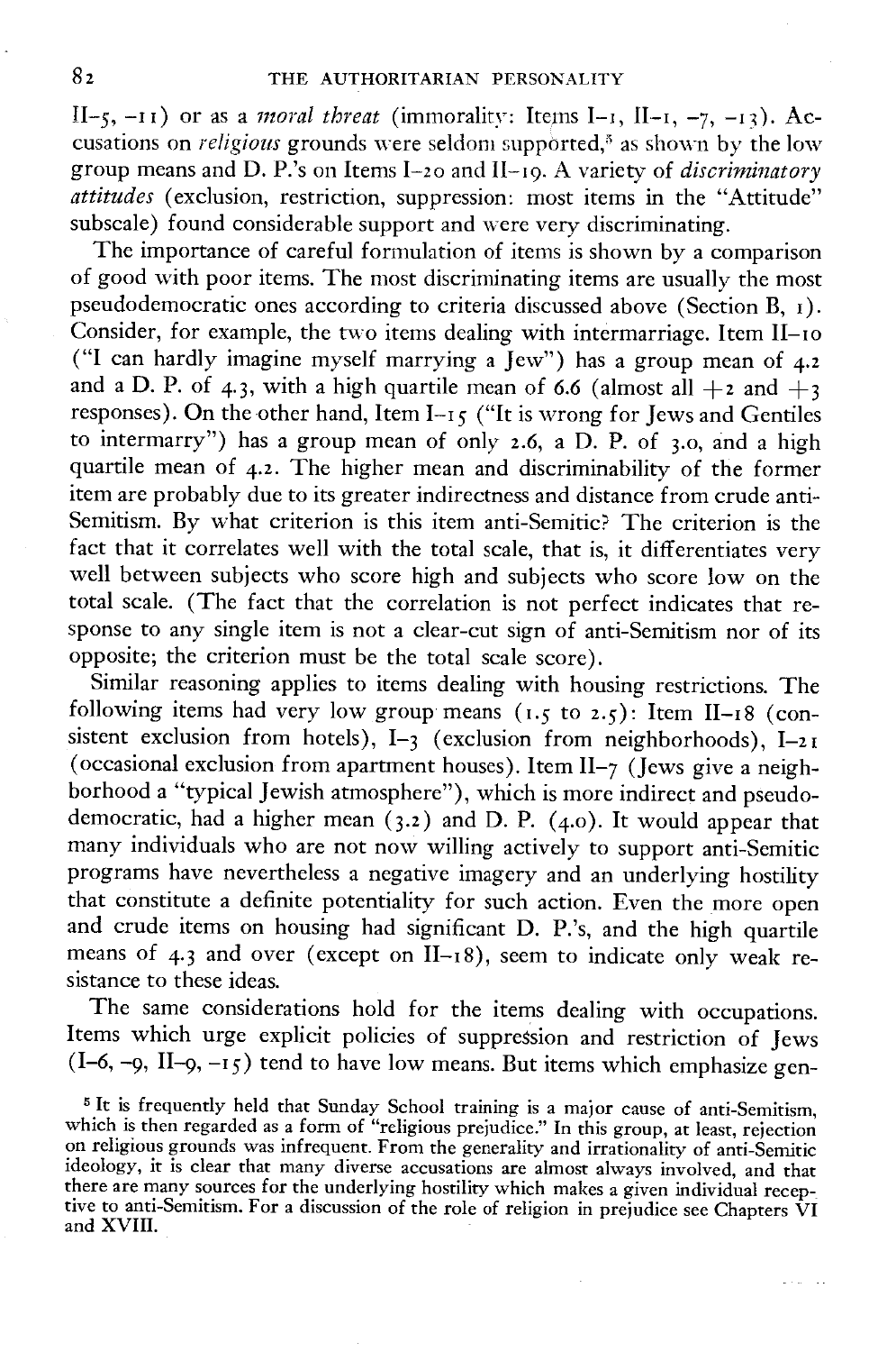II–5, –11) or as a *moral threat* (immorality: Items I–1, II–1, –7, –13). Accusations on *religious* grounds were seldom supported,[5] as shown by the low group means and D. P.'s on Items I–20 and II–19. A variety of *discriminatory attitudes* (exclusion, restriction, suppression: most items in the "Attitude" subscale) found considerable support and were very discriminating.

The importance of careful formulation of items is shown by a comparison of good with poor items. The most discriminating items are usually the most pseudodemocratic ones according to criteria discussed above (Section B, 1). Consider, for example, the two items dealing with intermarriage. Item II–10 ("I can hardly imagine myself marrying a Jew") has a group mean of 4.2 and a D. P. of 4.3, with a high quartile mean of 6.6 (almost all +2 and +3 responses). On the other hand, Item I–15 ("It is wrong for Jews and Gentiles to intermarry") has a group mean of only 2.6, a D. P. of 3.0, and a high quartile mean of 4.2. The higher mean and discriminability of the former item are probably due to its greater indirectness and distance from crude anti-Semitism. By what criterion is this item anti-Semitic? The criterion is the fact that it correlates well with the total scale, that is, it differentiates very well between subjects who score high and subjects who score low on the total scale. (The fact that the correlation is not perfect indicates that response to any single item is not a clear-cut sign of anti-Semitism nor of its opposite; the criterion must be the total scale score).

Similar reasoning applies to items dealing with housing restrictions. The following items had very low group means (1.5 to 2.5): Item II–18 (consistent exclusion from hotels), I–3 (exclusion from neighborhoods), I–21 (occasional exclusion from apartment houses). Item II–7 (Jews give a neighborhood a "typical Jewish atmosphere"), which is more indirect and pseudodemocratic, had a higher mean (3.2) and D. P. (4.0). It would appear that many individuals who are not now willing actively to support anti-Semitic programs have nevertheless a negative imagery and an underlying hostility that constitute a definite potentiality for such action. Even the more open and crude items on housing had significant D. P.'s, and the high quartile means of 4.3 and over (except on II–18), seem to indicate only weak resistance to these ideas.

The same considerations hold for the items dealing with occupations. Items which urge explicit policies of suppression and restriction of Jews (I–6, –9, II–9, –15) tend to have low means. But items which emphasize gen-

[5] It is frequently held that Sunday School training is a major cause of anti-Semitism, which is then regarded as a form of "religious prejudice." In this group, at least, rejection on religious grounds was infrequent. From the generality and irrationality of anti-Semitic ideology, it is clear that many diverse accusations are almost always involved, and that there are many sources for the underlying hostility which makes a given individual receptive to anti-Semitism. For a discussion of the role of religion in prejudice see Chapters VI and XVIII.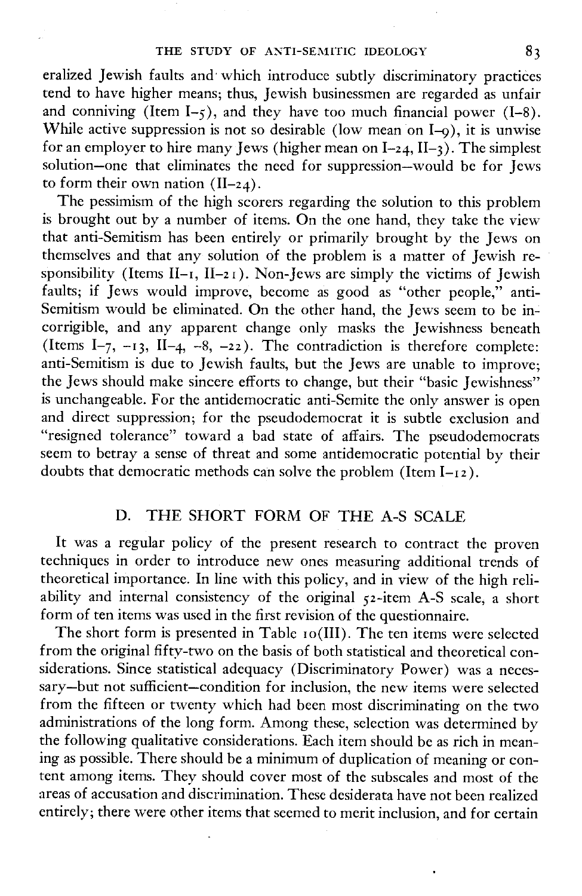eralized Jewish faults and which introduce subtly discriminatory practices tend to have higher means; thus, Jewish businessmen are regarded as unfair and conniving (Item I–5), and they have too much financial power (I–8). While active suppression is not so desirable (low mean on I–9), it is unwise for an employer to hire many Jews (higher mean on I–24, II–3). The simplest solution—one that eliminates the need for suppression—would be for Jews to form their own nation (II–24).

The pessimism of the high scorers regarding the solution to this problem is brought out by a number of items. On the one hand, they take the view that anti-Semitism has been entirely or primarily brought by the Jews on themselves and that any solution of the problem is a matter of Jewish responsibility (Items II–1, II–21). Non-Jews are simply the victims of Jewish faults; if Jews would improve, become as good as "other people," anti-Semitism would be eliminated. On the other hand, the Jews seem to be incorrigible, and any apparent change only masks the Jewishness beneath (Items I–7, –13, II–4, –8, –22). The contradiction is therefore complete: anti-Semitism is due to Jewish faults, but the Jews are unable to improve; the Jews should make sincere efforts to change, but their "basic Jewishness" is unchangeable. For the antidemocratic anti-Semite the only answer is open and direct suppression; for the pseudodemocrat it is subtle exclusion and "resigned tolerance" toward a bad state of affairs. The pseudodemocrats seem to betray a sense of threat and some antidemocratic potential by their doubts that democratic methods can solve the problem (Item I–12).

## D. THE SHORT FORM OF THE A-S SCALE

It was a regular policy of the present research to contract the proven techniques in order to introduce new ones measuring additional trends of theoretical importance. In line with this policy, and in view of the high reliability and internal consistency of the original 52-item A-S scale, a short form of ten items was used in the first revision of the questionnaire.

The short form is presented in Table 10(III). The ten items were selected from the original fifty-two on the basis of both statistical and theoretical considerations. Since statistical adequacy (Discriminatory Power) was a necessary—but not sufficient—condition for inclusion, the new items were selected from the fifteen or twenty which had been most discriminating on the two administrations of the long form. Among these, selection was determined by the following qualitative considerations. Each item should be as rich in meaning as possible. There should be a minimum of duplication of meaning or content among items. They should cover most of the subscales and most of the areas of accusation and discrimination. These desiderata have not been realized entirely; there were other items that seemed to merit inclusion, and for certain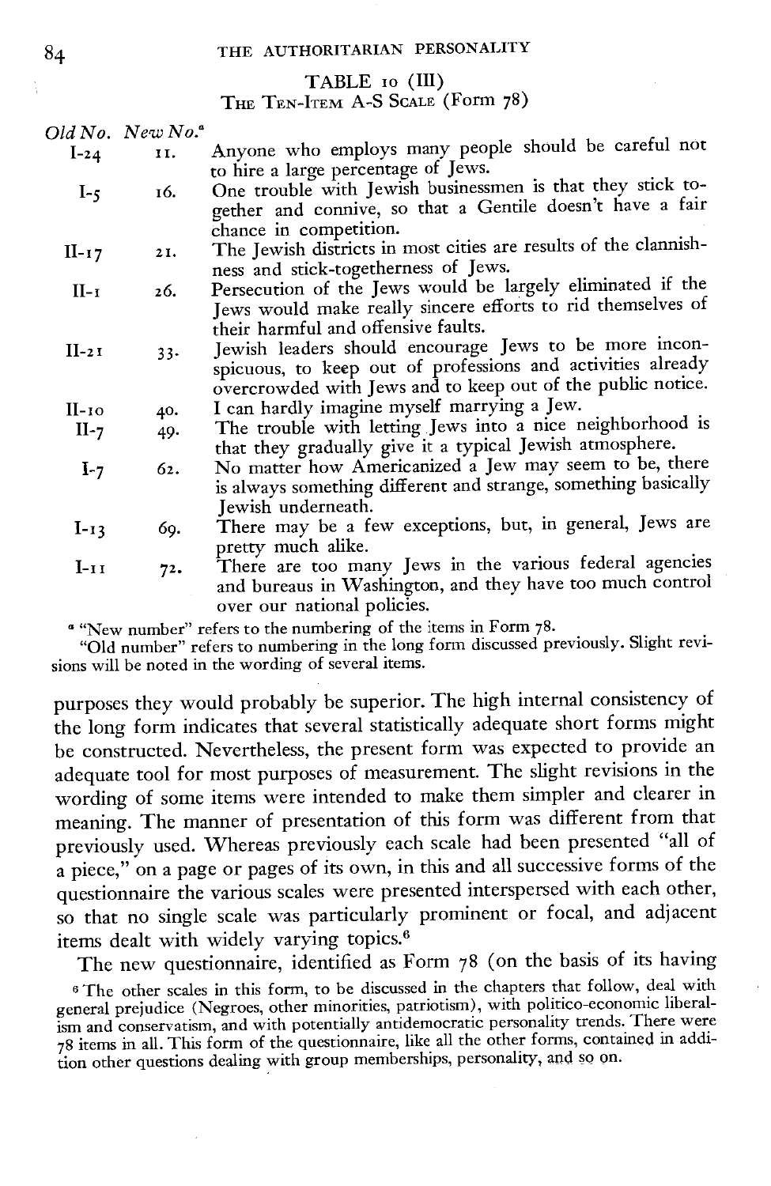### TABLE 10 (III)

### The Ten-Item A-S Scale (Form 78)

| Old No. | New No.[a] | |
|---|---|---|
| I-24 | 11. | Anyone who employs many people should be careful not to hire a large percentage of Jews. |
| I-5 | 16. | One trouble with Jewish businessmen is that they stick together and connive, so that a Gentile doesn't have a fair chance in competition. |
| II-17 | 21. | The Jewish districts in most cities are results of the clannishness and stick-togetherness of Jews. |
| II-1 | 26. | Persecution of the Jews would be largely eliminated if the Jews would make really sincere efforts to rid themselves of their harmful and offensive faults. |
| II-21 | 33. | Jewish leaders should encourage Jews to be more inconspicuous, to keep out of professions and activities already overcrowded with Jews and to keep out of the public notice. |
| II-10 | 40. | I can hardly imagine myself marrying a Jew. |
| II-7 | 49. | The trouble with letting Jews into a nice neighborhood is that they gradually give it a typical Jewish atmosphere. |
| I-7 | 62. | No matter how Americanized a Jew may seem to be, there is always something different and strange, something basically Jewish underneath. |
| I-13 | 69. | There may be a few exceptions, but, in general, Jews are pretty much alike. |
| I-11 | 72. | There are too many Jews in the various federal agencies and bureaus in Washington, and they have too much control over our national policies. |

[a] "New number" refers to the numbering of the items in Form 78.

"Old number" refers to numbering in the long form discussed previously. Slight revisions will be noted in the wording of several items.

purposes they would probably be superior. The high internal consistency of the long form indicates that several statistically adequate short forms might be constructed. Nevertheless, the present form was expected to provide an adequate tool for most purposes of measurement. The slight revisions in the wording of some items were intended to make them simpler and clearer in meaning. The manner of presentation of this form was different from that previously used. Whereas previously each scale had been presented "all of a piece," on a page or pages of its own, in this and all successive forms of the questionnaire the various scales were presented interspersed with each other, so that no single scale was particularly prominent or focal, and adjacent items dealt with widely varying topics.[6]

The new questionnaire, identified as Form 78 (on the basis of its having

[6] The other scales in this form, to be discussed in the chapters that follow, deal with general prejudice (Negroes, other minorities, patriotism), with politico-economic liberalism and conservatism, and with potentially antidemocratic personality trends. There were 78 items in all. This form of the questionnaire, like all the other forms, contained in addition other questions dealing with group memberships, personality, and so on.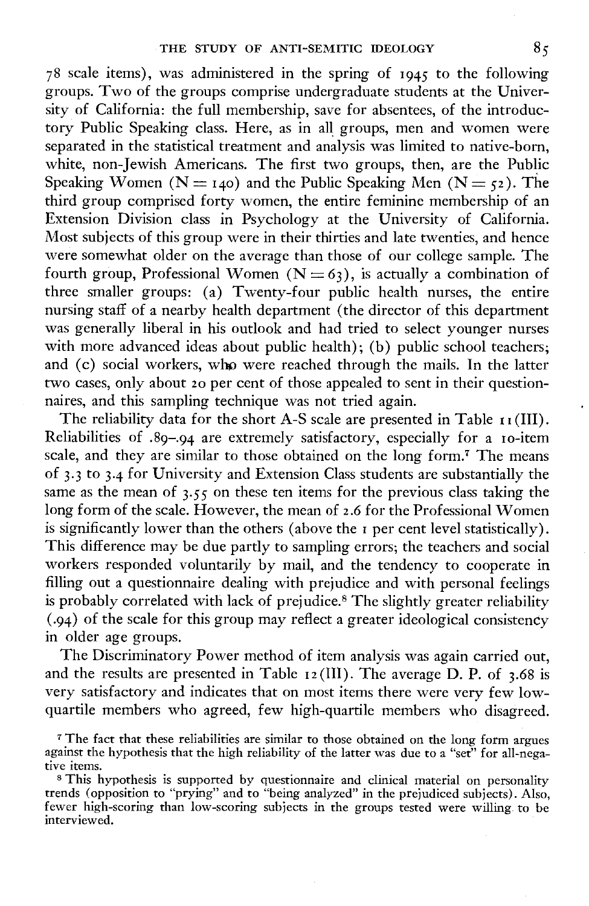78 scale items), was administered in the spring of 1945 to the following groups. Two of the groups comprise undergraduate students at the University of California: the full membership, save for absentees, of the introductory Public Speaking class. Here, as in all groups, men and women were separated in the statistical treatment and analysis was limited to native-born, white, non-Jewish Americans. The first two groups, then, are the Public Speaking Women (N = 140) and the Public Speaking Men (N = 52). The third group comprised forty women, the entire feminine membership of an Extension Division class in Psychology at the University of California. Most subjects of this group were in their thirties and late twenties, and hence were somewhat older on the average than those of our college sample. The fourth group, Professional Women (N = 63), is actually a combination of three smaller groups: (a) Twenty-four public health nurses, the entire nursing staff of a nearby health department (the director of this department was generally liberal in his outlook and had tried to select younger nurses with more advanced ideas about public health); (b) public school teachers; and (c) social workers, who were reached through the mails. In the latter two cases, only about 20 per cent of those appealed to sent in their questionnaires, and this sampling technique was not tried again.

The reliability data for the short A-S scale are presented in Table 11(III). Reliabilities of .89–.94 are extremely satisfactory, especially for a 10-item scale, and they are similar to those obtained on the long form.[7] The means of 3.3 to 3.4 for University and Extension Class students are substantially the same as the mean of 3.55 on these ten items for the previous class taking the long form of the scale. However, the mean of 2.6 for the Professional Women is significantly lower than the others (above the 1 per cent level statistically). This difference may be due partly to sampling errors; the teachers and social workers responded voluntarily by mail, and the tendency to cooperate in filling out a questionnaire dealing with prejudice and with personal feelings is probably correlated with lack of prejudice.[8] The slightly greater reliability (.94) of the scale for this group may reflect a greater ideological consistency in older age groups.

The Discriminatory Power method of item analysis was again carried out, and the results are presented in Table 12(III). The average D. P. of 3.68 is very satisfactory and indicates that on most items there were very few low-quartile members who agreed, few high-quartile members who disagreed.

[7] The fact that these reliabilities are similar to those obtained on the long form argues against the hypothesis that the high reliability of the latter was due to a "set" for all-negative items.

[8] This hypothesis is supported by questionnaire and clinical material on personality trends (opposition to "prying" and to "being analyzed" in the prejudiced subjects). Also, fewer high-scoring than low-scoring subjects in the groups tested were willing to be interviewed.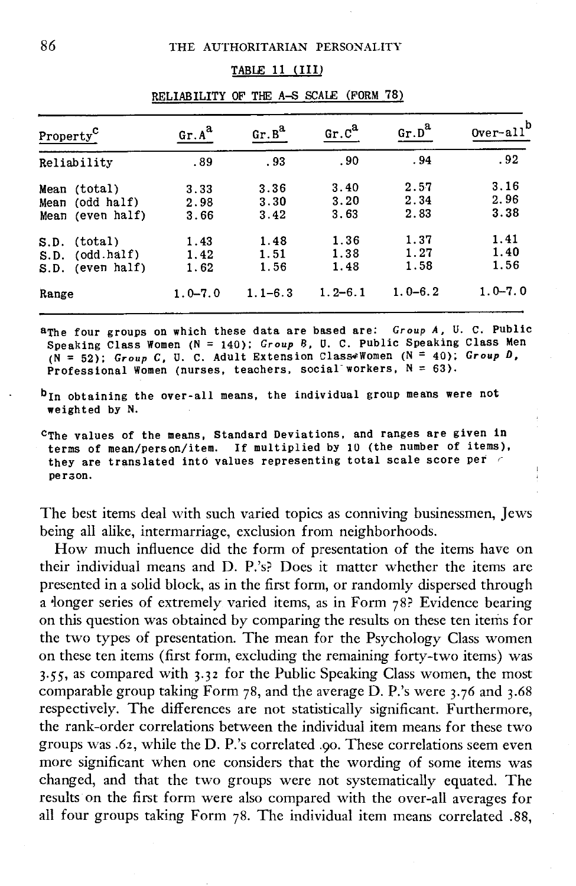TABLE 11 (III)

RELIABILITY OF THE A-S SCALE (FORM 78)

| Property[c] | Gr. A[a] | Gr. B[a] | Gr. C[a] | Gr. D[a] | Over-all[b] |
|---|---|---|---|---|---|
| Reliability | .89 | .93 | .90 | .94 | .92 |
| Mean (total) | 3.33 | 3.36 | 3.40 | 2.57 | 3.16 |
| Mean (odd half) | 2.98 | 3.30 | 3.20 | 2.34 | 2.96 |
| Mean (even half) | 3.66 | 3.42 | 3.63 | 2.83 | 3.38 |
| S.D. (total) | 1.43 | 1.48 | 1.36 | 1.37 | 1.41 |
| S.D. (odd half) | 1.42 | 1.51 | 1.38 | 1.27 | 1.40 |
| S.D. (even half) | 1.62 | 1.56 | 1.48 | 1.58 | 1.56 |
| Range | 1.0–7.0 | 1.1–6.3 | 1.2–6.1 | 1.0–6.2 | 1.0–7.0 |

[a] The four groups on which these data are based are: *Group A*, U. C. Public Speaking Class Women (N = 140); *Group B*, U. C. Public Speaking Class Men (N = 52); *Group C*, U. C. Adult Extension Class Women (N = 40); *Group D*, Professional Women (nurses, teachers, social workers, N = 63).

[b] In obtaining the over-all means, the individual group means were not weighted by N.

[c] The values of the means, Standard Deviations, and ranges are given in terms of mean/person/item. If multiplied by 10 (the number of items), they are translated into values representing total scale score per person.

The best items deal with such varied topics as conniving businessmen, Jews being all alike, intermarriage, exclusion from neighborhoods.

How much influence did the form of presentation of the items have on their individual means and D. P.'s? Does it matter whether the items are presented in a solid block, as in the first form, or randomly dispersed through a longer series of extremely varied items, as in Form 78? Evidence bearing on this question was obtained by comparing the results on these ten items for the two types of presentation. The mean for the Psychology Class women on these ten items (first form, excluding the remaining forty-two items) was 3.55, as compared with 3.32 for the Public Speaking Class women, the most comparable group taking Form 78, and the average D. P.'s were 3.76 and 3.68 respectively. The differences are not statistically significant. Furthermore, the rank-order correlations between the individual item means for these two groups was .62, while the D. P.'s correlated .90. These correlations seem even more significant when one considers that the wording of some items was changed, and that the two groups were not systematically equated. The results on the first form were also compared with the over-all averages for all four groups taking Form 78. The individual item means correlated .88,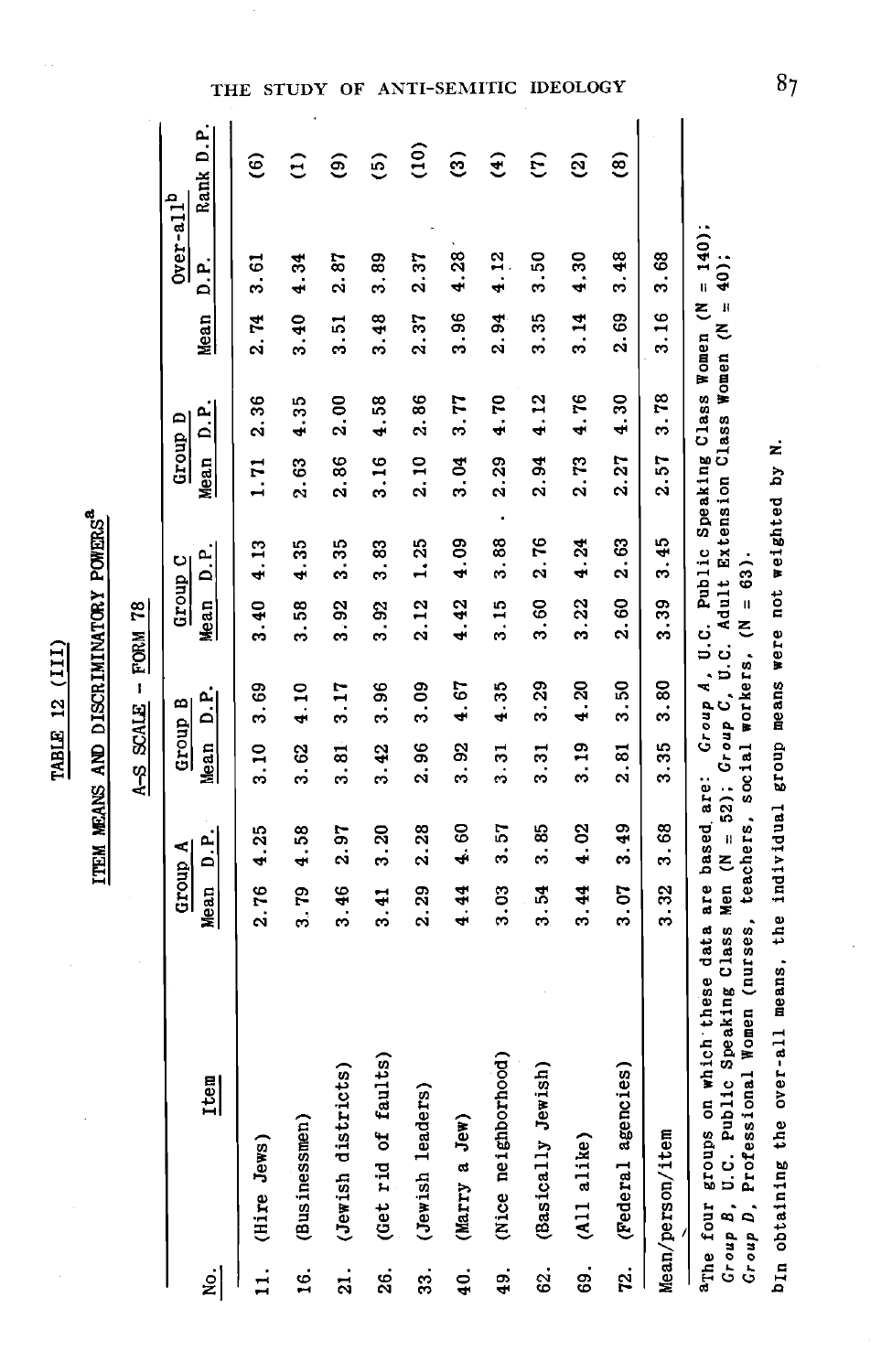TABLE 12 (III)

ITEM MEANS AND DISCRIMINATORY POWERS[a]

A-S SCALE - FORM 78

| No. | Item | Group A | | Group B | | Group C | | Group D | | Over-all[b] | | |
|---|---|---|---|---|---|---|---|---|---|---|---|---|
| | | Mean | D.P. | Mean | D.P. | Mean | D.P. | Mean | D.P. | Mean | D.P. | Rank D.P. |
| 11. | (Hire Jews) | 2.76 | 4.25 | 3.10 | 3.69 | 3.40 | 4.13 | 1.71 | 2.36 | 2.74 | 3.61 | (6) |
| 16. | (Businessmen) | 3.79 | 4.58 | 3.62 | 4.10 | 3.58 | 4.35 | 2.63 | 4.35 | 3.40 | 4.34 | (1) |
| 21. | (Jewish districts) | 3.46 | 2.97 | 3.81 | 3.17 | 3.92 | 3.35 | 2.86 | 2.00 | 3.51 | 2.87 | (9) |
| 26. | (Get rid of faults) | 3.41 | 3.20 | 3.42 | 3.96 | 3.92 | 3.83 | 3.16 | 4.58 | 3.48 | 3.89 | (5) |
| 33. | (Jewish leaders) | 2.29 | 2.28 | 2.96 | 3.09 | 2.12 | 1.25 | 2.10 | 2.86 | 2.37 | 2.37 | (10) |
| 40. | (Marry a Jew) | 4.44 | 4.60 | 3.92 | 4.67 | 4.42 | 4.09 | 3.04 | 3.77 | 3.96 | 4.28 | (3) |
| 49. | (Nice neighborhood) | 3.03 | 3.57 | 3.31 | 4.35 | 3.15 | 3.88 | 2.29 | 4.70 | 2.94 | 4.12 | (4) |
| 62. | (Basically Jewish) | 3.54 | 3.85 | 3.31 | 3.29 | 3.60 | 2.76 | 2.94 | 4.12 | 3.35 | 3.50 | (7) |
| 69. | (All alike) | 3.44 | 4.02 | 3.19 | 4.20 | 3.22 | 4.24 | 2.73 | 4.76 | 3.14 | 4.30 | (2) |
| 72. | (Federal agencies) | 3.07 | 3.49 | 2.81 | 3.50 | 2.60 | 2.63 | 2.27 | 4.30 | 2.69 | 3.48 | (8) |
| Mean/person/item | | 3.32 | 3.68 | 3.35 | 3.80 | 3.39 | 3.45 | 2.57 | 3.78 | 3.16 | 3.68 | |

[a]The four groups on which these data are based are: *Group A*, U.C. Public Speaking Class Women (N = 140); *Group B*, U.C. Public Speaking Class Men (N = 52); *Group C*, U.C. Adult Extension Class Women (N = 40); *Group D*, Professional Women (nurses, teachers, social workers, (N = 63).

[b]In obtaining the over-all means, the individual group means were not weighted by N.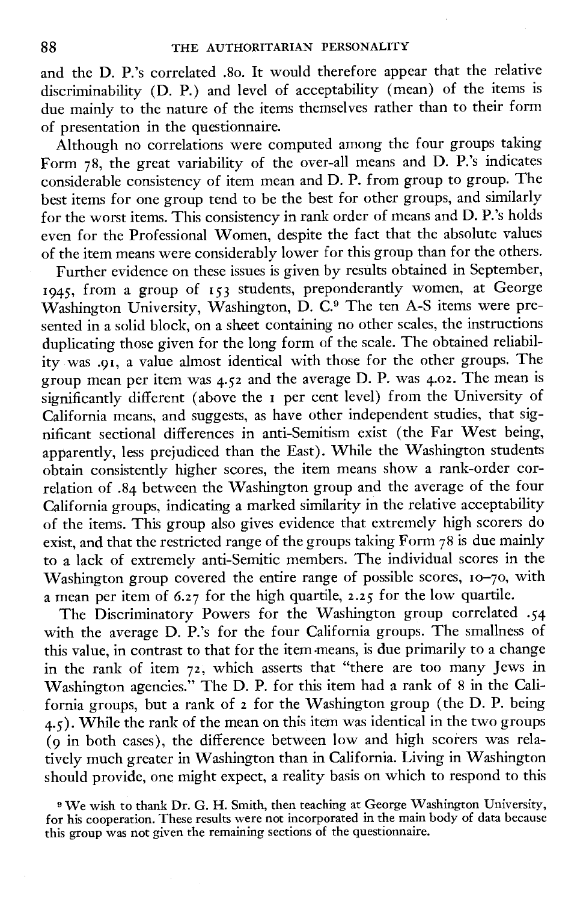and the D. P.'s correlated .80. It would therefore appear that the relative discriminability (D. P.) and level of acceptability (mean) of the items is due mainly to the nature of the items themselves rather than to their form of presentation in the questionnaire.

Although no correlations were computed among the four groups taking Form 78, the great variability of the over-all means and D. P.'s indicates considerable consistency of item mean and D. P. from group to group. The best items for one group tend to be the best for other groups, and similarly for the worst items. This consistency in rank order of means and D. P.'s holds even for the Professional Women, despite the fact that the absolute values of the item means were considerably lower for this group than for the others.

Further evidence on these issues is given by results obtained in September, 1945, from a group of 153 students, preponderantly women, at George Washington University, Washington, D. C.[9] The ten A-S items were presented in a solid block, on a sheet containing no other scales, the instructions duplicating those given for the long form of the scale. The obtained reliability was .91, a value almost identical with those for the other groups. The group mean per item was 4.52 and the average D. P. was 4.02. The mean is significantly different (above the 1 per cent level) from the University of California means, and suggests, as have other independent studies, that significant sectional differences in anti-Semitism exist (the Far West being, apparently, less prejudiced than the East). While the Washington students obtain consistently higher scores, the item means show a rank-order correlation of .84 between the Washington group and the average of the four California groups, indicating a marked similarity in the relative acceptability of the items. This group also gives evidence that extremely high scorers do exist, and that the restricted range of the groups taking Form 78 is due mainly to a lack of extremely anti-Semitic members. The individual scores in the Washington group covered the entire range of possible scores, 10–70, with a mean per item of 6.27 for the high quartile, 2.25 for the low quartile.

The Discriminatory Powers for the Washington group correlated .54 with the average D. P.'s for the four California groups. The smallness of this value, in contrast to that for the item-means, is due primarily to a change in the rank of item 72, which asserts that "there are too many Jews in Washington agencies." The D. P. for this item had a rank of 8 in the California groups, but a rank of 2 for the Washington group (the D. P. being 4.5). While the rank of the mean on this item was identical in the two groups (9 in both cases), the difference between low and high scorers was relatively much greater in Washington than in California. Living in Washington should provide, one might expect, a reality basis on which to respond to this

[9] We wish to thank Dr. G. H. Smith, then teaching at George Washington University, for his cooperation. These results were not incorporated in the main body of data because this group was not given the remaining sections of the questionnaire.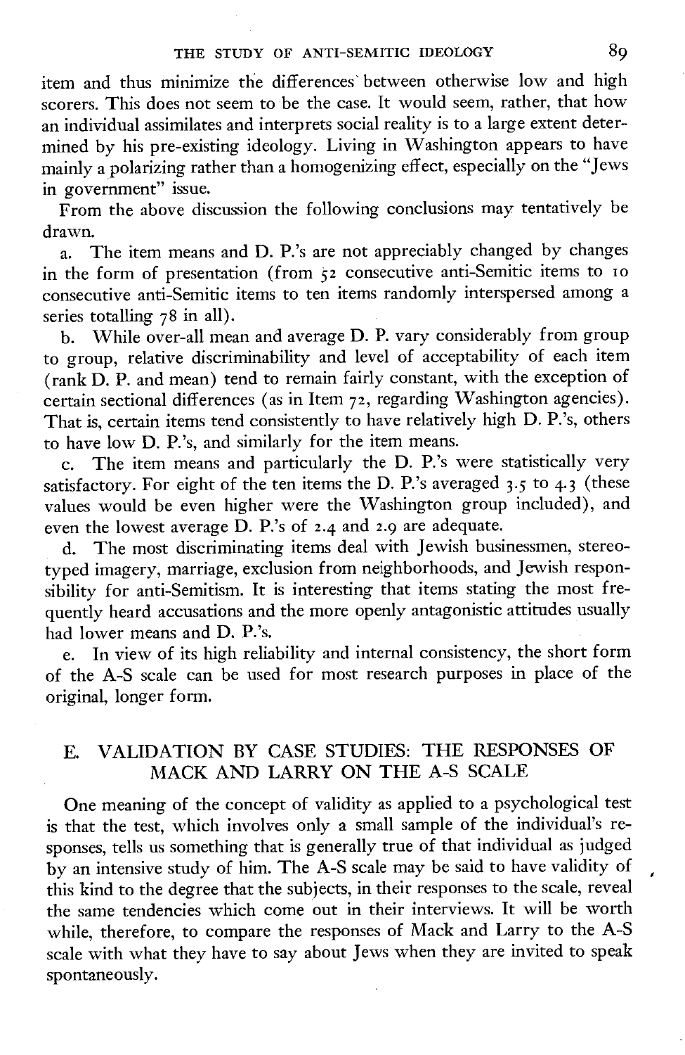item and thus minimize the differences between otherwise low and high scorers. This does not seem to be the case. It would seem, rather, that how an individual assimilates and interprets social reality is to a large extent determined by his pre-existing ideology. Living in Washington appears to have mainly a polarizing rather than a homogenizing effect, especially on the "Jews in government" issue.

From the above discussion the following conclusions may tentatively be drawn.

a. The item means and D. P.'s are not appreciably changed by changes in the form of presentation (from 52 consecutive anti-Semitic items to 10 consecutive anti-Semitic items to ten items randomly interspersed among a series totalling 78 in all).

b. While over-all mean and average D. P. vary considerably from group to group, relative discriminability and level of acceptability of each item (rank D. P. and mean) tend to remain fairly constant, with the exception of certain sectional differences (as in Item 72, regarding Washington agencies). That is, certain items tend consistently to have relatively high D. P.'s, others to have low D. P.'s, and similarly for the item means.

c. The item means and particularly the D. P.'s were statistically very satisfactory. For eight of the ten items the D. P.'s averaged 3.5 to 4.3 (these values would be even higher were the Washington group included), and even the lowest average D. P.'s of 2.4 and 2.9 are adequate.

d. The most discriminating items deal with Jewish businessmen, stereotyped imagery, marriage, exclusion from neighborhoods, and Jewish responsibility for anti-Semitism. It is interesting that items stating the most frequently heard accusations and the more openly antagonistic attitudes usually had lower means and D. P.'s.

e. In view of its high reliability and internal consistency, the short form of the A-S scale can be used for most research purposes in place of the original, longer form.

## E. VALIDATION BY CASE STUDIES: THE RESPONSES OF MACK AND LARRY ON THE A-S SCALE

One meaning of the concept of validity as applied to a psychological test is that the test, which involves only a small sample of the individual's responses, tells us something that is generally true of that individual as judged by an intensive study of him. The A-S scale may be said to have validity of this kind to the degree that the subjects, in their responses to the scale, reveal the same tendencies which come out in their interviews. It will be worth while, therefore, to compare the responses of Mack and Larry to the A-S scale with what they have to say about Jews when they are invited to speak spontaneously.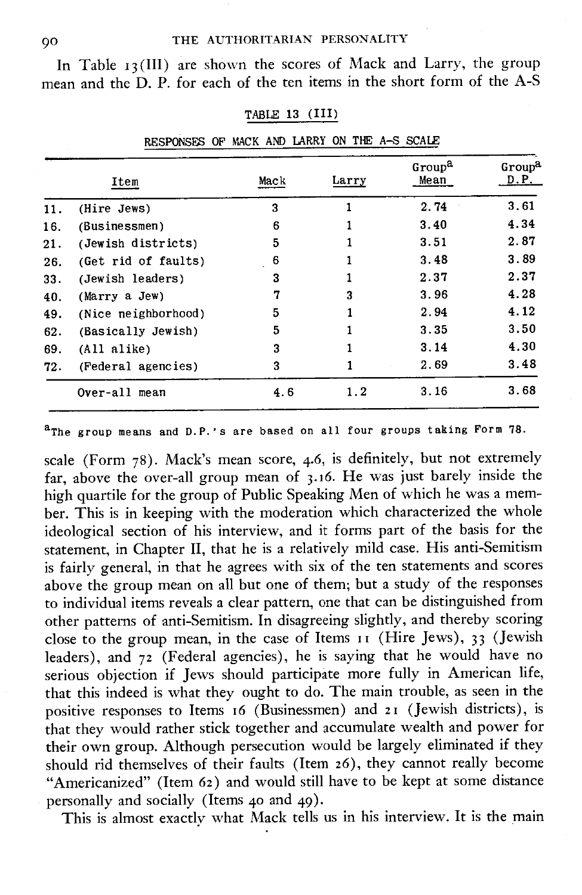In Table 13(III) are shown the scores of Mack and Larry, the group mean and the D. P. for each of the ten items in the short form of the A-S

TABLE 13 (III)

RESPONSES OF MACK AND LARRY ON THE A-S SCALE

| Item | | Mack | Larry | Group[a] Mean | Group[a] D.P. |
|---|---|---|---|---|---|
| 11. | (Hire Jews) | 3 | 1 | 2.74 | 3.61 |
| 16. | (Businessmen) | 6 | 1 | 3.40 | 4.34 |
| 21. | (Jewish districts) | 5 | 1 | 3.51 | 2.87 |
| 26. | (Get rid of faults) | 6 | 1 | 3.48 | 3.89 |
| 33. | (Jewish leaders) | 3 | 1 | 2.37 | 2.37 |
| 40. | (Marry a Jew) | 7 | 3 | 3.96 | 4.28 |
| 49. | (Nice neighborhood) | 5 | 1 | 2.94 | 4.12 |
| 62. | (Basically Jewish) | 5 | 1 | 3.35 | 3.50 |
| 69. | (All alike) | 3 | 1 | 3.14 | 4.30 |
| 72. | (Federal agencies) | 3 | 1 | 2.69 | 3.48 |
| | Over-all mean | 4.6 | 1.2 | 3.16 | 3.68 |

[a]The group means and D.P.'s are based on all four groups taking Form 78.

scale (Form 78). Mack's mean score, 4.6, is definitely, but not extremely far, above the over-all group mean of 3.16. He was just barely inside the high quartile for the group of Public Speaking Men of which he was a member. This is in keeping with the moderation which characterized the whole ideological section of his interview, and it forms part of the basis for the statement, in Chapter II, that he is a relatively mild case. His anti-Semitism is fairly general, in that he agrees with six of the ten statements and scores above the group mean on all but one of them; but a study of the responses to individual items reveals a clear pattern, one that can be distinguished from other patterns of anti-Semitism. In disagreeing slightly, and thereby scoring close to the group mean, in the case of Items 11 (Hire Jews), 33 (Jewish leaders), and 72 (Federal agencies), he is saying that he would have no serious objection if Jews should participate more fully in American life, that this indeed is what they ought to do. The main trouble, as seen in the positive responses to Items 16 (Businessmen) and 21 (Jewish districts), is that they would rather stick together and accumulate wealth and power for their own group. Although persecution would be largely eliminated if they should rid themselves of their faults (Item 26), they cannot really become "Americanized" (Item 62) and would still have to be kept at some distance personally and socially (Items 40 and 49).

This is almost exactly what Mack tells us in his interview. It is the main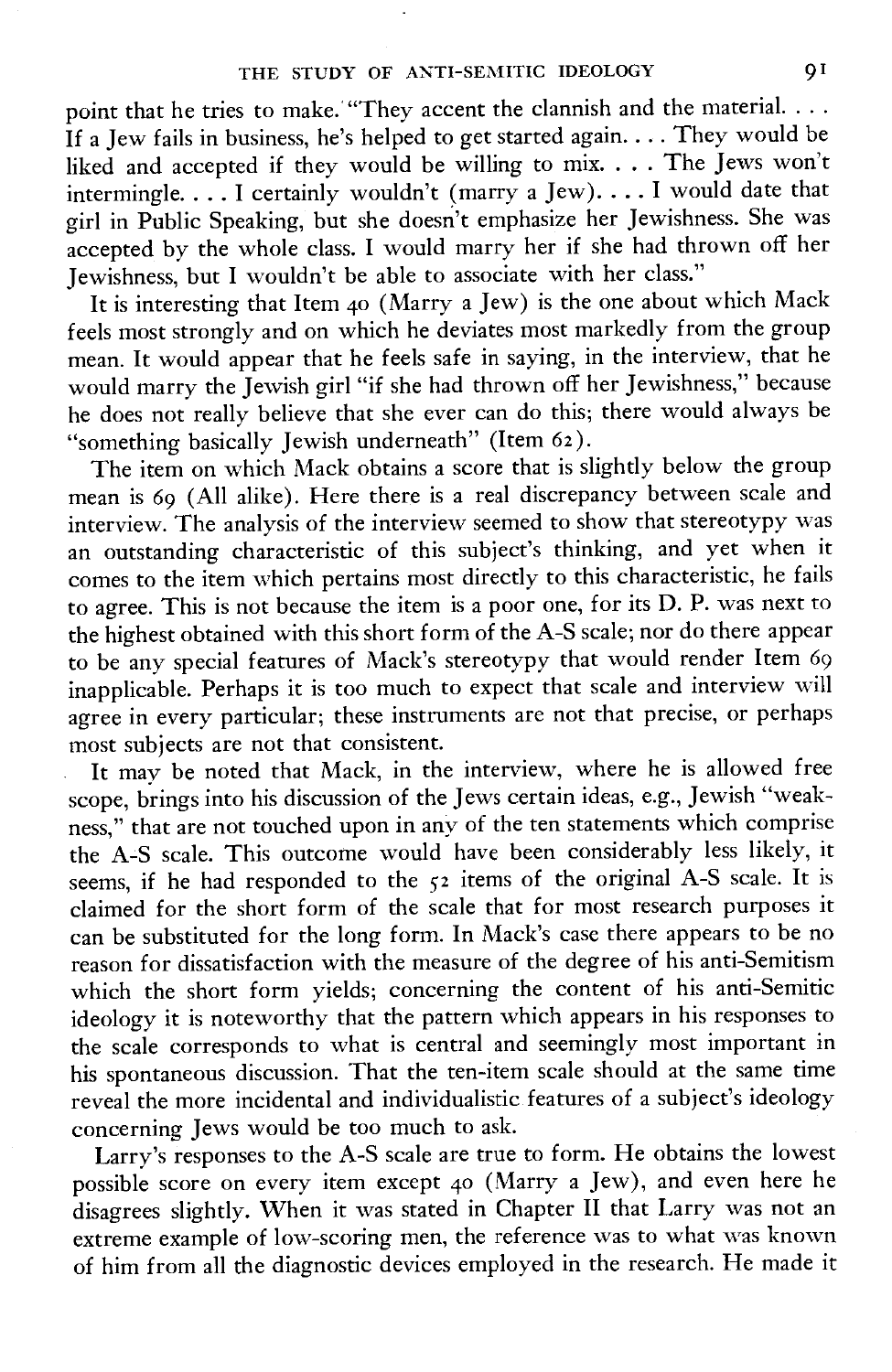point that he tries to make. "They accent the clannish and the material. . . . If a Jew fails in business, he's helped to get started again. . . . They would be liked and accepted if they would be willing to mix. . . . The Jews won't intermingle. . . . I certainly wouldn't (marry a Jew). . . . I would date that girl in Public Speaking, but she doesn't emphasize her Jewishness. She was accepted by the whole class. I would marry her if she had thrown off her Jewishness, but I wouldn't be able to associate with her class."

It is interesting that Item 40 (Marry a Jew) is the one about which Mack feels most strongly and on which he deviates most markedly from the group mean. It would appear that he feels safe in saying, in the interview, that he would marry the Jewish girl "if she had thrown off her Jewishness," because he does not really believe that she ever can do this; there would always be "something basically Jewish underneath" (Item 62).

The item on which Mack obtains a score that is slightly below the group mean is 69 (All alike). Here there is a real discrepancy between scale and interview. The analysis of the interview seemed to show that stereotypy was an outstanding characteristic of this subject's thinking, and yet when it comes to the item which pertains most directly to this characteristic, he fails to agree. This is not because the item is a poor one, for its D. P. was next to the highest obtained with this short form of the A-S scale; nor do there appear to be any special features of Mack's stereotypy that would render Item 69 inapplicable. Perhaps it is too much to expect that scale and interview will agree in every particular; these instruments are not that precise, or perhaps most subjects are not that consistent.

It may be noted that Mack, in the interview, where he is allowed free scope, brings into his discussion of the Jews certain ideas, e.g., Jewish "weakness," that are not touched upon in any of the ten statements which comprise the A-S scale. This outcome would have been considerably less likely, it seems, if he had responded to the 52 items of the original A-S scale. It is claimed for the short form of the scale that for most research purposes it can be substituted for the long form. In Mack's case there appears to be no reason for dissatisfaction with the measure of the degree of his anti-Semitism which the short form yields; concerning the content of his anti-Semitic ideology it is noteworthy that the pattern which appears in his responses to the scale corresponds to what is central and seemingly most important in his spontaneous discussion. That the ten-item scale should at the same time reveal the more incidental and individualistic features of a subject's ideology concerning Jews would be too much to ask.

Larry's responses to the A-S scale are true to form. He obtains the lowest possible score on every item except 40 (Marry a Jew), and even here he disagrees slightly. When it was stated in Chapter II that Larry was not an extreme example of low-scoring men, the reference was to what was known of him from all the diagnostic devices employed in the research. He made it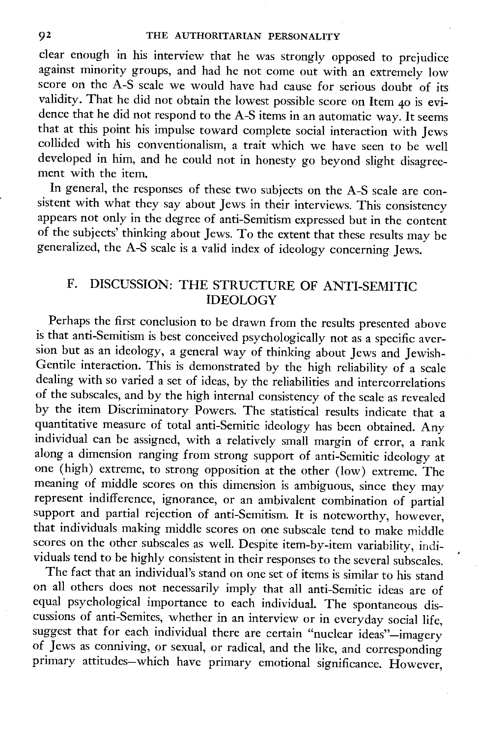clear enough in his interview that he was strongly opposed to prejudice against minority groups, and had he not come out with an extremely low score on the A-S scale we would have had cause for serious doubt of its validity. That he did not obtain the lowest possible score on Item 40 is evidence that he did not respond to the A-S items in an automatic way. It seems that at this point his impulse toward complete social interaction with Jews collided with his conventionalism, a trait which we have seen to be well developed in him, and he could not in honesty go beyond slight disagreement with the item.

In general, the responses of these two subjects on the A-S scale are consistent with what they say about Jews in their interviews. This consistency appears not only in the degree of anti-Semitism expressed but in the content of the subjects' thinking about Jews. To the extent that these results may be generalized, the A-S scale is a valid index of ideology concerning Jews.

## F. DISCUSSION: THE STRUCTURE OF ANTI-SEMITIC IDEOLOGY

Perhaps the first conclusion to be drawn from the results presented above is that anti-Semitism is best conceived psychologically not as a specific aversion but as an ideology, a general way of thinking about Jews and Jewish-Gentile interaction. This is demonstrated by the high reliability of a scale dealing with so varied a set of ideas, by the reliabilities and intercorrelations of the subscales, and by the high internal consistency of the scale as revealed by the item Discriminatory Powers. The statistical results indicate that a quantitative measure of total anti-Semitic ideology has been obtained. Any individual can be assigned, with a relatively small margin of error, a rank along a dimension ranging from strong support of anti-Semitic ideology at one (high) extreme, to strong opposition at the other (low) extreme. The meaning of middle scores on this dimension is ambiguous, since they may represent indifference, ignorance, or an ambivalent combination of partial support and partial rejection of anti-Semitism. It is noteworthy, however, that individuals making middle scores on *one* subscale tend to make middle scores on the other subscales as well. Despite item-by-item variability, individuals tend to be highly consistent in their responses to the several subscales.

The fact that an individual's stand on one set of items is similar to his stand on all others does not necessarily imply that all anti-Semitic ideas are of equal psychological importance to each individual. The spontaneous discussions of anti-Semites, whether in an interview or in everyday social life, suggest that for each individual there are certain "nuclear ideas"—imagery of Jews as conniving, or sexual, or radical, and the like, and corresponding primary attitudes—which have primary emotional significance. However,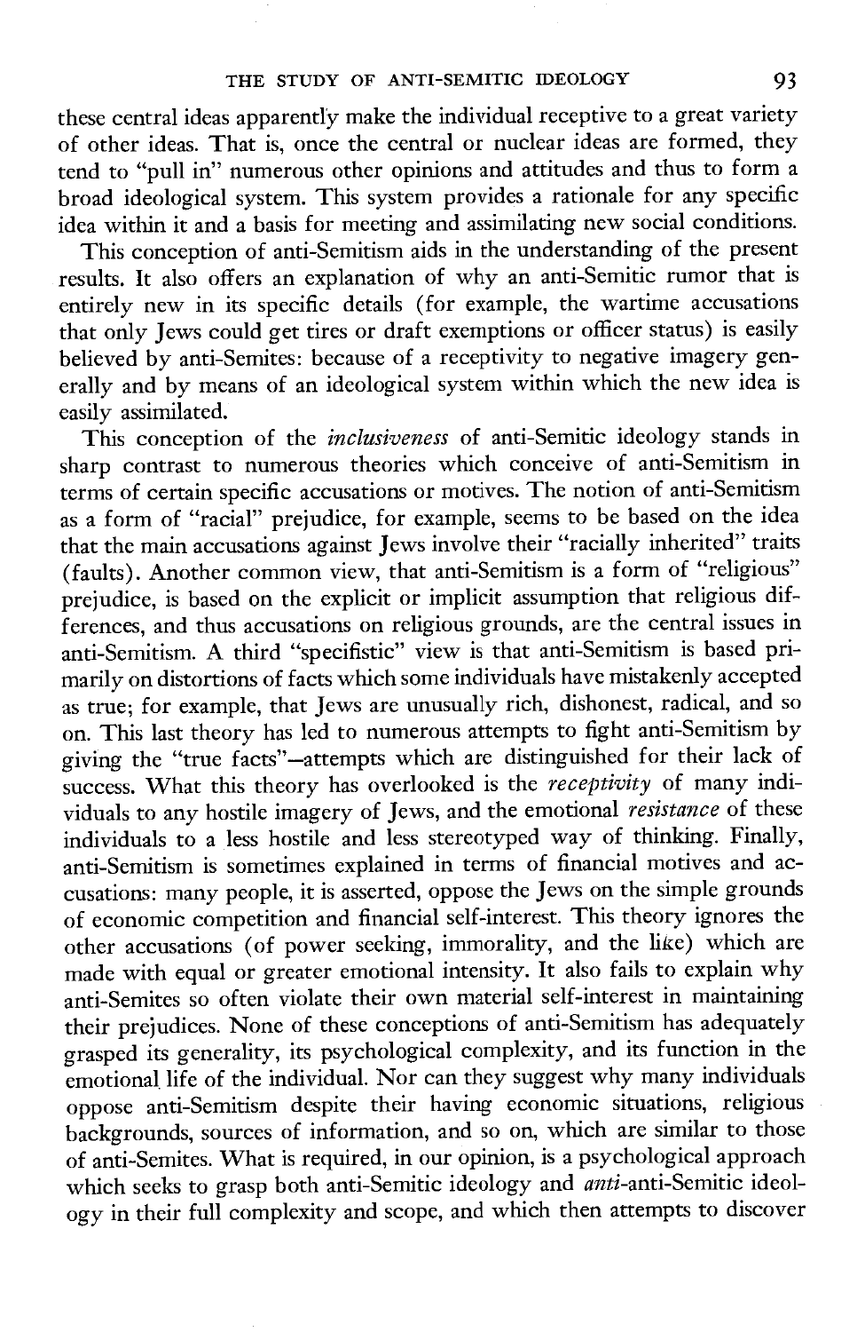these central ideas apparently make the individual receptive to a great variety of other ideas. That is, once the central or nuclear ideas are formed, they tend to "pull in" numerous other opinions and attitudes and thus to form a broad ideological system. This system provides a rationale for any specific idea within it and a basis for meeting and assimilating new social conditions.

This conception of anti-Semitism aids in the understanding of the present results. It also offers an explanation of why an anti-Semitic rumor that is entirely new in its specific details (for example, the wartime accusations that only Jews could get tires or draft exemptions or officer status) is easily believed by anti-Semites: because of a receptivity to negative imagery generally and by means of an ideological system within which the new idea is easily assimilated.

This conception of the *inclusiveness* of anti-Semitic ideology stands in sharp contrast to numerous theories which conceive of anti-Semitism in terms of certain specific accusations or motives. The notion of anti-Semitism as a form of "racial" prejudice, for example, seems to be based on the idea that the main accusations against Jews involve their "racially inherited" traits (faults). Another common view, that anti-Semitism is a form of "religious" prejudice, is based on the explicit or implicit assumption that religious differences, and thus accusations on religious grounds, are the central issues in anti-Semitism. A third "specifistic" view is that anti-Semitism is based primarily on distortions of facts which some individuals have mistakenly accepted as true; for example, that Jews are unusually rich, dishonest, radical, and so on. This last theory has led to numerous attempts to fight anti-Semitism by giving the "true facts"—attempts which are distinguished for their lack of success. What this theory has overlooked is the *receptivity* of many individuals to any hostile imagery of Jews, and the emotional *resistance* of these individuals to a less hostile and less stereotyped way of thinking. Finally, anti-Semitism is sometimes explained in terms of financial motives and accusations: many people, it is asserted, oppose the Jews on the simple grounds of economic competition and financial self-interest. This theory ignores the other accusations (of power seeking, immorality, and the like) which are made with equal or greater emotional intensity. It also fails to explain why anti-Semites so often violate their own material self-interest in maintaining their prejudices. None of these conceptions of anti-Semitism has adequately grasped its generality, its psychological complexity, and its function in the emotional life of the individual. Nor can they suggest why many individuals oppose anti-Semitism despite their having economic situations, religious backgrounds, sources of information, and so on, which are similar to those of anti-Semites. What is required, in our opinion, is a psychological approach which seeks to grasp both anti-Semitic ideology and *anti*-anti-Semitic ideology in their full complexity and scope, and which then attempts to discover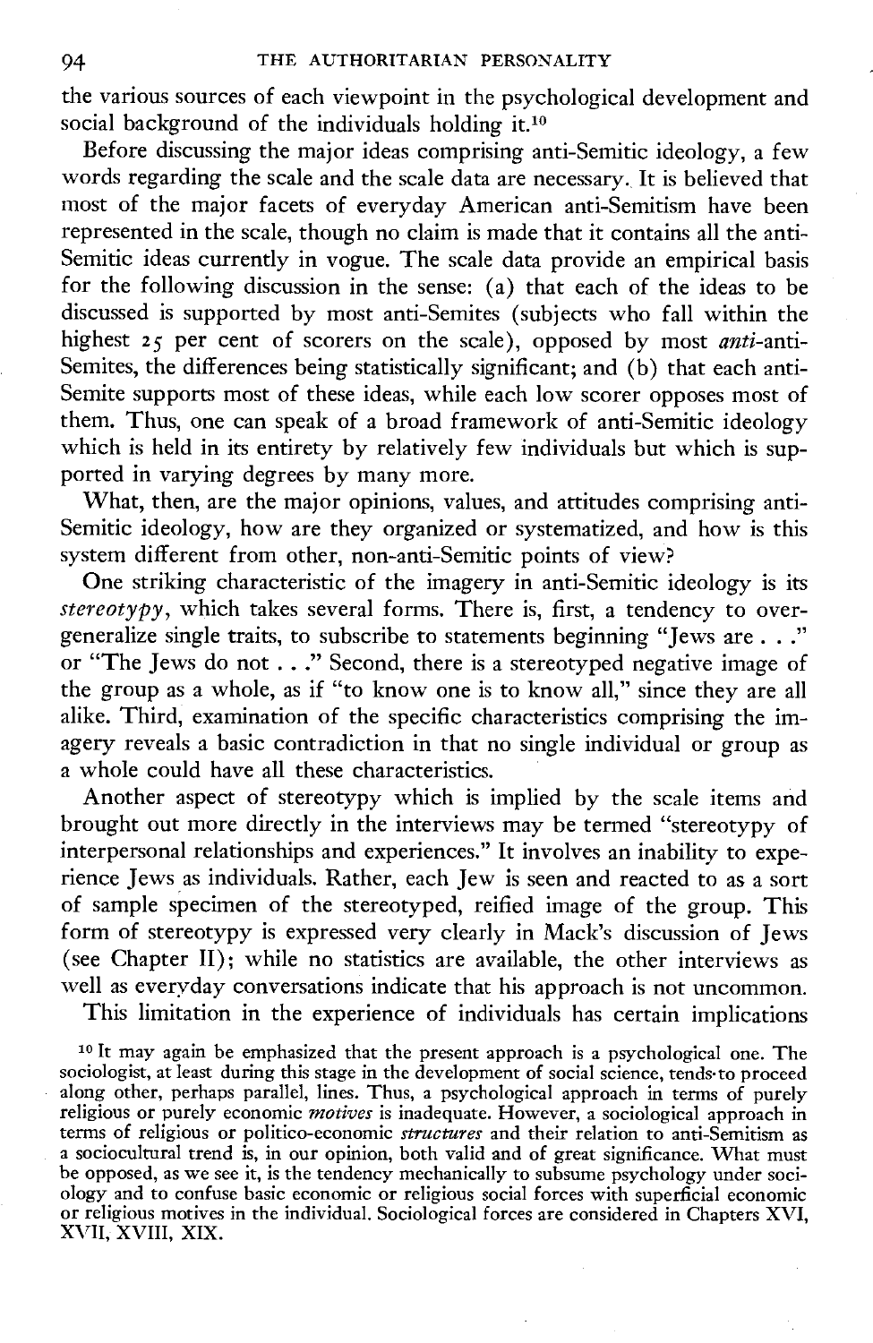the various sources of each viewpoint in the psychological development and social background of the individuals holding it.[10]

Before discussing the major ideas comprising anti-Semitic ideology, a few words regarding the scale and the scale data are necessary. It is believed that most of the major facets of everyday American anti-Semitism have been represented in the scale, though no claim is made that it contains all the anti-Semitic ideas currently in vogue. The scale data provide an empirical basis for the following discussion in the sense: (a) that each of the ideas to be discussed is supported by most anti-Semites (subjects who fall within the highest 25 per cent of scorers on the scale), opposed by most *anti*-anti-Semites, the differences being statistically significant; and (b) that each anti-Semite supports most of these ideas, while each low scorer opposes most of them. Thus, one can speak of a broad framework of anti-Semitic ideology which is held in its entirety by relatively few individuals but which is supported in varying degrees by many more.

What, then, are the major opinions, values, and attitudes comprising anti-Semitic ideology, how are they organized or systematized, and how is this system different from other, non-anti-Semitic points of view?

One striking characteristic of the imagery in anti-Semitic ideology is its *stereotypy*, which takes several forms. There is, first, a tendency to overgeneralize single traits, to subscribe to statements beginning "Jews are . . ." or "The Jews do not . . ." Second, there is a stereotyped negative image of the group as a whole, as if "to know one is to know all," since they are all alike. Third, examination of the specific characteristics comprising the imagery reveals a basic contradiction in that no single individual or group as a whole could have all these characteristics.

Another aspect of stereotypy which is implied by the scale items and brought out more directly in the interviews may be termed "stereotypy of interpersonal relationships and experiences." It involves an inability to experience Jews as individuals. Rather, each Jew is seen and reacted to as a sort of sample specimen of the stereotyped, reified image of the group. This form of stereotypy is expressed very clearly in Mack's discussion of Jews (see Chapter II); while no statistics are available, the other interviews as well as everyday conversations indicate that his approach is not uncommon.

This limitation in the experience of individuals has certain implications

[10] It may again be emphasized that the present approach is a psychological one. The sociologist, at least during this stage in the development of social science, tends to proceed along other, perhaps parallel, lines. Thus, a psychological approach in terms of purely religious or purely economic *motives* is inadequate. However, a sociological approach in terms of religious or politico-economic *structures* and their relation to anti-Semitism as a sociocultural trend is, in our opinion, both valid and of great significance. What must be opposed, as we see it, is the tendency mechanically to subsume psychology under sociology and to confuse basic economic or religious social forces with superficial economic or religious motives in the individual. Sociological forces are considered in Chapters XVI, XVII, XVIII, XIX.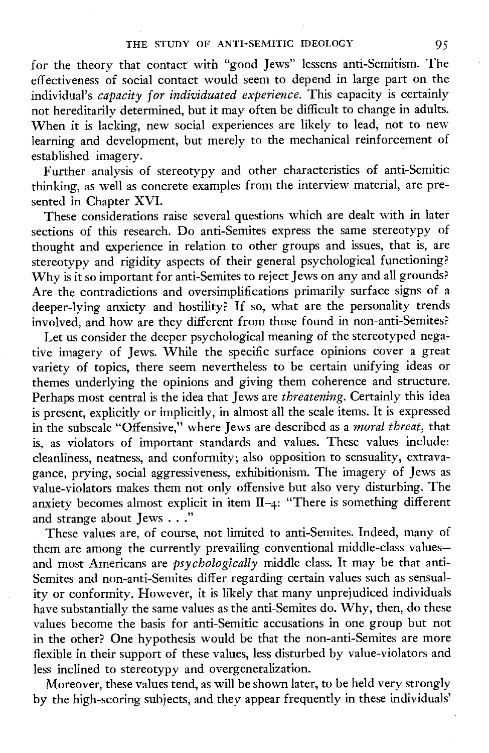for the theory that contact with "good Jews" lessens anti-Semitism. The effectiveness of social contact would seem to depend in large part on the individual's *capacity for individuated experience*. This capacity is certainly not hereditarily determined, but it may often be difficult to change in adults. When it is lacking, new social experiences are likely to lead, not to new learning and development, but merely to the mechanical reinforcement of established imagery.

Further analysis of stereotypy and other characteristics of anti-Semitic thinking, as well as concrete examples from the interview material, are presented in Chapter XVI.

These considerations raise several questions which are dealt with in later sections of this research. Do anti-Semites express the same stereotypy of thought and experience in relation to other groups and issues, that is, are stereotypy and rigidity aspects of their general psychological functioning? Why is it so important for anti-Semites to reject Jews on any and all grounds? Are the contradictions and oversimplifications primarily surface signs of a deeper-lying anxiety and hostility? If so, what are the personality trends involved, and how are they different from those found in non-anti-Semites?

Let us consider the deeper psychological meaning of the stereotyped negative imagery of Jews. While the specific surface opinions cover a great variety of topics, there seem nevertheless to be certain unifying ideas or themes underlying the opinions and giving them coherence and structure. Perhaps most central is the idea that Jews are *threatening*. Certainly this idea is present, explicitly or implicitly, in almost all the scale items. It is expressed in the subscale "Offensive," where Jews are described as a *moral threat*, that is, as violators of important standards and values. These values include: cleanliness, neatness, and conformity; also opposition to sensuality, extravagance, prying, social aggressiveness, exhibitionism. The imagery of Jews as value-violators makes them not only offensive but also very disturbing. The anxiety becomes almost explicit in item II–4: "There is something different and strange about Jews . . ."

These values are, of course, not limited to anti-Semites. Indeed, many of them are among the currently prevailing conventional middle-class values—and most Americans are *psychologically* middle class. It may be that anti-Semites and non-anti-Semites differ regarding certain values such as sensuality or conformity. However, it is likely that many unprejudiced individuals have substantially the same values as the anti-Semites do. Why, then, do these values become the basis for anti-Semitic accusations in one group but not in the other? One hypothesis would be that the non-anti-Semites are more flexible in their support of these values, less disturbed by value-violators and less inclined to stereotypy and overgeneralization.

Moreover, these values tend, as will be shown later, to be held very strongly by the high-scoring subjects, and they appear frequently in these individuals'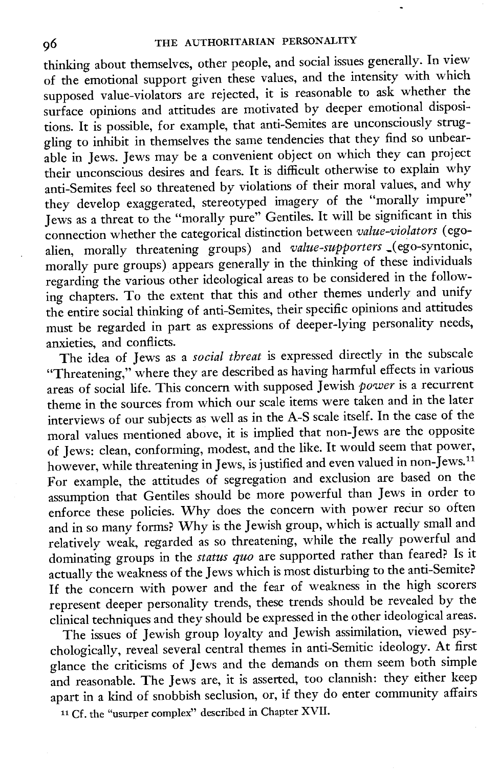thinking about themselves, other people, and social issues generally. In view of the emotional support given these values, and the intensity with which supposed value-violators are rejected, it is reasonable to ask whether the surface opinions and attitudes are motivated by deeper emotional dispositions. It is possible, for example, that anti-Semites are unconsciously struggling to inhibit in themselves the same tendencies that they find so unbearable in Jews. Jews may be a convenient object on which they can project their unconscious desires and fears. It is difficult otherwise to explain why anti-Semites feel so threatened by violations of their moral values, and why they develop exaggerated, stereotyped imagery of the "morally impure" Jews as a threat to the "morally pure" Gentiles. It will be significant in this connection whether the categorical distinction between *value-violators* (ego-alien, morally threatening groups) and *value-supporters* (ego-syntonic, morally pure groups) appears generally in the thinking of these individuals regarding the various other ideological areas to be considered in the following chapters. To the extent that this and other themes underly and unify the entire social thinking of anti-Semites, their specific opinions and attitudes must be regarded in part as expressions of deeper-lying personality needs, anxieties, and conflicts.

The idea of Jews as a *social threat* is expressed directly in the subscale "Threatening," where they are described as having harmful effects in various areas of social life. This concern with supposed Jewish *power* is a recurrent theme in the sources from which our scale items were taken and in the later interviews of our subjects as well as in the A-S scale itself. In the case of the moral values mentioned above, it is implied that non-Jews are the opposite of Jews: clean, conforming, modest, and the like. It would seem that power, however, while threatening in Jews, is justified and even valued in non-Jews.[11] For example, the attitudes of segregation and exclusion are based on the assumption that Gentiles should be more powerful than Jews in order to enforce these policies. Why does the concern with power recur so often and in so many forms? Why is the Jewish group, which is actually small and relatively weak, regarded as so threatening, while the really powerful and dominating groups in the *status quo* are supported rather than feared? Is it actually the weakness of the Jews which is most disturbing to the anti-Semite? If the concern with power and the fear of weakness in the high scorers represent deeper personality trends, these trends should be revealed by the clinical techniques and they should be expressed in the other ideological areas.

The issues of Jewish group loyalty and Jewish assimilation, viewed psychologically, reveal several central themes in anti-Semitic ideology. At first glance the criticisms of Jews and the demands on them seem both simple and reasonable. The Jews are, it is asserted, too clannish: they either keep apart in a kind of snobbish seclusion, or, if they do enter community affairs

[11] Cf. the "usurper complex" described in Chapter XVII.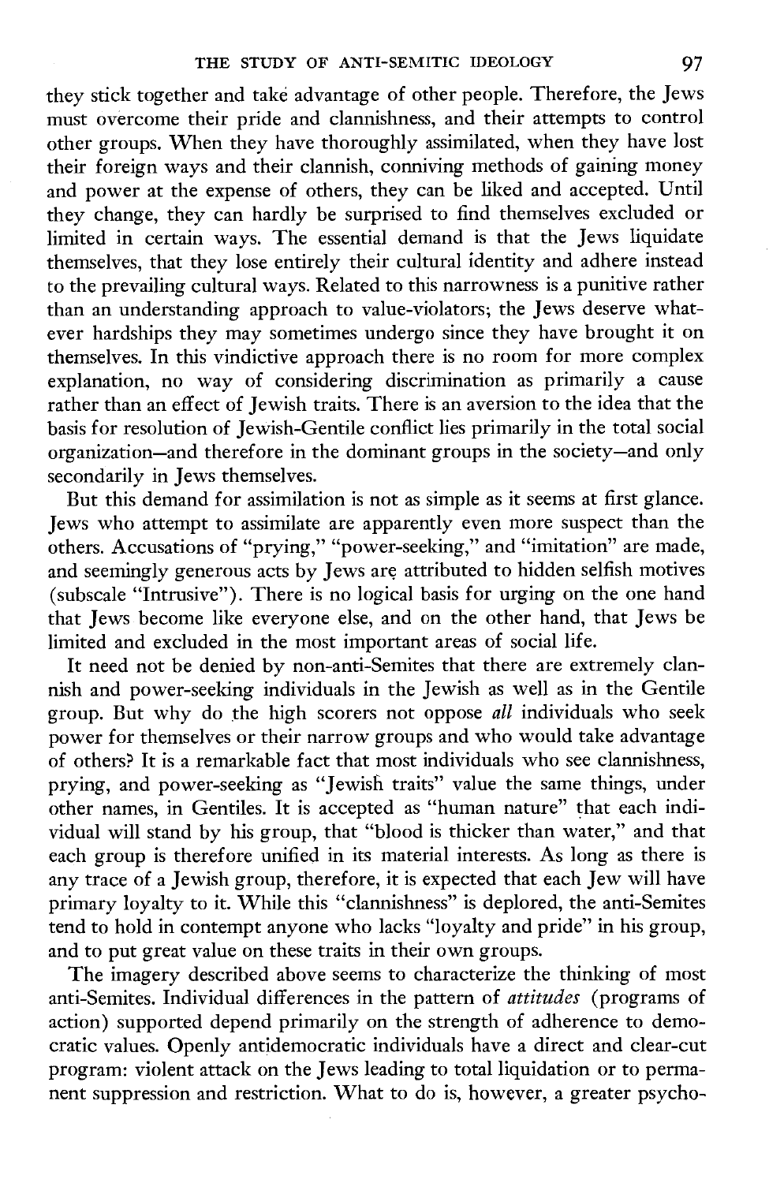they stick together and take advantage of other people. Therefore, the Jews must overcome their pride and clannishness, and their attempts to control other groups. When they have thoroughly assimilated, when they have lost their foreign ways and their clannish, conniving methods of gaining money and power at the expense of others, they can be liked and accepted. Until they change, they can hardly be surprised to find themselves excluded or limited in certain ways. The essential demand is that the Jews liquidate themselves, that they lose entirely their cultural identity and adhere instead to the prevailing cultural ways. Related to this narrowness is a punitive rather than an understanding approach to value-violators; the Jews deserve whatever hardships they may sometimes undergo since they have brought it on themselves. In this vindictive approach there is no room for more complex explanation, no way of considering discrimination as primarily a cause rather than an effect of Jewish traits. There is an aversion to the idea that the basis for resolution of Jewish-Gentile conflict lies primarily in the total social organization—and therefore in the dominant groups in the society—and only secondarily in Jews themselves.

But this demand for assimilation is not as simple as it seems at first glance. Jews who attempt to assimilate are apparently even more suspect than the others. Accusations of "prying," "power-seeking," and "imitation" are made, and seemingly generous acts by Jews are attributed to hidden selfish motives (subscale "Intrusive"). There is no logical basis for urging on the one hand that Jews become like everyone else, and on the other hand, that Jews be limited and excluded in the most important areas of social life.

It need not be denied by non-anti-Semites that there are extremely clannish and power-seeking individuals in the Jewish as well as in the Gentile group. But why do the high scorers not oppose *all* individuals who seek power for themselves or their narrow groups and who would take advantage of others? It is a remarkable fact that most individuals who see clannishness, prying, and power-seeking as "Jewish traits" value the same things, under other names, in Gentiles. It is accepted as "human nature" that each individual will stand by his group, that "blood is thicker than water," and that each group is therefore unified in its material interests. As long as there is any trace of a Jewish group, therefore, it is expected that each Jew will have primary loyalty to it. While this "clannishness" is deplored, the anti-Semites tend to hold in contempt anyone who lacks "loyalty and pride" in his group, and to put great value on these traits in their own groups.

The imagery described above seems to characterize the thinking of most anti-Semites. Individual differences in the pattern of *attitudes* (programs of action) supported depend primarily on the strength of adherence to democratic values. Openly antidemocratic individuals have a direct and clear-cut program: violent attack on the Jews leading to total liquidation or to permanent suppression and restriction. What to do is, however, a greater psycho-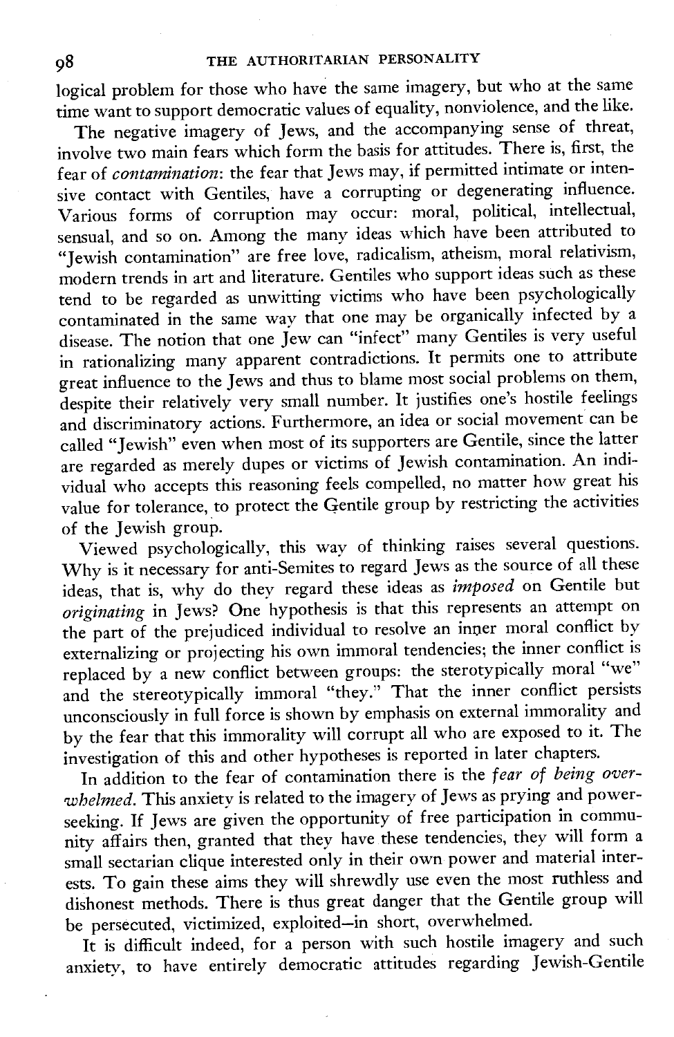logical problem for those who have the same imagery, but who at the same time want to support democratic values of equality, nonviolence, and the like.

The negative imagery of Jews, and the accompanying sense of threat, involve two main fears which form the basis for attitudes. There is, first, the fear of *contamination*: the fear that Jews may, if permitted intimate or intensive contact with Gentiles, have a corrupting or degenerating influence. Various forms of corruption may occur: moral, political, intellectual, sensual, and so on. Among the many ideas which have been attributed to "Jewish contamination" are free love, radicalism, atheism, moral relativism, modern trends in art and literature. Gentiles who support ideas such as these tend to be regarded as unwitting victims who have been psychologically contaminated in the same way that one may be organically infected by a disease. The notion that one Jew can "infect" many Gentiles is very useful in rationalizing many apparent contradictions. It permits one to attribute great influence to the Jews and thus to blame most social problems on them, despite their relatively very small number. It justifies one's hostile feelings and discriminatory actions. Furthermore, an idea or social movement can be called "Jewish" even when most of its supporters are Gentile, since the latter are regarded as merely dupes or victims of Jewish contamination. An individual who accepts this reasoning feels compelled, no matter how great his value for tolerance, to protect the Gentile group by restricting the activities of the Jewish group.

Viewed psychologically, this way of thinking raises several questions. Why is it necessary for anti-Semites to regard Jews as the source of all these ideas, that is, why do they regard these ideas as *imposed* on Gentile but *originating* in Jews? One hypothesis is that this represents an attempt on the part of the prejudiced individual to resolve an inner moral conflict by externalizing or projecting his own immoral tendencies; the inner conflict is replaced by a new conflict between groups: the sterotypically moral "we" and the stereotypically immoral "they." That the inner conflict persists unconsciously in full force is shown by emphasis on external immorality and by the fear that this immorality will corrupt all who are exposed to it. The investigation of this and other hypotheses is reported in later chapters.

In addition to the fear of contamination there is the *fear of being overwhelmed*. This anxiety is related to the imagery of Jews as prying and power-seeking. If Jews are given the opportunity of free participation in community affairs then, granted that they have these tendencies, they will form a small sectarian clique interested only in their own power and material interests. To gain these aims they will shrewdly use even the most ruthless and dishonest methods. There is thus great danger that the Gentile group will be persecuted, victimized, exploited—in short, overwhelmed.

It is difficult indeed, for a person with such hostile imagery and such anxiety, to have entirely democratic attitudes regarding Jewish-Gentile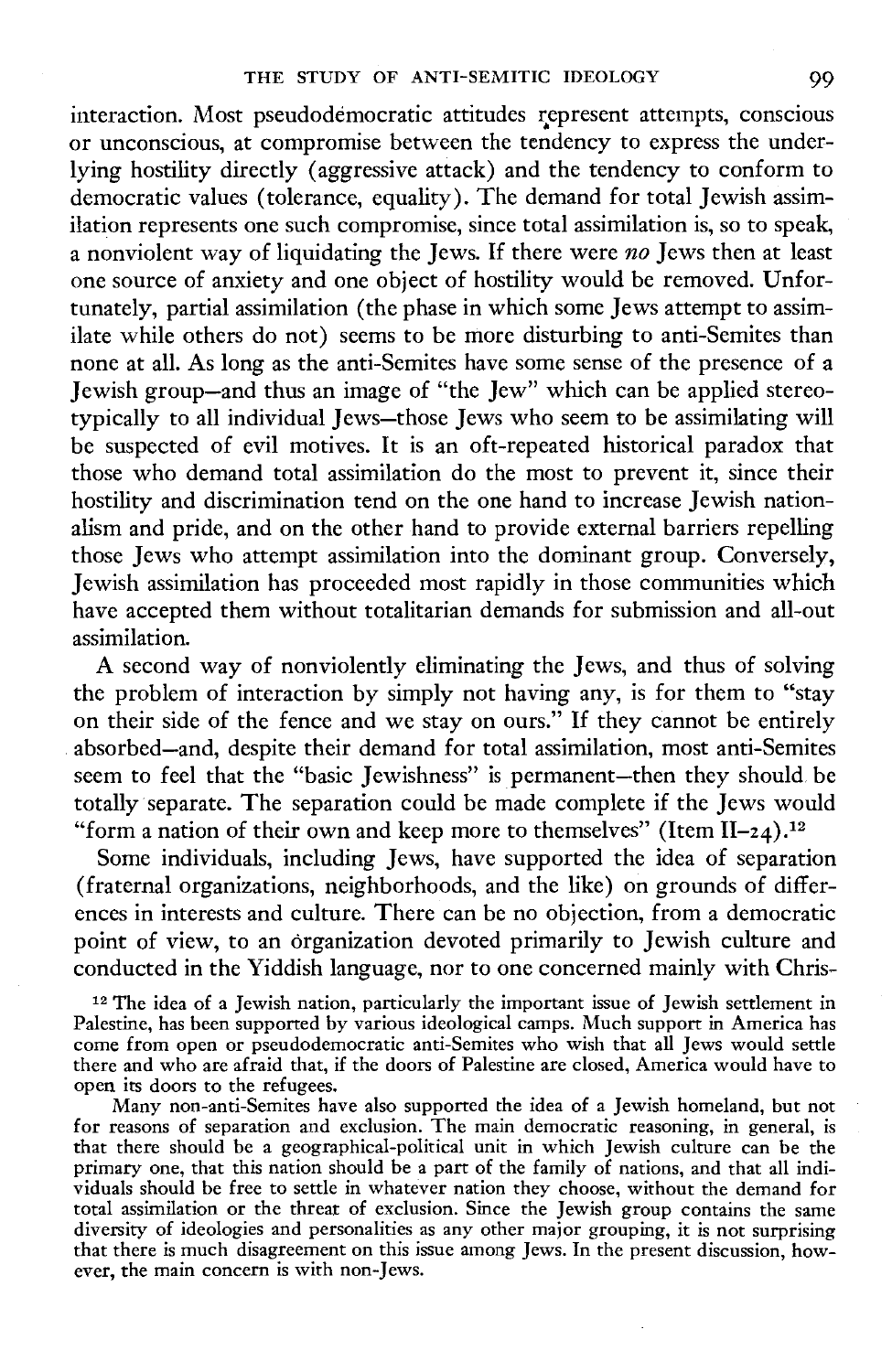interaction. Most pseudodemocratic attitudes represent attempts, conscious or unconscious, at compromise between the tendency to express the underlying hostility directly (aggressive attack) and the tendency to conform to democratic values (tolerance, equality). The demand for total Jewish assimilation represents one such compromise, since total assimilation is, so to speak, a nonviolent way of liquidating the Jews. If there were *no* Jews then at least one source of anxiety and one object of hostility would be removed. Unfortunately, partial assimilation (the phase in which some Jews attempt to assimilate while others do not) seems to be more disturbing to anti-Semites than none at all. As long as the anti-Semites have some sense of the presence of a Jewish group—and thus an image of "the Jew" which can be applied stereotypically to all individual Jews—those Jews who seem to be assimilating will be suspected of evil motives. It is an oft-repeated historical paradox that those who demand total assimilation do the most to prevent it, since their hostility and discrimination tend on the one hand to increase Jewish nationalism and pride, and on the other hand to provide external barriers repelling those Jews who attempt assimilation into the dominant group. Conversely, Jewish assimilation has proceeded most rapidly in those communities which have accepted them without totalitarian demands for submission and all-out assimilation.

A second way of nonviolently eliminating the Jews, and thus of solving the problem of interaction by simply not having any, is for them to "stay on their side of the fence and we stay on ours." If they cannot be entirely absorbed—and, despite their demand for total assimilation, most anti-Semites seem to feel that the "basic Jewishness" is permanent—then they should be totally separate. The separation could be made complete if the Jews would "form a nation of their own and keep more to themselves" (Item II–24).[12]

Some individuals, including Jews, have supported the idea of separation (fraternal organizations, neighborhoods, and the like) on grounds of differences in interests and culture. There can be no objection, from a democratic point of view, to an organization devoted primarily to Jewish culture and conducted in the Yiddish language, nor to one concerned mainly with Chris-

[12] The idea of a Jewish nation, particularly the important issue of Jewish settlement in Palestine, has been supported by various ideological camps. Much support in America has come from open or pseudodemocratic anti-Semites who wish that all Jews would settle there and who are afraid that, if the doors of Palestine are closed, America would have to open its doors to the refugees.

Many non-anti-Semites have also supported the idea of a Jewish homeland, but not for reasons of separation and exclusion. The main democratic reasoning, in general, is that there should be a geographical-political unit in which Jewish culture can be the primary one, that this nation should be a part of the family of nations, and that all individuals should be free to settle in whatever nation they choose, without the demand for total assimilation or the threat of exclusion. Since the Jewish group contains the same diversity of ideologies and personalities as any other major grouping, it is not surprising that there is much disagreement on this issue among Jews. In the present discussion, however, the main concern is with non-Jews.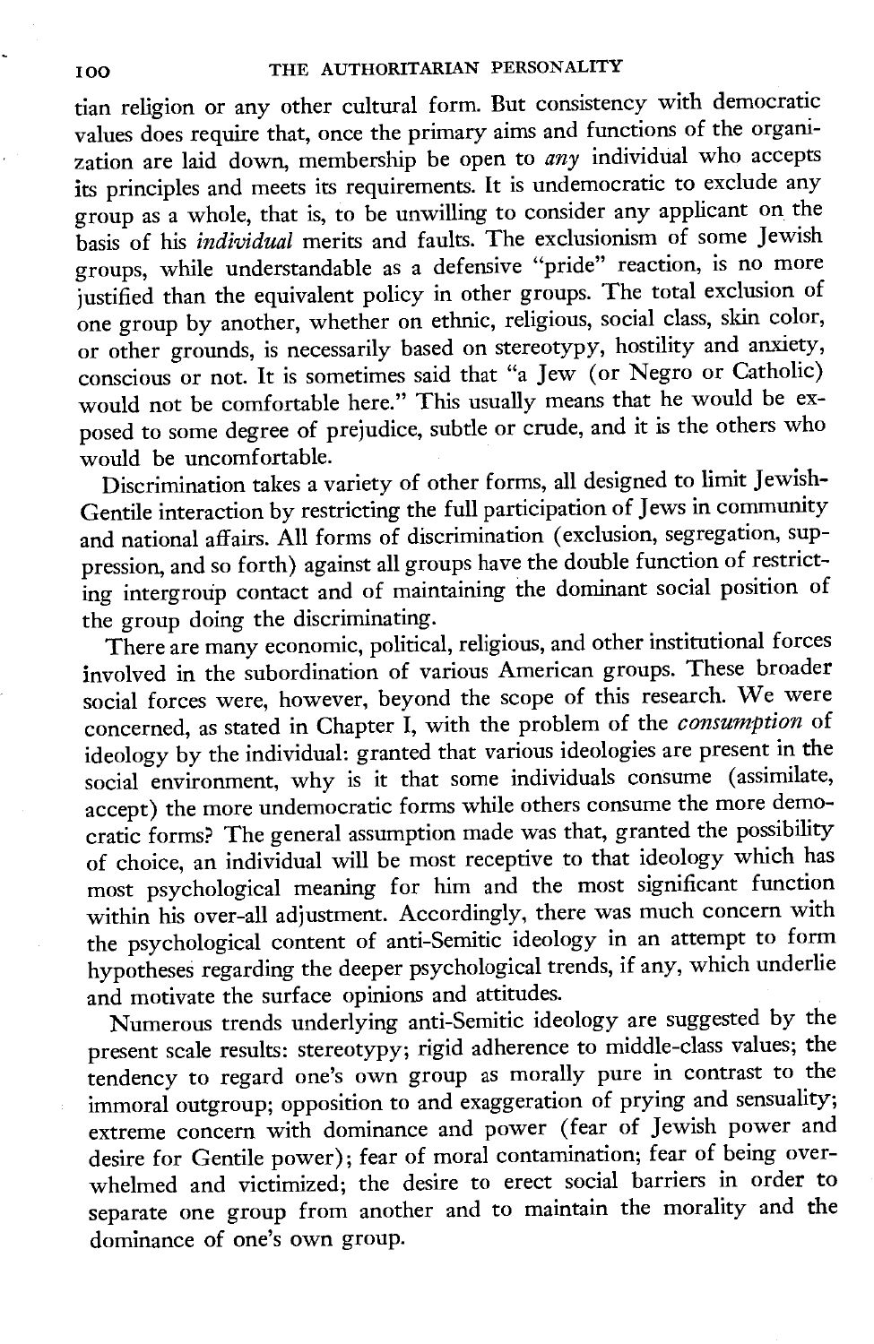tian religion or any other cultural form. But consistency with democratic values does require that, once the primary aims and functions of the organization are laid down, membership be open to *any* individual who accepts its principles and meets its requirements. It is undemocratic to exclude any group as a whole, that is, to be unwilling to consider any applicant on the basis of his *individual* merits and faults. The exclusionism of some Jewish groups, while understandable as a defensive "pride" reaction, is no more justified than the equivalent policy in other groups. The total exclusion of one group by another, whether on ethnic, religious, social class, skin color, or other grounds, is necessarily based on stereotypy, hostility and anxiety, conscious or not. It is sometimes said that "a Jew (or Negro or Catholic) would not be comfortable here." This usually means that he would be exposed to some degree of prejudice, subtle or crude, and it is the others who would be uncomfortable.

Discrimination takes a variety of other forms, all designed to limit Jewish-Gentile interaction by restricting the full participation of Jews in community and national affairs. All forms of discrimination (exclusion, segregation, suppression, and so forth) against all groups have the double function of restricting intergroup contact and of maintaining the dominant social position of the group doing the discriminating.

There are many economic, political, religious, and other institutional forces involved in the subordination of various American groups. These broader social forces were, however, beyond the scope of this research. We were concerned, as stated in Chapter I, with the problem of the *consumption* of ideology by the individual: granted that various ideologies are present in the social environment, why is it that some individuals consume (assimilate, accept) the more undemocratic forms while others consume the more democratic forms? The general assumption made was that, granted the possibility of choice, an individual will be most receptive to that ideology which has most psychological meaning for him and the most significant function within his over-all adjustment. Accordingly, there was much concern with the psychological content of anti-Semitic ideology in an attempt to form hypotheses regarding the deeper psychological trends, if any, which underlie and motivate the surface opinions and attitudes.

Numerous trends underlying anti-Semitic ideology are suggested by the present scale results: stereotypy; rigid adherence to middle-class values; the tendency to regard one's own group as morally pure in contrast to the immoral outgroup; opposition to and exaggeration of prying and sensuality; extreme concern with dominance and power (fear of Jewish power and desire for Gentile power); fear of moral contamination; fear of being overwhelmed and victimized; the desire to erect social barriers in order to separate one group from another and to maintain the morality and the dominance of one's own group.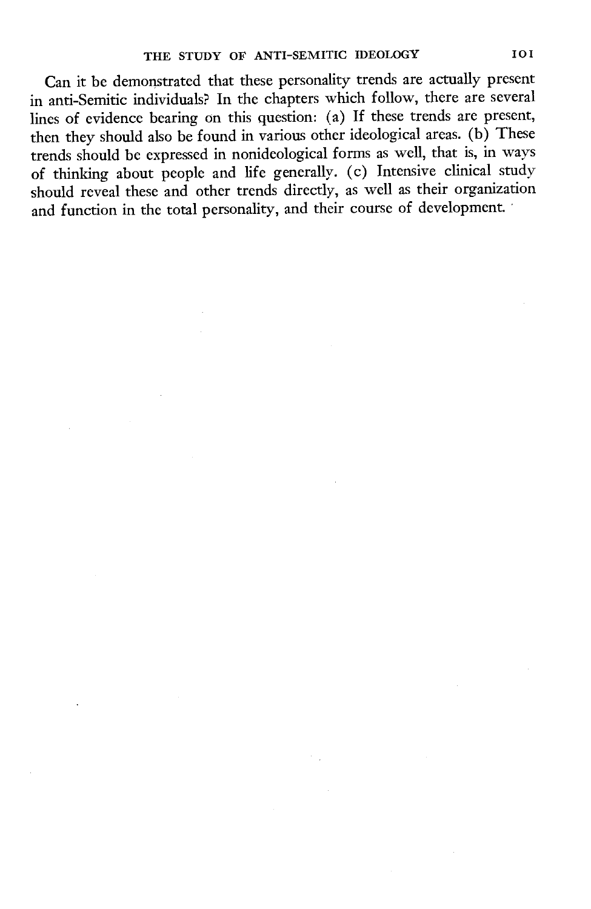Can it be demonstrated that these personality trends are actually present in anti-Semitic individuals? In the chapters which follow, there are several lines of evidence bearing on this question: (a) If these trends are present, then they should also be found in various other ideological areas. (b) These trends should be expressed in nonideological forms as well, that is, in ways of thinking about people and life generally. (c) Intensive clinical study should reveal these and other trends directly, as well as their organization and function in the total personality, and their course of development.